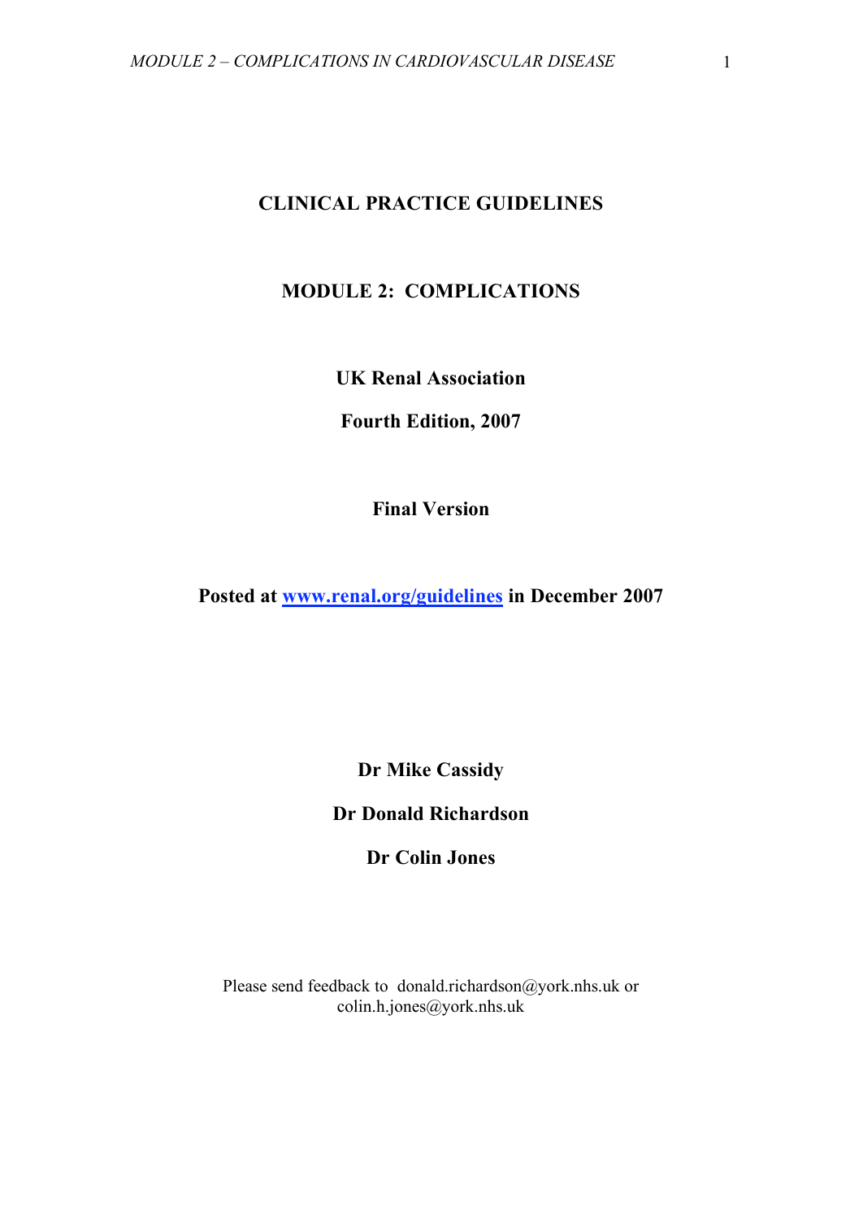# CLINICAL PRACTICE GUIDELINES

## MODULE 2: COMPLICATIONS

**UK Renal Association**

**Fourth Edition, 2007**

**Final Version**

**Posted at [www.renal.org/guidelines](www.renal.org/guidelines) in December 2007**

**Dr Mike Cassidy**

**Dr Donald Richardson**

**Dr Colin Jones**

Please send feedback to donald.richardson@york.nhs.uk or colin.h.jones@york.nhs.uk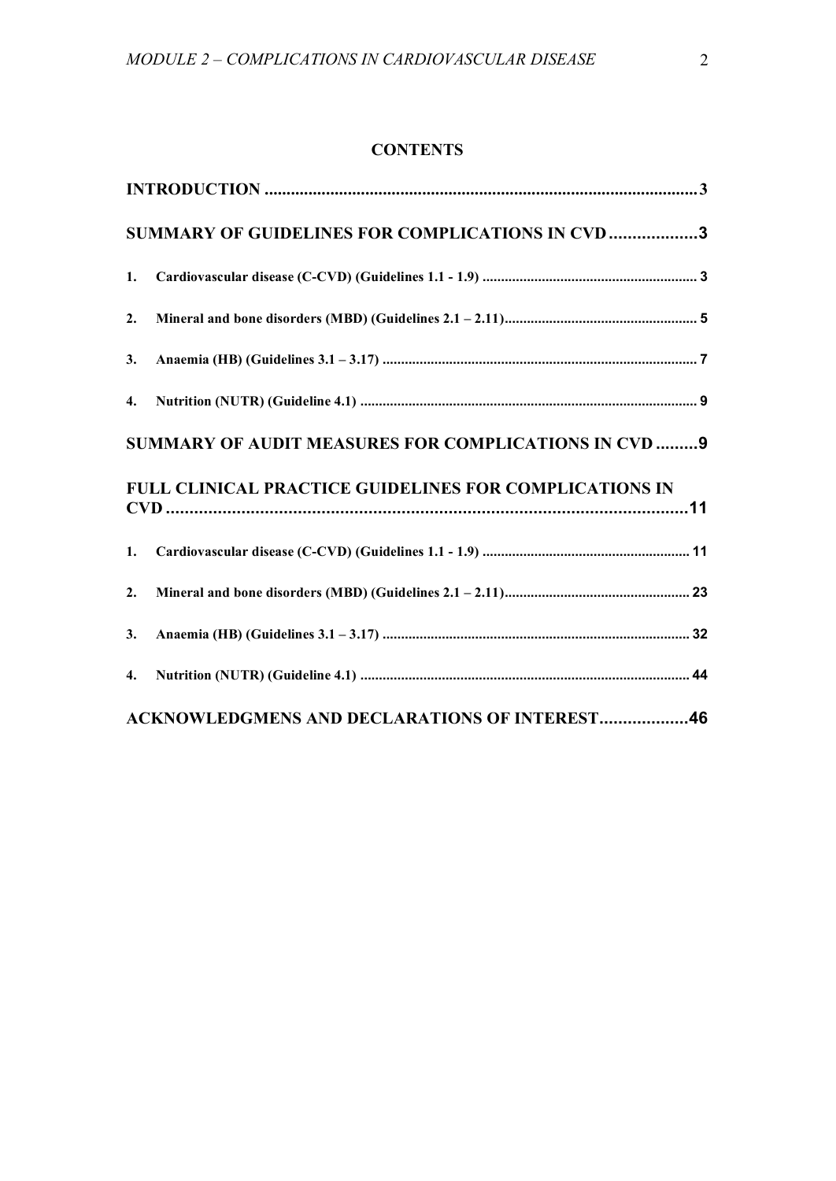**CONTENTS**

**INTRODUCTION .................................................................................................3**

**SUMMARY OF GUIDELINES FOR COMPLICATIONS IN CVD ..................3**

**1. Cardiovascular disease (C-CVD) (Guidelines 1.1 - 1.9) .......................................................... 3**

**2. Mineral and bone disorders (MBD) (Guidelines 2.1 – 2.11).................................................... 5**

**3. Anaemia (HB) (Guidelines 3.1 – 3.17) .................................................................................... 7**

**4. Nutrition (NUTR) (Guideline 4.1) .......................................................................................... 9**

**SUMMARY OF AUDIT MEASURES FOR COMPLICATIONS IN CVD .........9**

**FULL CLINICAL PRACTICE GUIDELINES FOR COMPLICATIONS IN CVD ................................................................................................................11**

**1. Cardiovascular disease (C-CVD) (Guidelines 1.1 - 1.9) ....................................................... 11**

**2. Mineral and bone disorders (MBD) (Guidelines 2.1 – 2.11)................................................. 23**

**3. Anaemia (HB) (Guidelines 3.1 – 3.17) .................................................................................. 32**

**4. Nutrition (NUTR) (Guideline 4.1) ........................................................................................ 44**

**ACKNOWLEDGMENS AND DECLARATIONS OF INTEREST...................46**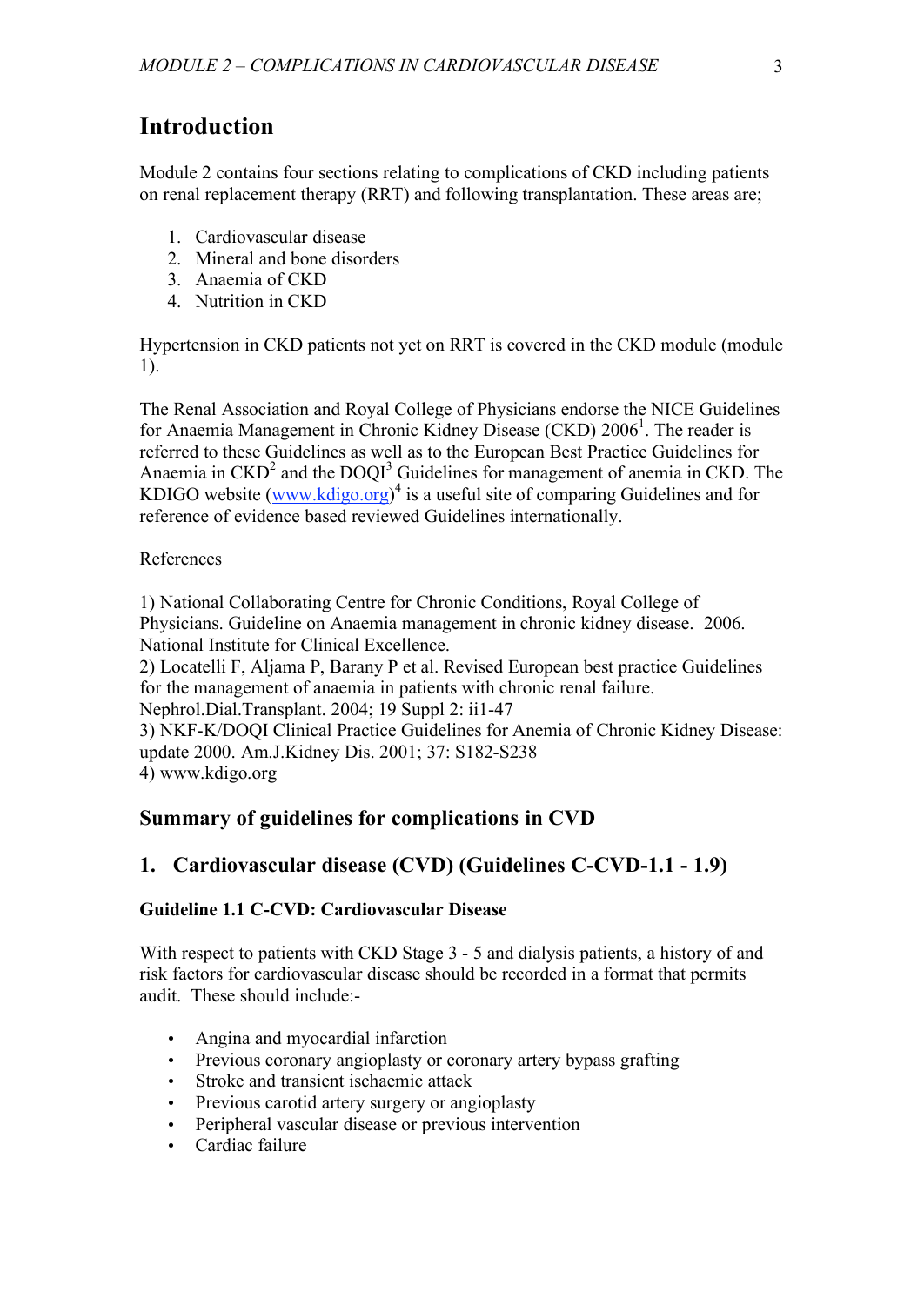# Introduction

Module 2 contains four sections relating to complications of CKD including patients on renal replacement therapy (RRT) and following transplantation. These areas are;

1. Cardiovascular disease
2. Mineral and bone disorders
3. Anaemia of CKD
4. Nutrition in CKD

Hypertension in CKD patients not yet on RRT is covered in the CKD module (module 1).

The Renal Association and Royal College of Physicians endorse the NICE Guidelines for Anaemia Management in Chronic Kidney Disease (CKD) 2006[1]. The reader is referred to these Guidelines as well as to the European Best Practice Guidelines for Anaemia in CKD[2] and the DOQI[3] Guidelines for management of anemia in CKD. The KDIGO website (www.kdigo.org)[4] is a useful site of comparing Guidelines and for reference of evidence based reviewed Guidelines internationally.

References

1) National Collaborating Centre for Chronic Conditions, Royal College of Physicians. Guideline on Anaemia management in chronic kidney disease. 2006. National Institute for Clinical Excellence.
2) Locatelli F, Aljama P, Barany P et al. Revised European best practice Guidelines for the management of anaemia in patients with chronic renal failure. Nephrol.Dial.Transplant. 2004; 19 Suppl 2: ii1-47
3) NKF-K/DOQI Clinical Practice Guidelines for Anemia of Chronic Kidney Disease: update 2000. Am.J.Kidney Dis. 2001; 37: S182-S238
4) www.kdigo.org

## Summary of guidelines for complications in CVD

## 1. Cardiovascular disease (CVD) (Guidelines C-CVD-1.1 - 1.9)

### Guideline 1.1 C-CVD: Cardiovascular Disease

With respect to patients with CKD Stage 3 - 5 and dialysis patients, a history of and risk factors for cardiovascular disease should be recorded in a format that permits audit. These should include:-

- Angina and myocardial infarction
- Previous coronary angioplasty or coronary artery bypass grafting
- Stroke and transient ischaemic attack
- Previous carotid artery surgery or angioplasty
- Peripheral vascular disease or previous intervention
- Cardiac failure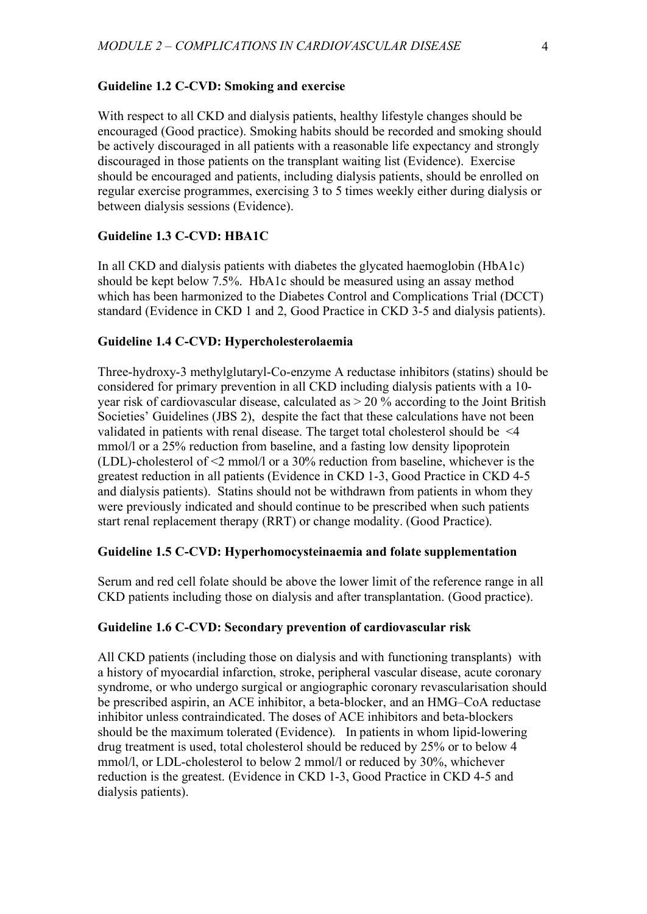**Guideline 1.2 C-CVD: Smoking and exercise**

With respect to all CKD and dialysis patients, healthy lifestyle changes should be encouraged (Good practice). Smoking habits should be recorded and smoking should be actively discouraged in all patients with a reasonable life expectancy and strongly discouraged in those patients on the transplant waiting list (Evidence). Exercise should be encouraged and patients, including dialysis patients, should be enrolled on regular exercise programmes, exercising 3 to 5 times weekly either during dialysis or between dialysis sessions (Evidence).

**Guideline 1.3 C-CVD: HBA1C**

In all CKD and dialysis patients with diabetes the glycated haemoglobin (HbA1c) should be kept below 7.5%. HbA1c should be measured using an assay method which has been harmonized to the Diabetes Control and Complications Trial (DCCT) standard (Evidence in CKD 1 and 2, Good Practice in CKD 3-5 and dialysis patients).

**Guideline 1.4 C-CVD: Hypercholesterolaemia**

Three-hydroxy-3 methylglutaryl-Co-enzyme A reductase inhibitors (statins) should be considered for primary prevention in all CKD including dialysis patients with a 10-year risk of cardiovascular disease, calculated as > 20 % according to the Joint British Societies' Guidelines (JBS 2), despite the fact that these calculations have not been validated in patients with renal disease. The target total cholesterol should be <4 mmol/l or a 25% reduction from baseline, and a fasting low density lipoprotein (LDL)-cholesterol of <2 mmol/l or a 30% reduction from baseline, whichever is the greatest reduction in all patients (Evidence in CKD 1-3, Good Practice in CKD 4-5 and dialysis patients). Statins should not be withdrawn from patients in whom they were previously indicated and should continue to be prescribed when such patients start renal replacement therapy (RRT) or change modality. (Good Practice).

**Guideline 1.5 C-CVD: Hyperhomocysteinaemia and folate supplementation**

Serum and red cell folate should be above the lower limit of the reference range in all CKD patients including those on dialysis and after transplantation. (Good practice).

**Guideline 1.6 C-CVD: Secondary prevention of cardiovascular risk**

All CKD patients (including those on dialysis and with functioning transplants) with a history of myocardial infarction, stroke, peripheral vascular disease, acute coronary syndrome, or who undergo surgical or angiographic coronary revascularisation should be prescribed aspirin, an ACE inhibitor, a beta-blocker, and an HMG–CoA reductase inhibitor unless contraindicated. The doses of ACE inhibitors and beta-blockers should be the maximum tolerated (Evidence). In patients in whom lipid-lowering drug treatment is used, total cholesterol should be reduced by 25% or to below 4 mmol/l, or LDL-cholesterol to below 2 mmol/l or reduced by 30%, whichever reduction is the greatest. (Evidence in CKD 1-3, Good Practice in CKD 4-5 and dialysis patients).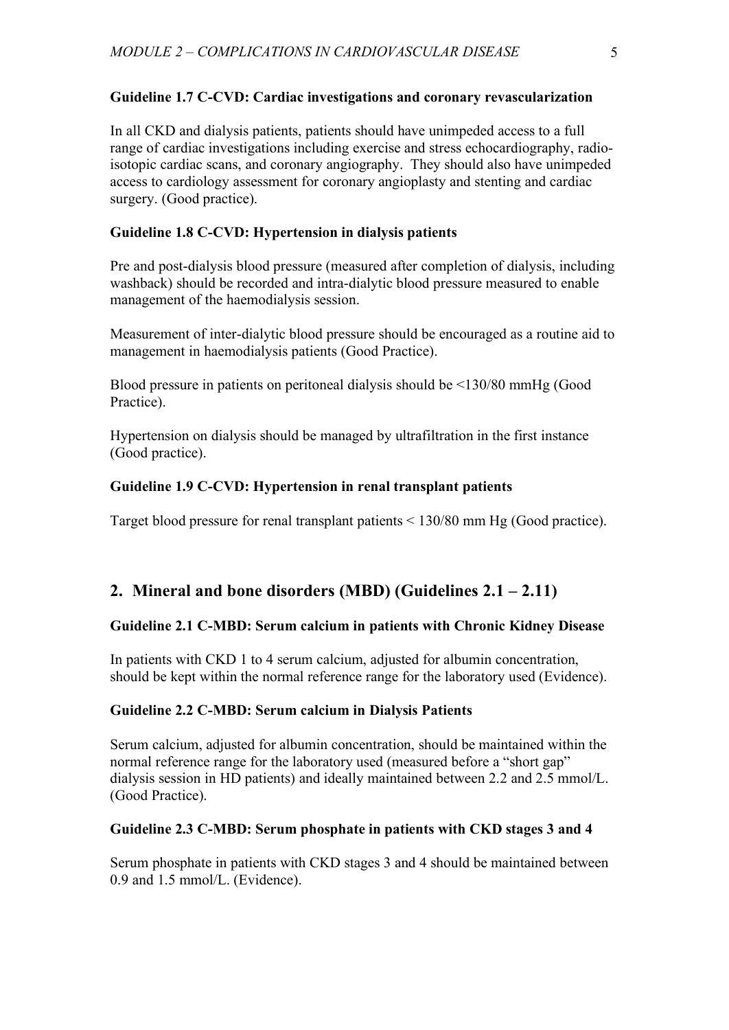**Guideline 1.7 C-CVD: Cardiac investigations and coronary revascularization**

In all CKD and dialysis patients, patients should have unimpeded access to a full range of cardiac investigations including exercise and stress echocardiography, radio-isotopic cardiac scans, and coronary angiography. They should also have unimpeded access to cardiology assessment for coronary angioplasty and stenting and cardiac surgery. (Good practice).

**Guideline 1.8 C-CVD: Hypertension in dialysis patients**

Pre and post-dialysis blood pressure (measured after completion of dialysis, including washback) should be recorded and intra-dialytic blood pressure measured to enable management of the haemodialysis session.

Measurement of inter-dialytic blood pressure should be encouraged as a routine aid to management in haemodialysis patients (Good Practice).

Blood pressure in patients on peritoneal dialysis should be <130/80 mmHg (Good Practice).

Hypertension on dialysis should be managed by ultrafiltration in the first instance (Good practice).

**Guideline 1.9 C-CVD: Hypertension in renal transplant patients**

Target blood pressure for renal transplant patients < 130/80 mm Hg (Good practice).

## 2. Mineral and bone disorders (MBD) (Guidelines 2.1 – 2.11)

**Guideline 2.1 C-MBD: Serum calcium in patients with Chronic Kidney Disease**

In patients with CKD 1 to 4 serum calcium, adjusted for albumin concentration, should be kept within the normal reference range for the laboratory used (Evidence).

**Guideline 2.2 C-MBD: Serum calcium in Dialysis Patients**

Serum calcium, adjusted for albumin concentration, should be maintained within the normal reference range for the laboratory used (measured before a "short gap" dialysis session in HD patients) and ideally maintained between 2.2 and 2.5 mmol/L. (Good Practice).

**Guideline 2.3 C-MBD: Serum phosphate in patients with CKD stages 3 and 4**

Serum phosphate in patients with CKD stages 3 and 4 should be maintained between 0.9 and 1.5 mmol/L. (Evidence).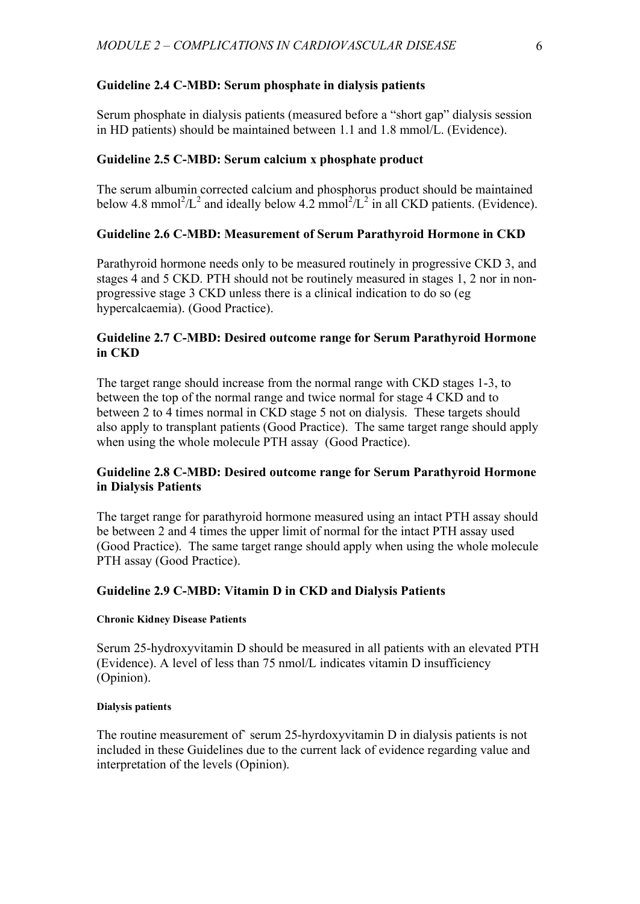### Guideline 2.4 C-MBD: Serum phosphate in dialysis patients

Serum phosphate in dialysis patients (measured before a "short gap" dialysis session in HD patients) should be maintained between 1.1 and 1.8 mmol/L. (Evidence).

### Guideline 2.5 C-MBD: Serum calcium x phosphate product

The serum albumin corrected calcium and phosphorus product should be maintained below 4.8 $mmol^2/L^2$ and ideally below 4.2 $mmol^2/L^2$ in all CKD patients. (Evidence).

### Guideline 2.6 C-MBD: Measurement of Serum Parathyroid Hormone in CKD

Parathyroid hormone needs only to be measured routinely in progressive CKD 3, and stages 4 and 5 CKD. PTH should not be routinely measured in stages 1, 2 nor in non-progressive stage 3 CKD unless there is a clinical indication to do so (eg hypercalcaemia). (Good Practice).

### Guideline 2.7 C-MBD: Desired outcome range for Serum Parathyroid Hormone in CKD

The target range should increase from the normal range with CKD stages 1-3, to between the top of the normal range and twice normal for stage 4 CKD and to between 2 to 4 times normal in CKD stage 5 not on dialysis. These targets should also apply to transplant patients (Good Practice). The same target range should apply when using the whole molecule PTH assay (Good Practice).

### Guideline 2.8 C-MBD: Desired outcome range for Serum Parathyroid Hormone in Dialysis Patients

The target range for parathyroid hormone measured using an intact PTH assay should be between 2 and 4 times the upper limit of normal for the intact PTH assay used (Good Practice). The same target range should apply when using the whole molecule PTH assay (Good Practice).

### Guideline 2.9 C-MBD: Vitamin D in CKD and Dialysis Patients

#### Chronic Kidney Disease Patients

Serum 25-hydroxyvitamin D should be measured in all patients with an elevated PTH (Evidence). A level of less than 75 nmol/L indicates vitamin D insufficiency (Opinion).

#### Dialysis patients

The routine measurement of` serum 25-hyrdoxyvitamin D in dialysis patients is not included in these Guidelines due to the current lack of evidence regarding value and interpretation of the levels (Opinion).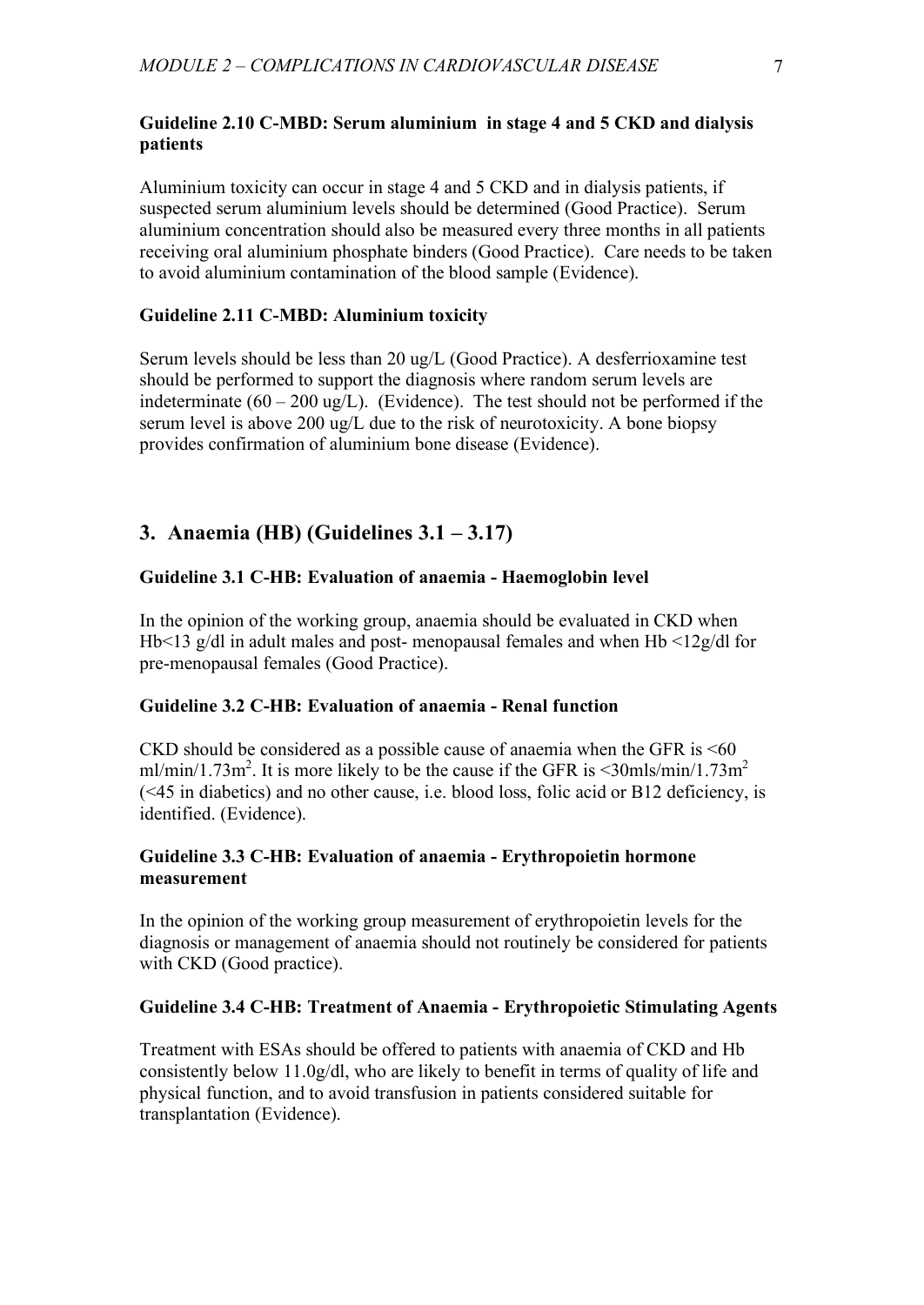**Guideline 2.10 C-MBD: Serum aluminium in stage 4 and 5 CKD and dialysis patients**

Aluminium toxicity can occur in stage 4 and 5 CKD and in dialysis patients, if suspected serum aluminium levels should be determined (Good Practice). Serum aluminium concentration should also be measured every three months in all patients receiving oral aluminium phosphate binders (Good Practice). Care needs to be taken to avoid aluminium contamination of the blood sample (Evidence).

**Guideline 2.11 C-MBD: Aluminium toxicity**

Serum levels should be less than 20 ug/L (Good Practice). A desferrioxamine test should be performed to support the diagnosis where random serum levels are indeterminate (60 – 200 ug/L). (Evidence). The test should not be performed if the serum level is above 200 ug/L due to the risk of neurotoxicity. A bone biopsy provides confirmation of aluminium bone disease (Evidence).

## 3. Anaemia (HB) (Guidelines 3.1 – 3.17)

**Guideline 3.1 C-HB: Evaluation of anaemia - Haemoglobin level**

In the opinion of the working group, anaemia should be evaluated in CKD when Hb<13 g/dl in adult males and post- menopausal females and when Hb <12g/dl for pre-menopausal females (Good Practice).

**Guideline 3.2 C-HB: Evaluation of anaemia - Renal function**

CKD should be considered as a possible cause of anaemia when the GFR is <60 ml/min/1.73m$^2$. It is more likely to be the cause if the GFR is <30mls/min/1.73m$^2$ (<45 in diabetics) and no other cause, i.e. blood loss, folic acid or B12 deficiency, is identified. (Evidence).

**Guideline 3.3 C-HB: Evaluation of anaemia - Erythropoietin hormone measurement**

In the opinion of the working group measurement of erythropoietin levels for the diagnosis or management of anaemia should not routinely be considered for patients with CKD (Good practice).

**Guideline 3.4 C-HB: Treatment of Anaemia - Erythropoietic Stimulating Agents**

Treatment with ESAs should be offered to patients with anaemia of CKD and Hb consistently below 11.0g/dl, who are likely to benefit in terms of quality of life and physical function, and to avoid transfusion in patients considered suitable for transplantation (Evidence).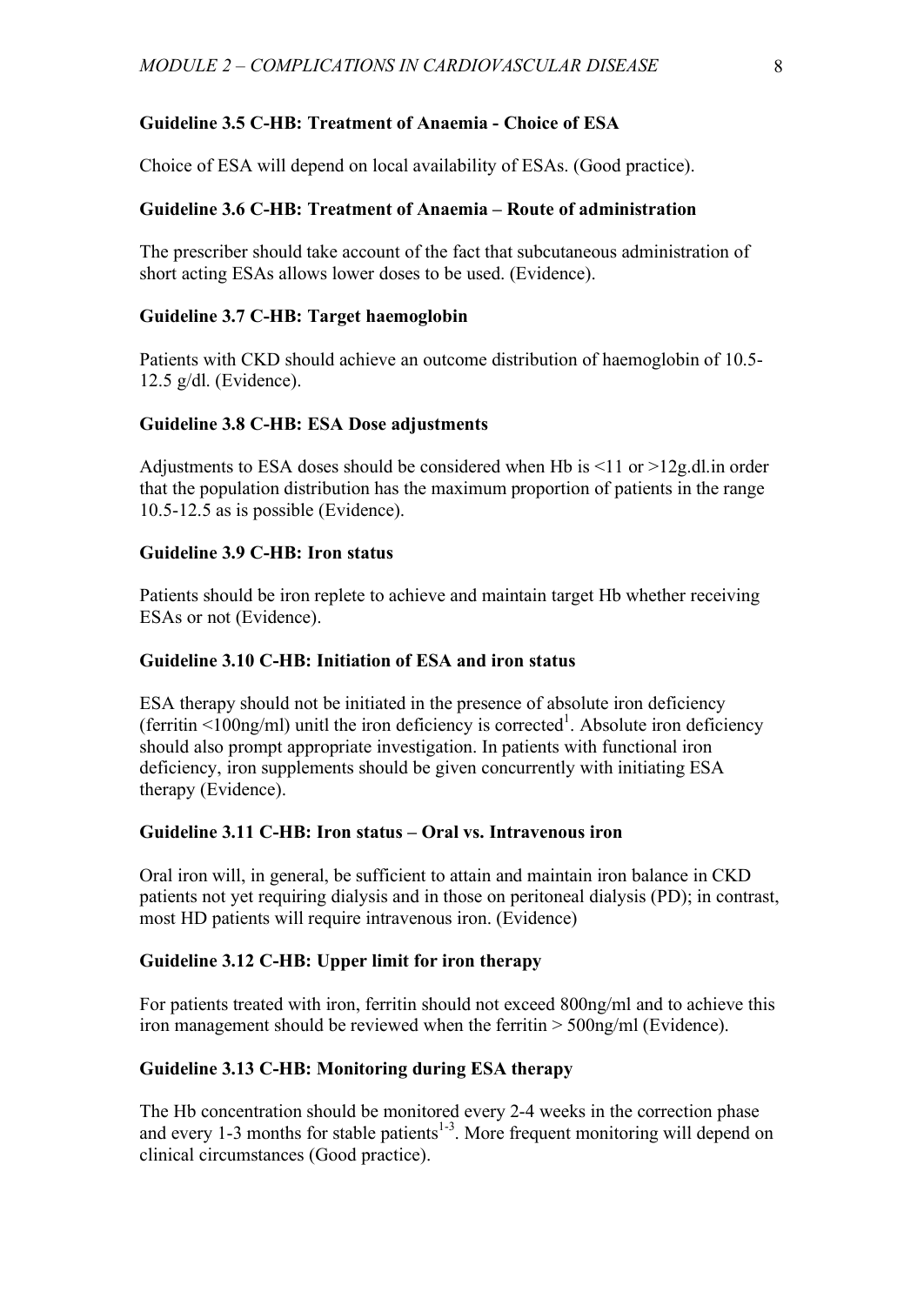**Guideline 3.5 C-HB: Treatment of Anaemia - Choice of ESA**

Choice of ESA will depend on local availability of ESAs. (Good practice).

**Guideline 3.6 C-HB: Treatment of Anaemia – Route of administration**

The prescriber should take account of the fact that subcutaneous administration of short acting ESAs allows lower doses to be used. (Evidence).

**Guideline 3.7 C-HB: Target haemoglobin**

Patients with CKD should achieve an outcome distribution of haemoglobin of 10.5-12.5 g/dl. (Evidence).

**Guideline 3.8 C-HB: ESA Dose adjustments**

Adjustments to ESA doses should be considered when Hb is <11 or >12g.dl.in order that the population distribution has the maximum proportion of patients in the range 10.5-12.5 as is possible (Evidence).

**Guideline 3.9 C-HB: Iron status**

Patients should be iron replete to achieve and maintain target Hb whether receiving ESAs or not (Evidence).

**Guideline 3.10 C-HB: Initiation of ESA and iron status**

ESA therapy should not be initiated in the presence of absolute iron deficiency (ferritin <100ng/ml) unitl the iron deficiency is corrected[1]. Absolute iron deficiency should also prompt appropriate investigation. In patients with functional iron deficiency, iron supplements should be given concurrently with initiating ESA therapy (Evidence).

**Guideline 3.11 C-HB: Iron status – Oral vs. Intravenous iron**

Oral iron will, in general, be sufficient to attain and maintain iron balance in CKD patients not yet requiring dialysis and in those on peritoneal dialysis (PD); in contrast, most HD patients will require intravenous iron. (Evidence)

**Guideline 3.12 C-HB: Upper limit for iron therapy**

For patients treated with iron, ferritin should not exceed 800ng/ml and to achieve this iron management should be reviewed when the ferritin > 500ng/ml (Evidence).

**Guideline 3.13 C-HB: Monitoring during ESA therapy**

The Hb concentration should be monitored every 2-4 weeks in the correction phase and every 1-3 months for stable patients[1-3]. More frequent monitoring will depend on clinical circumstances (Good practice).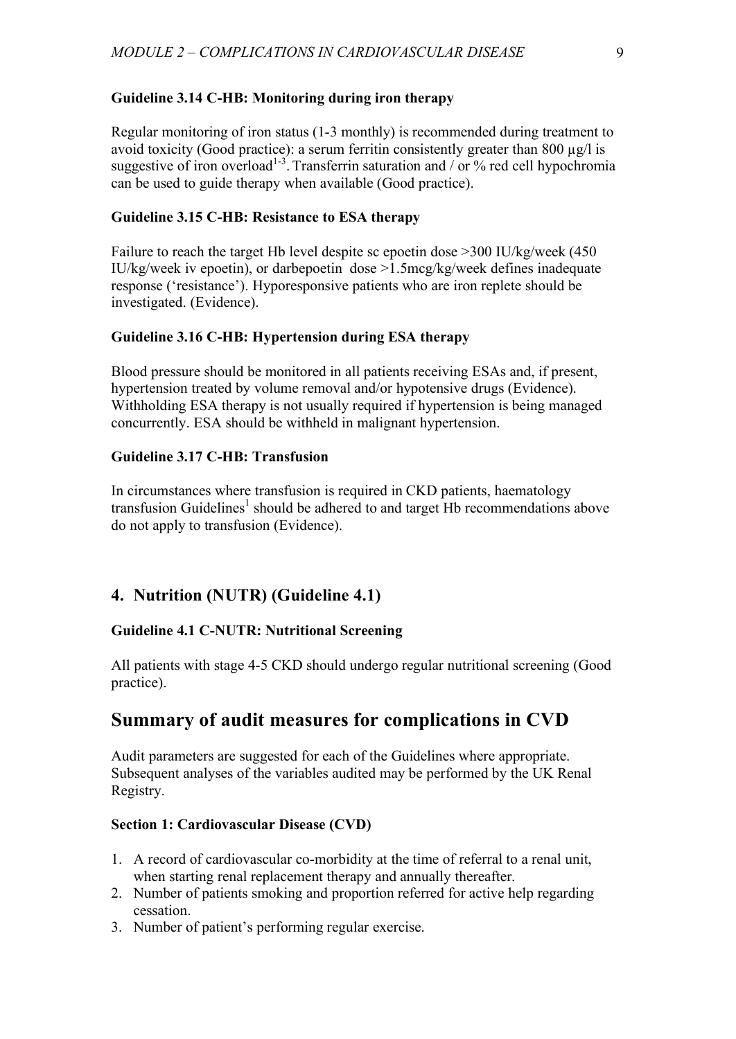#### Guideline 3.14 C-HB: Monitoring during iron therapy

Regular monitoring of iron status (1-3 monthly) is recommended during treatment to avoid toxicity (Good practice): a serum ferritin consistently greater than 800 µg/l is suggestive of iron overload[1-3]. Transferrin saturation and / or % red cell hypochromia can be used to guide therapy when available (Good practice).

#### Guideline 3.15 C-HB: Resistance to ESA therapy

Failure to reach the target Hb level despite sc epoetin dose >300 IU/kg/week (450 IU/kg/week iv epoetin), or darbepoetin dose >1.5mcg/kg/week defines inadequate response ('resistance'). Hyporesponsive patients who are iron replete should be investigated. (Evidence).

#### Guideline 3.16 C-HB: Hypertension during ESA therapy

Blood pressure should be monitored in all patients receiving ESAs and, if present, hypertension treated by volume removal and/or hypotensive drugs (Evidence). Withholding ESA therapy is not usually required if hypertension is being managed concurrently. ESA should be withheld in malignant hypertension.

#### Guideline 3.17 C-HB: Transfusion

In circumstances where transfusion is required in CKD patients, haematology transfusion Guidelines[1] should be adhered to and target Hb recommendations above do not apply to transfusion (Evidence).

### 4. Nutrition (NUTR) (Guideline 4.1)

#### Guideline 4.1 C-NUTR: Nutritional Screening

All patients with stage 4-5 CKD should undergo regular nutritional screening (Good practice).

## Summary of audit measures for complications in CVD

Audit parameters are suggested for each of the Guidelines where appropriate. Subsequent analyses of the variables audited may be performed by the UK Renal Registry.

#### Section 1: Cardiovascular Disease (CVD)

1. A record of cardiovascular co-morbidity at the time of referral to a renal unit, when starting renal replacement therapy and annually thereafter.
2. Number of patients smoking and proportion referred for active help regarding cessation.
3. Number of patient's performing regular exercise.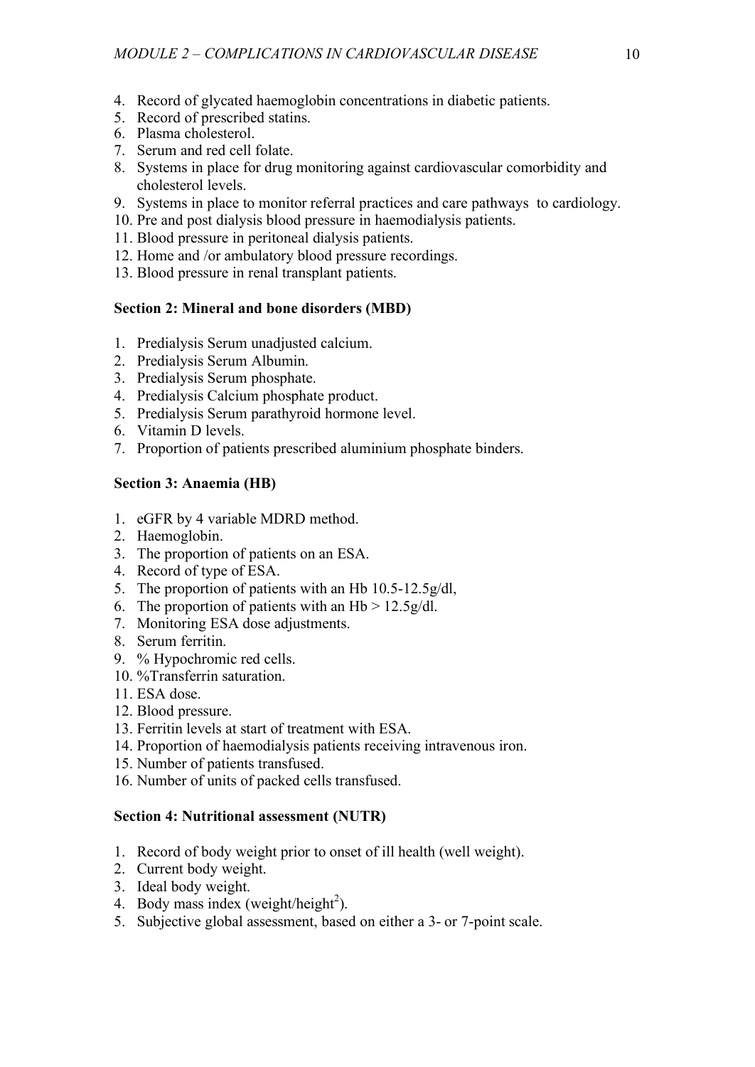4. Record of glycated haemoglobin concentrations in diabetic patients.
5. Record of prescribed statins.
6. Plasma cholesterol.
7. Serum and red cell folate.
8. Systems in place for drug monitoring against cardiovascular comorbidity and cholesterol levels.
9. Systems in place to monitor referral practices and care pathways to cardiology.
10. Pre and post dialysis blood pressure in haemodialysis patients.
11. Blood pressure in peritoneal dialysis patients.
12. Home and /or ambulatory blood pressure recordings.
13. Blood pressure in renal transplant patients.

**Section 2: Mineral and bone disorders (MBD)**

1. Predialysis Serum unadjusted calcium.
2. Predialysis Serum Albumin.
3. Predialysis Serum phosphate.
4. Predialysis Calcium phosphate product.
5. Predialysis Serum parathyroid hormone level.
6. Vitamin D levels.
7. Proportion of patients prescribed aluminium phosphate binders.

**Section 3: Anaemia (HB)**

1. eGFR by 4 variable MDRD method.
2. Haemoglobin.
3. The proportion of patients on an ESA.
4. Record of type of ESA.
5. The proportion of patients with an Hb 10.5-12.5g/dl,
6. The proportion of patients with an Hb > 12.5g/dl.
7. Monitoring ESA dose adjustments.
8. Serum ferritin.
9. % Hypochromic red cells.
10. %Transferrin saturation.
11. ESA dose.
12. Blood pressure.
13. Ferritin levels at start of treatment with ESA.
14. Proportion of haemodialysis patients receiving intravenous iron.
15. Number of patients transfused.
16. Number of units of packed cells transfused.

**Section 4: Nutritional assessment (NUTR)**

1. Record of body weight prior to onset of ill health (well weight).
2. Current body weight.
3. Ideal body weight.
4. Body mass index (weight/height$^2$).
5. Subjective global assessment, based on either a 3- or 7-point scale.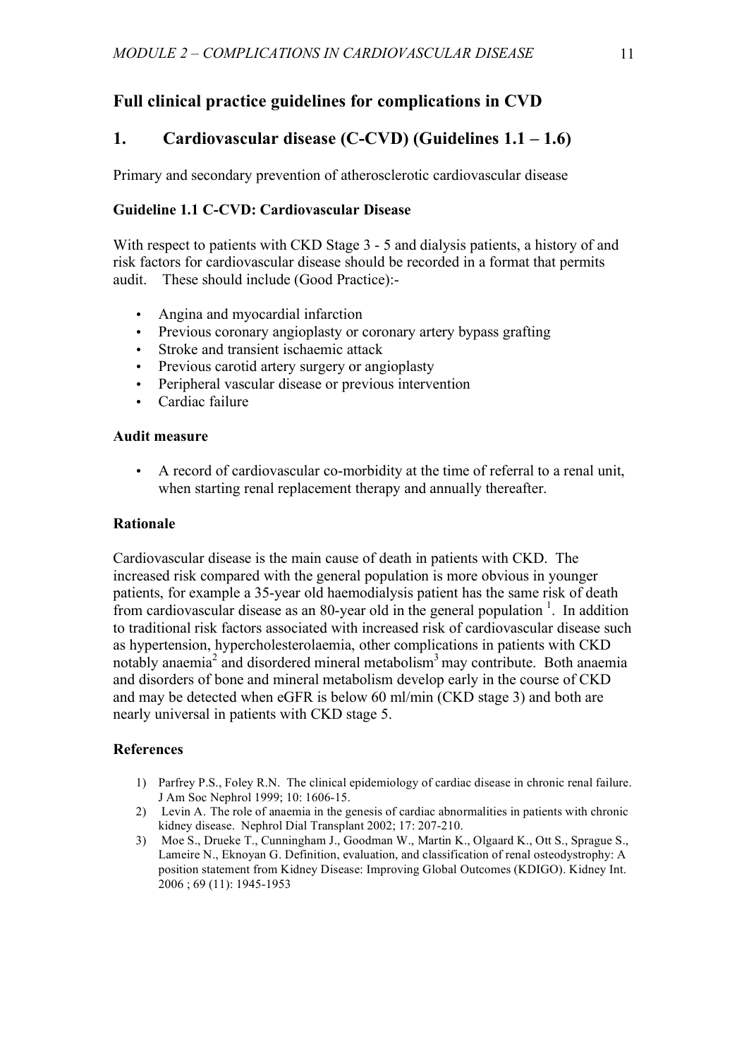## Full clinical practice guidelines for complications in CVD

## 1. Cardiovascular disease (C-CVD) (Guidelines 1.1 – 1.6)

Primary and secondary prevention of atherosclerotic cardiovascular disease

### Guideline 1.1 C-CVD: Cardiovascular Disease

With respect to patients with CKD Stage 3 - 5 and dialysis patients, a history of and risk factors for cardiovascular disease should be recorded in a format that permits audit. These should include (Good Practice):-

- Angina and myocardial infarction
- Previous coronary angioplasty or coronary artery bypass grafting
- Stroke and transient ischaemic attack
- Previous carotid artery surgery or angioplasty
- Peripheral vascular disease or previous intervention
- Cardiac failure

### Audit measure

- A record of cardiovascular co-morbidity at the time of referral to a renal unit, when starting renal replacement therapy and annually thereafter.

### Rationale

Cardiovascular disease is the main cause of death in patients with CKD. The increased risk compared with the general population is more obvious in younger patients, for example a 35-year old haemodialysis patient has the same risk of death from cardiovascular disease as an 80-year old in the general population [1]. In addition to traditional risk factors associated with increased risk of cardiovascular disease such as hypertension, hypercholesterolaemia, other complications in patients with CKD notably anaemia[2] and disordered mineral metabolism[3] may contribute. Both anaemia and disorders of bone and mineral metabolism develop early in the course of CKD and may be detected when eGFR is below 60 ml/min (CKD stage 3) and both are nearly universal in patients with CKD stage 5.

### References

1) Parfrey P.S., Foley R.N. The clinical epidemiology of cardiac disease in chronic renal failure. J Am Soc Nephrol 1999; 10: 1606-15.
2) Levin A. The role of anaemia in the genesis of cardiac abnormalities in patients with chronic kidney disease. Nephrol Dial Transplant 2002; 17: 207-210.
3) Moe S., Drueke T., Cunningham J., Goodman W., Martin K., Olgaard K., Ott S., Sprague S., Lameire N., Eknoyan G. Definition, evaluation, and classification of renal osteodystrophy: A position statement from Kidney Disease: Improving Global Outcomes (KDIGO). Kidney Int. 2006 ; 69 (11): 1945-1953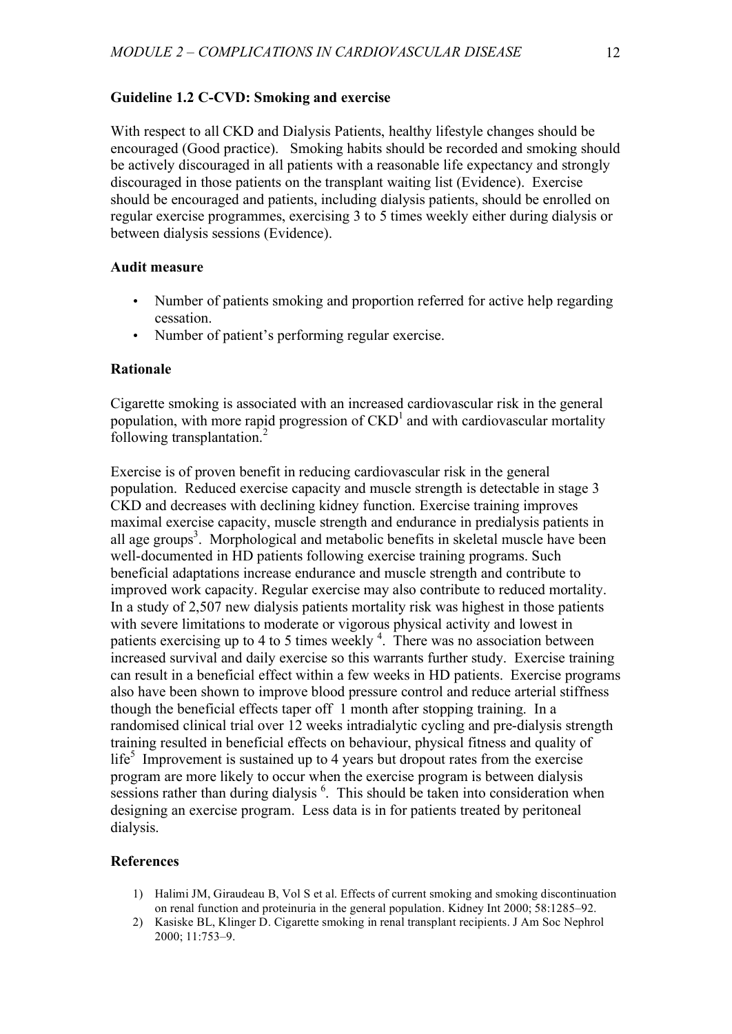### Guideline 1.2 C-CVD: Smoking and exercise

With respect to all CKD and Dialysis Patients, healthy lifestyle changes should be encouraged (Good practice). Smoking habits should be recorded and smoking should be actively discouraged in all patients with a reasonable life expectancy and strongly discouraged in those patients on the transplant waiting list (Evidence). Exercise should be encouraged and patients, including dialysis patients, should be enrolled on regular exercise programmes, exercising 3 to 5 times weekly either during dialysis or between dialysis sessions (Evidence).

#### Audit measure

- Number of patients smoking and proportion referred for active help regarding cessation.
- Number of patient's performing regular exercise.

#### Rationale

Cigarette smoking is associated with an increased cardiovascular risk in the general population, with more rapid progression of CKD[1] and with cardiovascular mortality following transplantation.[2]

Exercise is of proven benefit in reducing cardiovascular risk in the general population. Reduced exercise capacity and muscle strength is detectable in stage 3 CKD and decreases with declining kidney function. Exercise training improves maximal exercise capacity, muscle strength and endurance in predialysis patients in all age groups[3]. Morphological and metabolic benefits in skeletal muscle have been well-documented in HD patients following exercise training programs. Such beneficial adaptations increase endurance and muscle strength and contribute to improved work capacity. Regular exercise may also contribute to reduced mortality. In a study of 2,507 new dialysis patients mortality risk was highest in those patients with severe limitations to moderate or vigorous physical activity and lowest in patients exercising up to 4 to 5 times weekly [4]. There was no association between increased survival and daily exercise so this warrants further study. Exercise training can result in a beneficial effect within a few weeks in HD patients. Exercise programs also have been shown to improve blood pressure control and reduce arterial stiffness though the beneficial effects taper off 1 month after stopping training. In a randomised clinical trial over 12 weeks intradialytic cycling and pre-dialysis strength training resulted in beneficial effects on behaviour, physical fitness and quality of life[5] Improvement is sustained up to 4 years but dropout rates from the exercise program are more likely to occur when the exercise program is between dialysis sessions rather than during dialysis [6]. This should be taken into consideration when designing an exercise program. Less data is in for patients treated by peritoneal dialysis.

#### References

1) Halimi JM, Giraudeau B, Vol S et al. Effects of current smoking and smoking discontinuation on renal function and proteinuria in the general population. Kidney Int 2000; 58:1285–92.
2) Kasiske BL, Klinger D. Cigarette smoking in renal transplant recipients. J Am Soc Nephrol 2000; 11:753–9.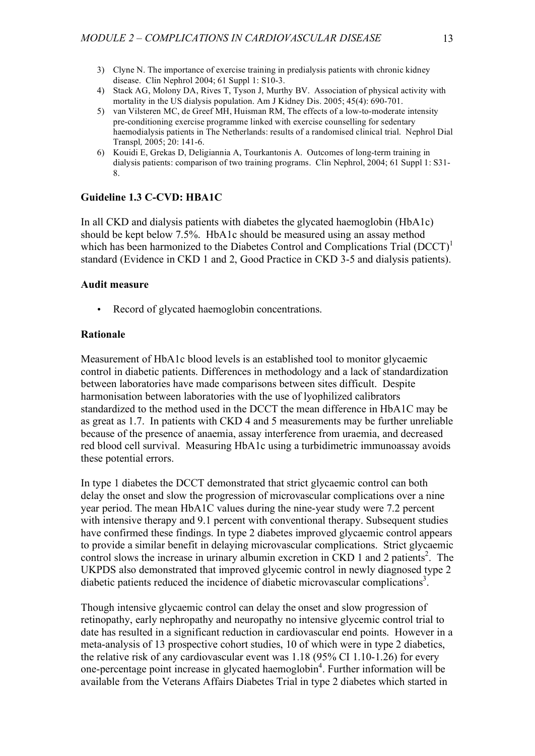3) Clyne N. The importance of exercise training in predialysis patients with chronic kidney disease. Clin Nephrol 2004; 61 Suppl 1: S10-3.
4) Stack AG, Molony DA, Rives T, Tyson J, Murthy BV. Association of physical activity with mortality in the US dialysis population. Am J Kidney Dis. 2005; 45(4): 690-701.
5) van Vilsteren MC, de Greef MH, Huisman RM, The effects of a low-to-moderate intensity pre-conditioning exercise programme linked with exercise counselling for sedentary haemodialysis patients in The Netherlands: results of a randomised clinical trial. Nephrol Dial Transpl, 2005; 20: 141-6.
6) Kouidi E, Grekas D, Deligiannia A, Tourkantonis A. Outcomes of long-term training in dialysis patients: comparison of two training programs. Clin Nephrol, 2004; 61 Suppl 1: S31-8.

### Guideline 1.3 C-CVD: HBA1C

In all CKD and dialysis patients with diabetes the glycated haemoglobin (HbA1c) should be kept below 7.5%. HbA1c should be measured using an assay method which has been harmonized to the Diabetes Control and Complications Trial (DCCT)[1] standard (Evidence in CKD 1 and 2, Good Practice in CKD 3-5 and dialysis patients).

### Audit measure

- Record of glycated haemoglobin concentrations.

### Rationale

Measurement of HbA1c blood levels is an established tool to monitor glycaemic control in diabetic patients. Differences in methodology and a lack of standardization between laboratories have made comparisons between sites difficult. Despite harmonisation between laboratories with the use of lyophilized calibrators standardized to the method used in the DCCT the mean difference in HbA1C may be as great as 1.7. In patients with CKD 4 and 5 measurements may be further unreliable because of the presence of anaemia, assay interference from uraemia, and decreased red blood cell survival. Measuring HbA1c using a turbidimetric immunoassay avoids these potential errors.

In type 1 diabetes the DCCT demonstrated that strict glycaemic control can both delay the onset and slow the progression of microvascular complications over a nine year period. The mean HbA1C values during the nine-year study were 7.2 percent with intensive therapy and 9.1 percent with conventional therapy. Subsequent studies have confirmed these findings. In type 2 diabetes improved glycaemic control appears to provide a similar benefit in delaying microvascular complications. Strict glycaemic control slows the increase in urinary albumin excretion in CKD 1 and 2 patients[2]. The UKPDS also demonstrated that improved glycemic control in newly diagnosed type 2 diabetic patients reduced the incidence of diabetic microvascular complications[3].

Though intensive glycaemic control can delay the onset and slow progression of retinopathy, early nephropathy and neuropathy no intensive glycemic control trial to date has resulted in a significant reduction in cardiovascular end points. However in a meta-analysis of 13 prospective cohort studies, 10 of which were in type 2 diabetics, the relative risk of any cardiovascular event was 1.18 (95% CI 1.10-1.26) for every one-percentage point increase in glycated haemoglobin[4]. Further information will be available from the Veterans Affairs Diabetes Trial in type 2 diabetes which started in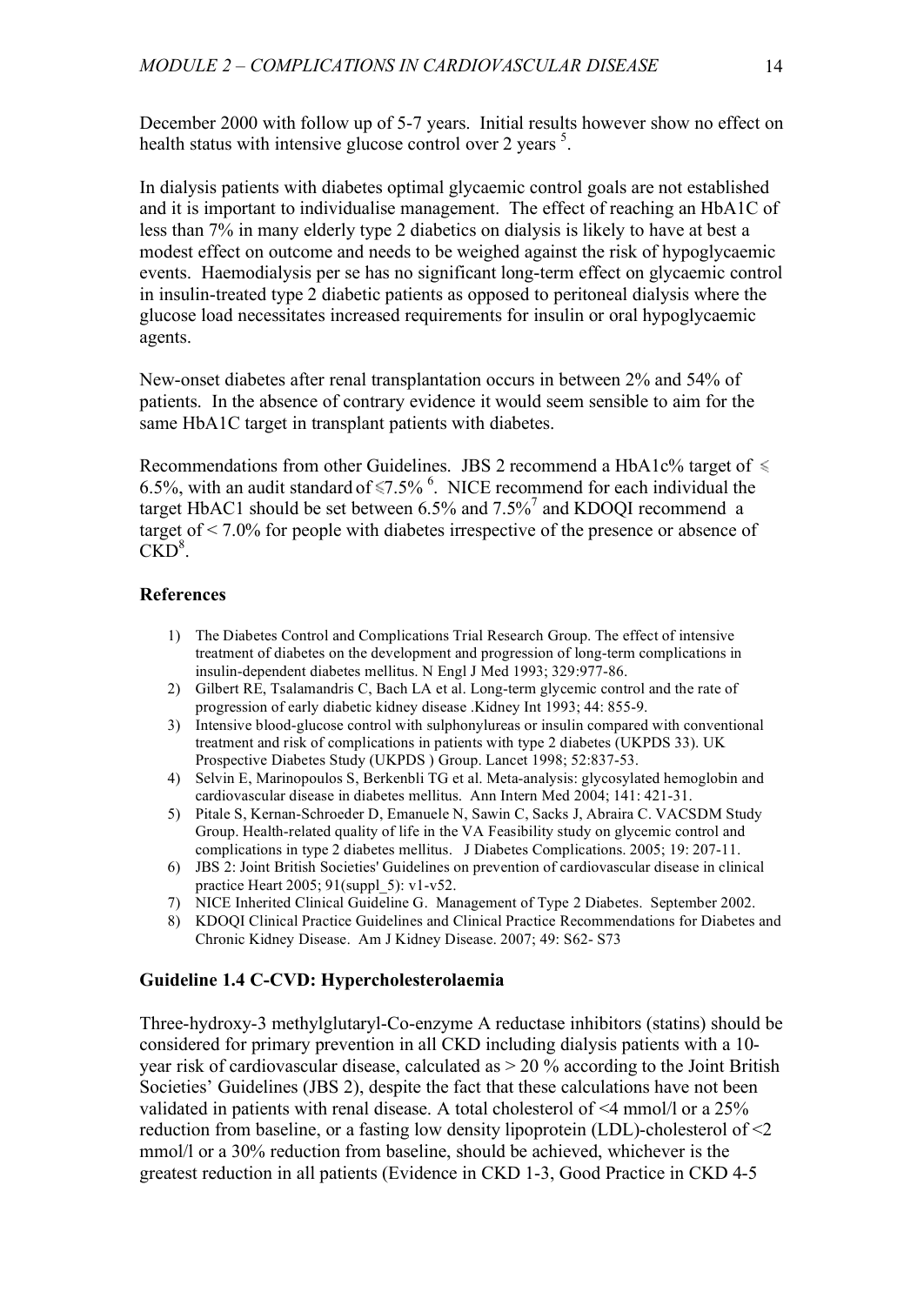December 2000 with follow up of 5-7 years. Initial results however show no effect on health status with intensive glucose control over 2 years [5].

In dialysis patients with diabetes optimal glycaemic control goals are not established and it is important to individualise management. The effect of reaching an HbA1C of less than 7% in many elderly type 2 diabetics on dialysis is likely to have at best a modest effect on outcome and needs to be weighed against the risk of hypoglycaemic events. Haemodialysis per se has no significant long-term effect on glycaemic control in insulin-treated type 2 diabetic patients as opposed to peritoneal dialysis where the glucose load necessitates increased requirements for insulin or oral hypoglycaemic agents.

New-onset diabetes after renal transplantation occurs in between 2% and 54% of patients. In the absence of contrary evidence it would seem sensible to aim for the same HbA1C target in transplant patients with diabetes.

Recommendations from other Guidelines. JBS 2 recommend a HbA1c% target of ≤ 6.5%, with an audit standard of ≤7.5% [6]. NICE recommend for each individual the target HbAC1 should be set between 6.5% and 7.5%[7] and KDOQI recommend a target of < 7.0% for people with diabetes irrespective of the presence or absence of CKD[8].

### References

1) The Diabetes Control and Complications Trial Research Group. The effect of intensive treatment of diabetes on the development and progression of long-term complications in insulin-dependent diabetes mellitus. N Engl J Med 1993; 329:977-86.
2) Gilbert RE, Tsalamandris C, Bach LA et al. Long-term glycemic control and the rate of progression of early diabetic kidney disease .Kidney Int 1993; 44: 855-9.
3) Intensive blood-glucose control with sulphonylureas or insulin compared with conventional treatment and risk of complications in patients with type 2 diabetes (UKPDS 33). UK Prospective Diabetes Study (UKPDS ) Group. Lancet 1998; 52:837-53.
4) Selvin E, Marinopoulos S, Berkenbli TG et al. Meta-analysis: glycosylated hemoglobin and cardiovascular disease in diabetes mellitus. Ann Intern Med 2004; 141: 421-31.
5) Pitale S, Kernan-Schroeder D, Emanuele N, Sawin C, Sacks J, Abraira C. VACSDM Study Group. Health-related quality of life in the VA Feasibility study on glycemic control and complications in type 2 diabetes mellitus. J Diabetes Complications. 2005; 19: 207-11.
6) JBS 2: Joint British Societies' Guidelines on prevention of cardiovascular disease in clinical practice Heart 2005; 91(suppl_5): v1-v52.
7) NICE Inherited Clinical Guideline G. Management of Type 2 Diabetes. September 2002.
8) KDOQI Clinical Practice Guidelines and Clinical Practice Recommendations for Diabetes and Chronic Kidney Disease. Am J Kidney Disease. 2007; 49: S62- S73

### Guideline 1.4 C-CVD: Hypercholesterolaemia

Three-hydroxy-3 methylglutaryl-Co-enzyme A reductase inhibitors (statins) should be considered for primary prevention in all CKD including dialysis patients with a 10-year risk of cardiovascular disease, calculated as > 20 % according to the Joint British Societies' Guidelines (JBS 2), despite the fact that these calculations have not been validated in patients with renal disease. A total cholesterol of <4 mmol/l or a 25% reduction from baseline, or a fasting low density lipoprotein (LDL)-cholesterol of <2 mmol/l or a 30% reduction from baseline, should be achieved, whichever is the greatest reduction in all patients (Evidence in CKD 1-3, Good Practice in CKD 4-5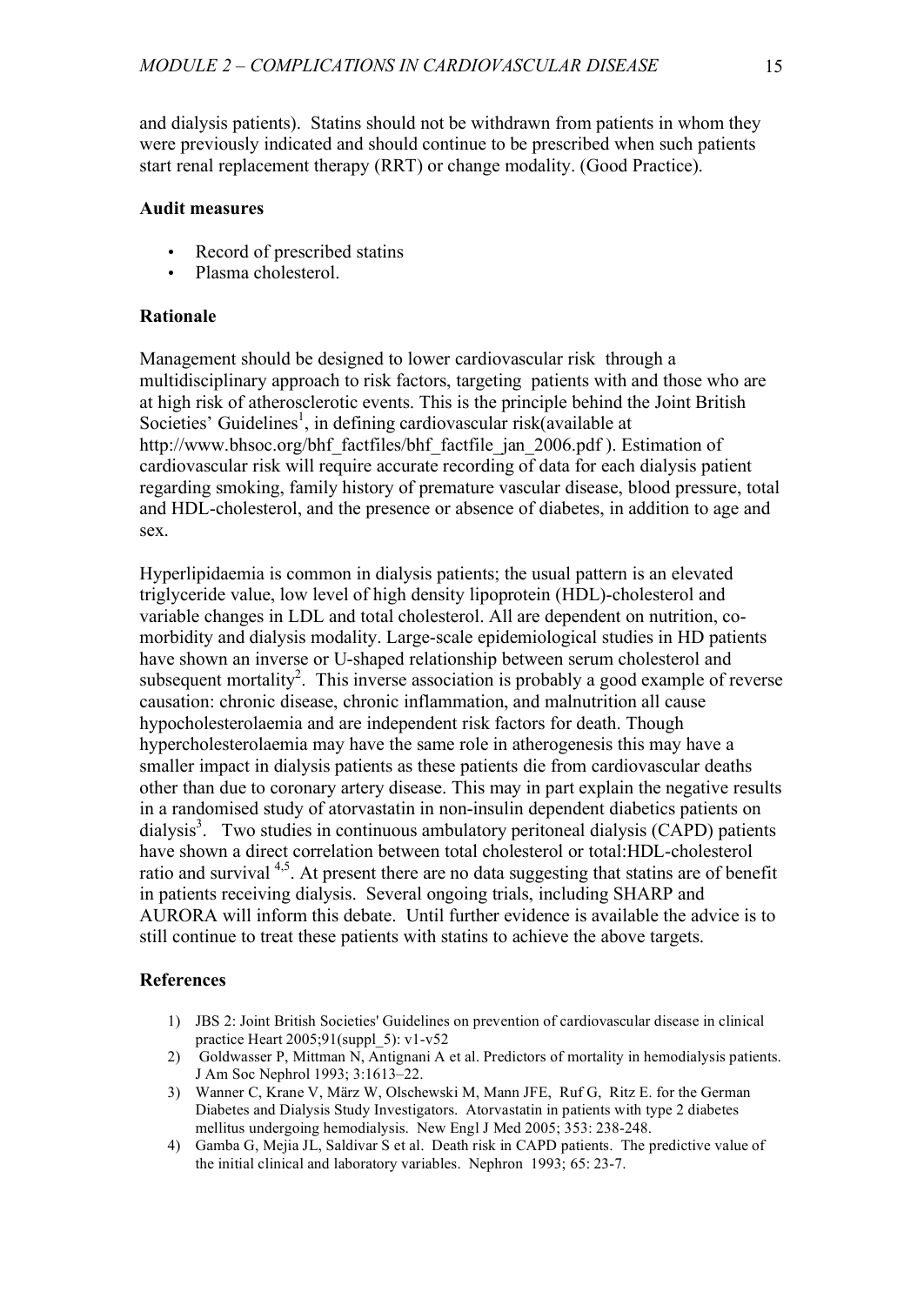and dialysis patients). Statins should not be withdrawn from patients in whom they were previously indicated and should continue to be prescribed when such patients start renal replacement therapy (RRT) or change modality. (Good Practice).

**Audit measures**

- Record of prescribed statins
- Plasma cholesterol.

**Rationale**

Management should be designed to lower cardiovascular risk through a multidisciplinary approach to risk factors, targeting patients with and those who are at high risk of atherosclerotic events. This is the principle behind the Joint British Societies' Guidelines[1], in defining cardiovascular risk(available at http://www.bhsoc.org/bhf_factfiles/bhf_factfile_jan_2006.pdf ). Estimation of cardiovascular risk will require accurate recording of data for each dialysis patient regarding smoking, family history of premature vascular disease, blood pressure, total and HDL-cholesterol, and the presence or absence of diabetes, in addition to age and sex.

Hyperlipidaemia is common in dialysis patients; the usual pattern is an elevated triglyceride value, low level of high density lipoprotein (HDL)-cholesterol and variable changes in LDL and total cholesterol. All are dependent on nutrition, co-morbidity and dialysis modality. Large-scale epidemiological studies in HD patients have shown an inverse or U-shaped relationship between serum cholesterol and subsequent mortality[2]. This inverse association is probably a good example of reverse causation: chronic disease, chronic inflammation, and malnutrition all cause hypocholesterolaemia and are independent risk factors for death. Though hypercholesterolaemia may have the same role in atherogenesis this may have a smaller impact in dialysis patients as these patients die from cardiovascular deaths other than due to coronary artery disease. This may in part explain the negative results in a randomised study of atorvastatin in non-insulin dependent diabetics patients on dialysis[3]. Two studies in continuous ambulatory peritoneal dialysis (CAPD) patients have shown a direct correlation between total cholesterol or total:HDL-cholesterol ratio and survival [4,5]. At present there are no data suggesting that statins are of benefit in patients receiving dialysis. Several ongoing trials, including SHARP and AURORA will inform this debate. Until further evidence is available the advice is to still continue to treat these patients with statins to achieve the above targets.

**References**

1) JBS 2: Joint British Societies' Guidelines on prevention of cardiovascular disease in clinical practice Heart 2005;91(suppl_5): v1-v52
2) Goldwasser P, Mittman N, Antignani A et al. Predictors of mortality in hemodialysis patients. J Am Soc Nephrol 1993; 3:1613–22.
3) Wanner C, Krane V, März W, Olschewski M, Mann JFE, Ruf G, Ritz E. for the German Diabetes and Dialysis Study Investigators. Atorvastatin in patients with type 2 diabetes mellitus undergoing hemodialysis. New Engl J Med 2005; 353: 238-248.
4) Gamba G, Mejia JL, Saldivar S et al. Death risk in CAPD patients. The predictive value of the initial clinical and laboratory variables. Nephron 1993; 65: 23-7.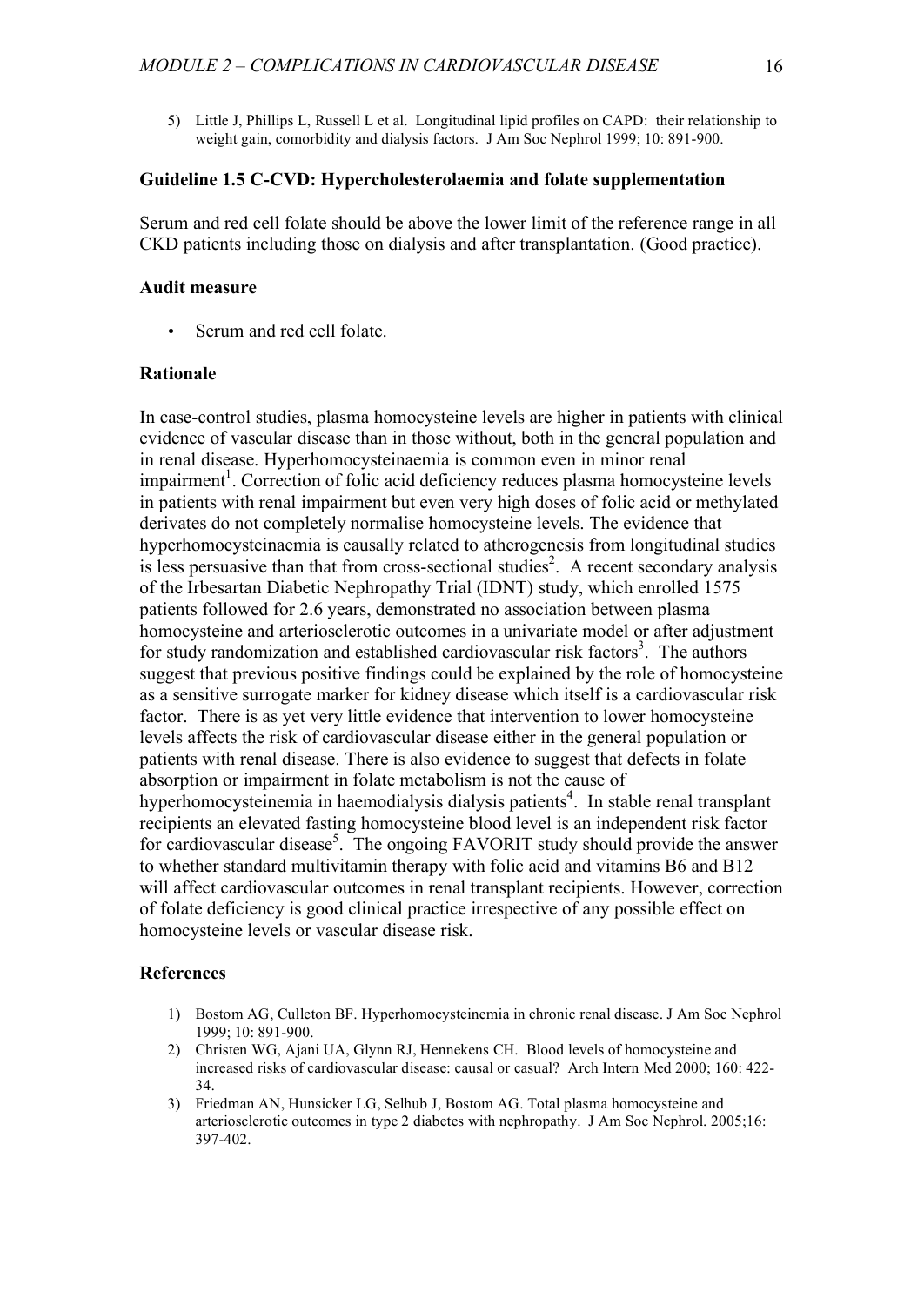5) Little J, Phillips L, Russell L et al. Longitudinal lipid profiles on CAPD: their relationship to weight gain, comorbidity and dialysis factors. J Am Soc Nephrol 1999; 10: 891-900.

### Guideline 1.5 C-CVD: Hypercholesterolaemia and folate supplementation

Serum and red cell folate should be above the lower limit of the reference range in all CKD patients including those on dialysis and after transplantation. (Good practice).

#### Audit measure

- Serum and red cell folate.

#### Rationale

In case-control studies, plasma homocysteine levels are higher in patients with clinical evidence of vascular disease than in those without, both in the general population and in renal disease. Hyperhomocysteinaemia is common even in minor renal impairment[1]. Correction of folic acid deficiency reduces plasma homocysteine levels in patients with renal impairment but even very high doses of folic acid or methylated derivates do not completely normalise homocysteine levels. The evidence that hyperhomocysteinaemia is causally related to atherogenesis from longitudinal studies is less persuasive than that from cross-sectional studies[2]. A recent secondary analysis of the Irbesartan Diabetic Nephropathy Trial (IDNT) study, which enrolled 1575 patients followed for 2.6 years, demonstrated no association between plasma homocysteine and arteriosclerotic outcomes in a univariate model or after adjustment for study randomization and established cardiovascular risk factors[3]. The authors suggest that previous positive findings could be explained by the role of homocysteine as a sensitive surrogate marker for kidney disease which itself is a cardiovascular risk factor. There is as yet very little evidence that intervention to lower homocysteine levels affects the risk of cardiovascular disease either in the general population or patients with renal disease. There is also evidence to suggest that defects in folate absorption or impairment in folate metabolism is not the cause of hyperhomocysteinemia in haemodialysis dialysis patients[4]. In stable renal transplant recipients an elevated fasting homocysteine blood level is an independent risk factor for cardiovascular disease[5]. The ongoing FAVORIT study should provide the answer to whether standard multivitamin therapy with folic acid and vitamins B6 and B12 will affect cardiovascular outcomes in renal transplant recipients. However, correction of folate deficiency is good clinical practice irrespective of any possible effect on homocysteine levels or vascular disease risk.

#### References

1) Bostom AG, Culleton BF. Hyperhomocysteinemia in chronic renal disease. J Am Soc Nephrol 1999; 10: 891-900.
2) Christen WG, Ajani UA, Glynn RJ, Hennekens CH. Blood levels of homocysteine and increased risks of cardiovascular disease: causal or casual? Arch Intern Med 2000; 160: 422-34.
3) Friedman AN, Hunsicker LG, Selhub J, Bostom AG. Total plasma homocysteine and arteriosclerotic outcomes in type 2 diabetes with nephropathy. J Am Soc Nephrol. 2005;16: 397-402.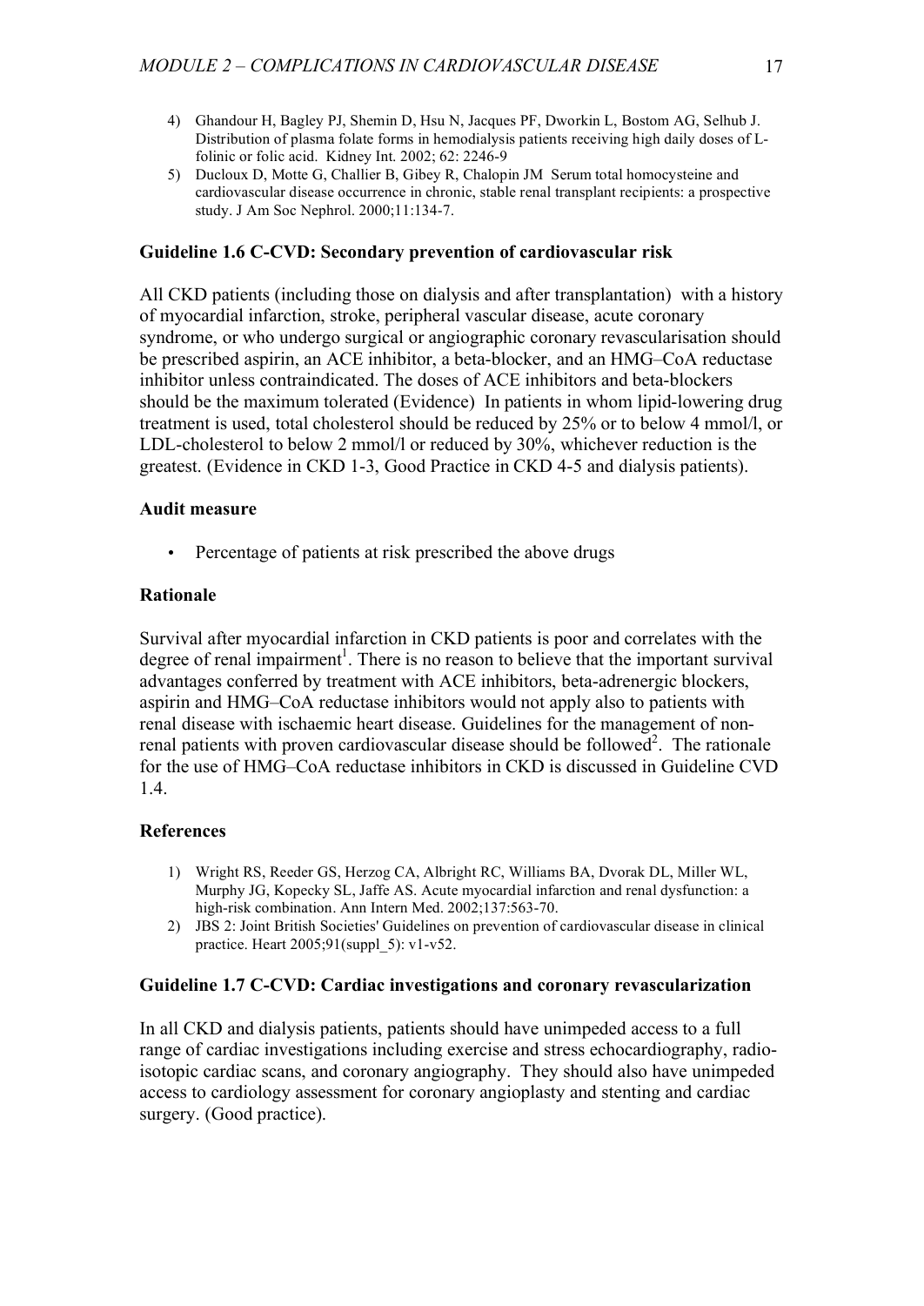4) Ghandour H, Bagley PJ, Shemin D, Hsu N, Jacques PF, Dworkin L, Bostom AG, Selhub J. Distribution of plasma folate forms in hemodialysis patients receiving high daily doses of L-folinic or folic acid. Kidney Int. 2002; 62: 2246-9
5) Ducloux D, Motte G, Challier B, Gibey R, Chalopin JM Serum total homocysteine and cardiovascular disease occurrence in chronic, stable renal transplant recipients: a prospective study. J Am Soc Nephrol. 2000;11:134-7.

### Guideline 1.6 C-CVD: Secondary prevention of cardiovascular risk

All CKD patients (including those on dialysis and after transplantation) with a history of myocardial infarction, stroke, peripheral vascular disease, acute coronary syndrome, or who undergo surgical or angiographic coronary revascularisation should be prescribed aspirin, an ACE inhibitor, a beta-blocker, and an HMG–CoA reductase inhibitor unless contraindicated. The doses of ACE inhibitors and beta-blockers should be the maximum tolerated (Evidence) In patients in whom lipid-lowering drug treatment is used, total cholesterol should be reduced by 25% or to below 4 mmol/l, or LDL-cholesterol to below 2 mmol/l or reduced by 30%, whichever reduction is the greatest. (Evidence in CKD 1-3, Good Practice in CKD 4-5 and dialysis patients).

#### Audit measure

- Percentage of patients at risk prescribed the above drugs

#### Rationale

Survival after myocardial infarction in CKD patients is poor and correlates with the degree of renal impairment[1]. There is no reason to believe that the important survival advantages conferred by treatment with ACE inhibitors, beta-adrenergic blockers, aspirin and HMG–CoA reductase inhibitors would not apply also to patients with renal disease with ischaemic heart disease. Guidelines for the management of non-renal patients with proven cardiovascular disease should be followed[2]. The rationale for the use of HMG–CoA reductase inhibitors in CKD is discussed in Guideline CVD 1.4.

#### References

1) Wright RS, Reeder GS, Herzog CA, Albright RC, Williams BA, Dvorak DL, Miller WL, Murphy JG, Kopecky SL, Jaffe AS. Acute myocardial infarction and renal dysfunction: a high-risk combination. Ann Intern Med. 2002;137:563-70.
2) JBS 2: Joint British Societies' Guidelines on prevention of cardiovascular disease in clinical practice. Heart 2005;91(suppl_5): v1-v52.

### Guideline 1.7 C-CVD: Cardiac investigations and coronary revascularization

In all CKD and dialysis patients, patients should have unimpeded access to a full range of cardiac investigations including exercise and stress echocardiography, radio-isotopic cardiac scans, and coronary angiography. They should also have unimpeded access to cardiology assessment for coronary angioplasty and stenting and cardiac surgery. (Good practice).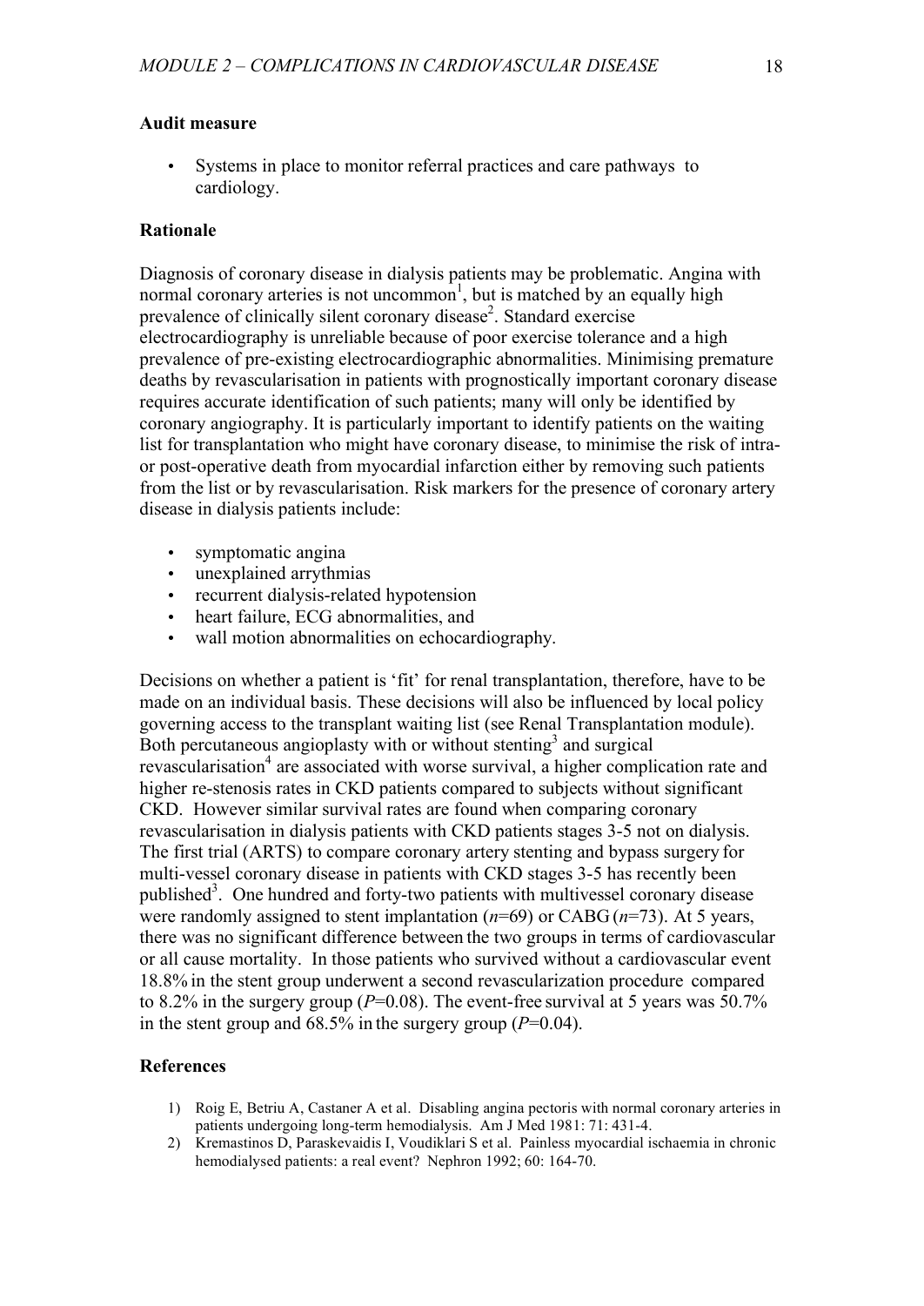**Audit measure**

- Systems in place to monitor referral practices and care pathways to cardiology.

**Rationale**

Diagnosis of coronary disease in dialysis patients may be problematic. Angina with normal coronary arteries is not uncommon[1], but is matched by an equally high prevalence of clinically silent coronary disease[2]. Standard exercise electrocardiography is unreliable because of poor exercise tolerance and a high prevalence of pre-existing electrocardiographic abnormalities. Minimising premature deaths by revascularisation in patients with prognostically important coronary disease requires accurate identification of such patients; many will only be identified by coronary angiography. It is particularly important to identify patients on the waiting list for transplantation who might have coronary disease, to minimise the risk of intra- or post-operative death from myocardial infarction either by removing such patients from the list or by revascularisation. Risk markers for the presence of coronary artery disease in dialysis patients include:

- symptomatic angina
- unexplained arrythmias
- recurrent dialysis-related hypotension
- heart failure, ECG abnormalities, and
- wall motion abnormalities on echocardiography.

Decisions on whether a patient is 'fit' for renal transplantation, therefore, have to be made on an individual basis. These decisions will also be influenced by local policy governing access to the transplant waiting list (see Renal Transplantation module). Both percutaneous angioplasty with or without stenting[3] and surgical revascularisation[4] are associated with worse survival, a higher complication rate and higher re-stenosis rates in CKD patients compared to subjects without significant CKD. However similar survival rates are found when comparing coronary revascularisation in dialysis patients with CKD patients stages 3-5 not on dialysis. The first trial (ARTS) to compare coronary artery stenting and bypass surgery for multi-vessel coronary disease in patients with CKD stages 3-5 has recently been published[3]. One hundred and forty-two patients with multivessel coronary disease were randomly assigned to stent implantation ($n$=69) or CABG ($n$=73). At 5 years, there was no significant difference between the two groups in terms of cardiovascular or all cause mortality. In those patients who survived without a cardiovascular event 18.8% in the stent group underwent a second revascularization procedure compared to 8.2% in the surgery group ($P$=0.08). The event-free survival at 5 years was 50.7% in the stent group and 68.5% in the surgery group ($P$=0.04).

**References**

1) Roig E, Betriu A, Castaner A et al. Disabling angina pectoris with normal coronary arteries in patients undergoing long-term hemodialysis. Am J Med 1981: 71: 431-4.
2) Kremastinos D, Paraskevaidis I, Voudiklari S et al. Painless myocardial ischaemia in chronic hemodialysed patients: a real event? Nephron 1992; 60: 164-70.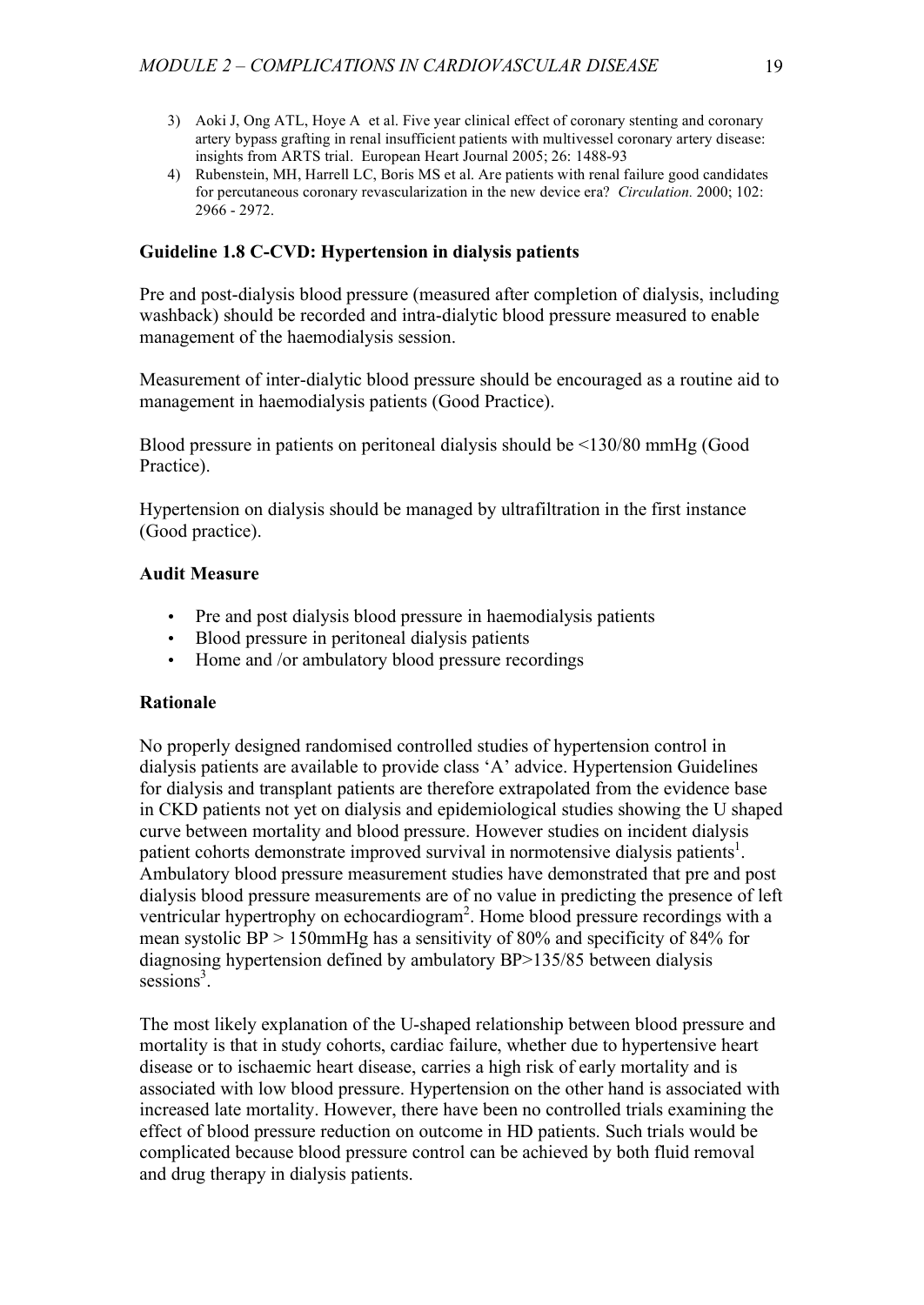3) Aoki J, Ong ATL, Hoye A et al. Five year clinical effect of coronary stenting and coronary artery bypass grafting in renal insufficient patients with multivessel coronary artery disease: insights from ARTS trial. European Heart Journal 2005; 26: 1488-93
4) Rubenstein, MH, Harrell LC, Boris MS et al. Are patients with renal failure good candidates for percutaneous coronary revascularization in the new device era? *Circulation.* 2000; 102: 2966 - 2972.

### Guideline 1.8 C-CVD: Hypertension in dialysis patients

Pre and post-dialysis blood pressure (measured after completion of dialysis, including washback) should be recorded and intra-dialytic blood pressure measured to enable management of the haemodialysis session.

Measurement of inter-dialytic blood pressure should be encouraged as a routine aid to management in haemodialysis patients (Good Practice).

Blood pressure in patients on peritoneal dialysis should be <130/80 mmHg (Good Practice).

Hypertension on dialysis should be managed by ultrafiltration in the first instance (Good practice).

#### Audit Measure

- Pre and post dialysis blood pressure in haemodialysis patients
- Blood pressure in peritoneal dialysis patients
- Home and /or ambulatory blood pressure recordings

#### Rationale

No properly designed randomised controlled studies of hypertension control in dialysis patients are available to provide class 'A' advice. Hypertension Guidelines for dialysis and transplant patients are therefore extrapolated from the evidence base in CKD patients not yet on dialysis and epidemiological studies showing the U shaped curve between mortality and blood pressure. However studies on incident dialysis patient cohorts demonstrate improved survival in normotensive dialysis patients[1]. Ambulatory blood pressure measurement studies have demonstrated that pre and post dialysis blood pressure measurements are of no value in predicting the presence of left ventricular hypertrophy on echocardiogram[2]. Home blood pressure recordings with a mean systolic BP > 150mmHg has a sensitivity of 80% and specificity of 84% for diagnosing hypertension defined by ambulatory BP>135/85 between dialysis sessions[3].

The most likely explanation of the U-shaped relationship between blood pressure and mortality is that in study cohorts, cardiac failure, whether due to hypertensive heart disease or to ischaemic heart disease, carries a high risk of early mortality and is associated with low blood pressure. Hypertension on the other hand is associated with increased late mortality. However, there have been no controlled trials examining the effect of blood pressure reduction on outcome in HD patients. Such trials would be complicated because blood pressure control can be achieved by both fluid removal and drug therapy in dialysis patients.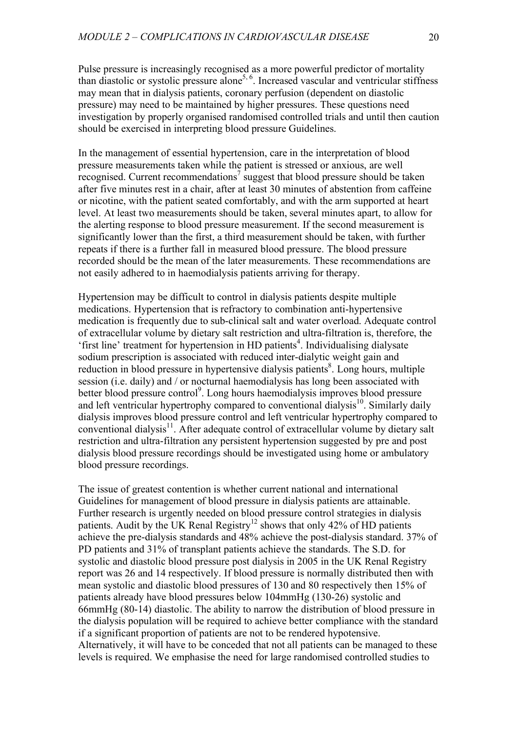Pulse pressure is increasingly recognised as a more powerful predictor of mortality than diastolic or systolic pressure alone[5, 6]. Increased vascular and ventricular stiffness may mean that in dialysis patients, coronary perfusion (dependent on diastolic pressure) may need to be maintained by higher pressures. These questions need investigation by properly organised randomised controlled trials and until then caution should be exercised in interpreting blood pressure Guidelines.

In the management of essential hypertension, care in the interpretation of blood pressure measurements taken while the patient is stressed or anxious, are well recognised. Current recommendations[7] suggest that blood pressure should be taken after five minutes rest in a chair, after at least 30 minutes of abstention from caffeine or nicotine, with the patient seated comfortably, and with the arm supported at heart level. At least two measurements should be taken, several minutes apart, to allow for the alerting response to blood pressure measurement. If the second measurement is significantly lower than the first, a third measurement should be taken, with further repeats if there is a further fall in measured blood pressure. The blood pressure recorded should be the mean of the later measurements. These recommendations are not easily adhered to in haemodialysis patients arriving for therapy.

Hypertension may be difficult to control in dialysis patients despite multiple medications. Hypertension that is refractory to combination anti-hypertensive medication is frequently due to sub-clinical salt and water overload. Adequate control of extracellular volume by dietary salt restriction and ultra-filtration is, therefore, the 'first line' treatment for hypertension in HD patients[4]. Individualising dialysate sodium prescription is associated with reduced inter-dialytic weight gain and reduction in blood pressure in hypertensive dialysis patients[8]. Long hours, multiple session (i.e. daily) and / or nocturnal haemodialysis has long been associated with better blood pressure control[9]. Long hours haemodialysis improves blood pressure and left ventricular hypertrophy compared to conventional dialysis[10]. Similarly daily dialysis improves blood pressure control and left ventricular hypertrophy compared to conventional dialysis[11]. After adequate control of extracellular volume by dietary salt restriction and ultra-filtration any persistent hypertension suggested by pre and post dialysis blood pressure recordings should be investigated using home or ambulatory blood pressure recordings.

The issue of greatest contention is whether current national and international Guidelines for management of blood pressure in dialysis patients are attainable. Further research is urgently needed on blood pressure control strategies in dialysis patients. Audit by the UK Renal Registry[12] shows that only 42% of HD patients achieve the pre-dialysis standards and 48% achieve the post-dialysis standard. 37% of PD patients and 31% of transplant patients achieve the standards. The S.D. for systolic and diastolic blood pressure post dialysis in 2005 in the UK Renal Registry report was 26 and 14 respectively. If blood pressure is normally distributed then with mean systolic and diastolic blood pressures of 130 and 80 respectively then 15% of patients already have blood pressures below 104mmHg (130-26) systolic and 66mmHg (80-14) diastolic. The ability to narrow the distribution of blood pressure in the dialysis population will be required to achieve better compliance with the standard if a significant proportion of patients are not to be rendered hypotensive. Alternatively, it will have to be conceded that not all patients can be managed to these levels is required. We emphasise the need for large randomised controlled studies to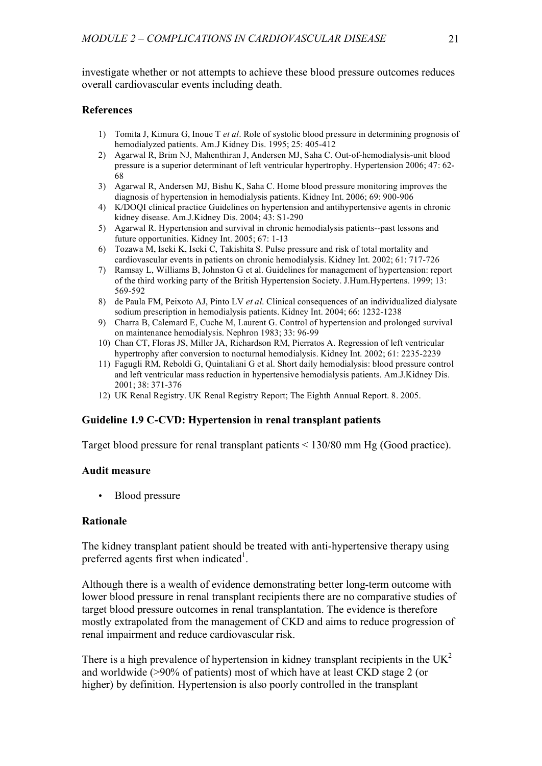investigate whether or not attempts to achieve these blood pressure outcomes reduces overall cardiovascular events including death.

### References

1) Tomita J, Kimura G, Inoue T *et al*. Role of systolic blood pressure in determining prognosis of hemodialyzed patients. Am.J Kidney Dis. 1995; 25: 405-412
2) Agarwal R, Brim NJ, Mahenthiran J, Andersen MJ, Saha C. Out-of-hemodialysis-unit blood pressure is a superior determinant of left ventricular hypertrophy. Hypertension 2006; 47: 62-68
3) Agarwal R, Andersen MJ, Bishu K, Saha C. Home blood pressure monitoring improves the diagnosis of hypertension in hemodialysis patients. Kidney Int. 2006; 69: 900-906
4) K/DOQI clinical practice Guidelines on hypertension and antihypertensive agents in chronic kidney disease. Am.J.Kidney Dis. 2004; 43: S1-290
5) Agarwal R. Hypertension and survival in chronic hemodialysis patients--past lessons and future opportunities. Kidney Int. 2005; 67: 1-13
6) Tozawa M, Iseki K, Iseki C, Takishita S. Pulse pressure and risk of total mortality and cardiovascular events in patients on chronic hemodialysis. Kidney Int. 2002; 61: 717-726
7) Ramsay L, Williams B, Johnston G et al. Guidelines for management of hypertension: report of the third working party of the British Hypertension Society. J.Hum.Hypertens. 1999; 13: 569-592
8) de Paula FM, Peixoto AJ, Pinto LV *et al*. Clinical consequences of an individualized dialysate sodium prescription in hemodialysis patients. Kidney Int. 2004; 66: 1232-1238
9) Charra B, Calemard E, Cuche M, Laurent G. Control of hypertension and prolonged survival on maintenance hemodialysis. Nephron 1983; 33: 96-99
10) Chan CT, Floras JS, Miller JA, Richardson RM, Pierratos A. Regression of left ventricular hypertrophy after conversion to nocturnal hemodialysis. Kidney Int. 2002; 61: 2235-2239
11) Fagugli RM, Reboldi G, Quintaliani G et al. Short daily hemodialysis: blood pressure control and left ventricular mass reduction in hypertensive hemodialysis patients. Am.J.Kidney Dis. 2001; 38: 371-376
12) UK Renal Registry. UK Renal Registry Report; The Eighth Annual Report. 8. 2005.

### Guideline 1.9 C-CVD: Hypertension in renal transplant patients

Target blood pressure for renal transplant patients < 130/80 mm Hg (Good practice).

### Audit measure

- Blood pressure

### Rationale

The kidney transplant patient should be treated with anti-hypertensive therapy using preferred agents first when indicated[1].

Although there is a wealth of evidence demonstrating better long-term outcome with lower blood pressure in renal transplant recipients there are no comparative studies of target blood pressure outcomes in renal transplantation. The evidence is therefore mostly extrapolated from the management of CKD and aims to reduce progression of renal impairment and reduce cardiovascular risk.

There is a high prevalence of hypertension in kidney transplant recipients in the UK[2] and worldwide (>90% of patients) most of which have at least CKD stage 2 (or higher) by definition. Hypertension is also poorly controlled in the transplant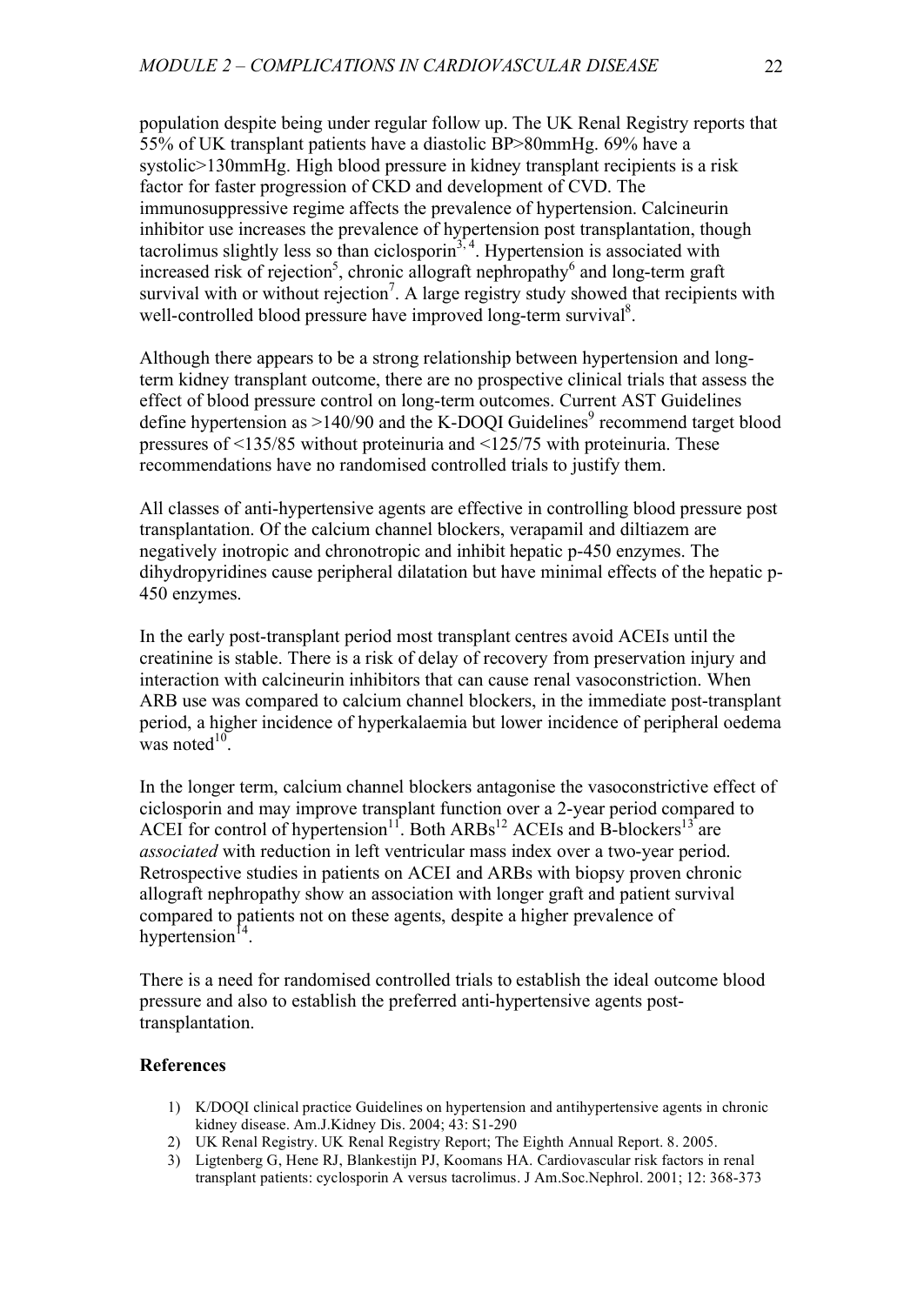population despite being under regular follow up. The UK Renal Registry reports that 55% of UK transplant patients have a diastolic BP>80mmHg. 69% have a systolic>130mmHg. High blood pressure in kidney transplant recipients is a risk factor for faster progression of CKD and development of CVD. The immunosuppressive regime affects the prevalence of hypertension. Calcineurin inhibitor use increases the prevalence of hypertension post transplantation, though tacrolimus slightly less so than ciclosporin[3, 4]. Hypertension is associated with increased risk of rejection[5], chronic allograft nephropathy[6] and long-term graft survival with or without rejection[7]. A large registry study showed that recipients with well-controlled blood pressure have improved long-term survival[8].

Although there appears to be a strong relationship between hypertension and long-term kidney transplant outcome, there are no prospective clinical trials that assess the effect of blood pressure control on long-term outcomes. Current AST Guidelines define hypertension as >140/90 and the K-DOQI Guidelines[9] recommend target blood pressures of <135/85 without proteinuria and <125/75 with proteinuria. These recommendations have no randomised controlled trials to justify them.

All classes of anti-hypertensive agents are effective in controlling blood pressure post transplantation. Of the calcium channel blockers, verapamil and diltiazem are negatively inotropic and chronotropic and inhibit hepatic p-450 enzymes. The dihydropyridines cause peripheral dilatation but have minimal effects of the hepatic p-450 enzymes.

In the early post-transplant period most transplant centres avoid ACEIs until the creatinine is stable. There is a risk of delay of recovery from preservation injury and interaction with calcineurin inhibitors that can cause renal vasoconstriction. When ARB use was compared to calcium channel blockers, in the immediate post-transplant period, a higher incidence of hyperkalaemia but lower incidence of peripheral oedema was noted[10].

In the longer term, calcium channel blockers antagonise the vasoconstrictive effect of ciclosporin and may improve transplant function over a 2-year period compared to ACEI for control of hypertension[11]. Both ARBs[12] ACEIs and B-blockers[13] are *associated* with reduction in left ventricular mass index over a two-year period. Retrospective studies in patients on ACEI and ARBs with biopsy proven chronic allograft nephropathy show an association with longer graft and patient survival compared to patients not on these agents, despite a higher prevalence of hypertension[14].

There is a need for randomised controlled trials to establish the ideal outcome blood pressure and also to establish the preferred anti-hypertensive agents post-transplantation.

**References**

1) K/DOQI clinical practice Guidelines on hypertension and antihypertensive agents in chronic kidney disease. Am.J.Kidney Dis. 2004; 43: S1-290
2) UK Renal Registry. UK Renal Registry Report; The Eighth Annual Report. 8. 2005.
3) Ligtenberg G, Hene RJ, Blankestijn PJ, Koomans HA. Cardiovascular risk factors in renal transplant patients: cyclosporin A versus tacrolimus. J Am.Soc.Nephrol. 2001; 12: 368-373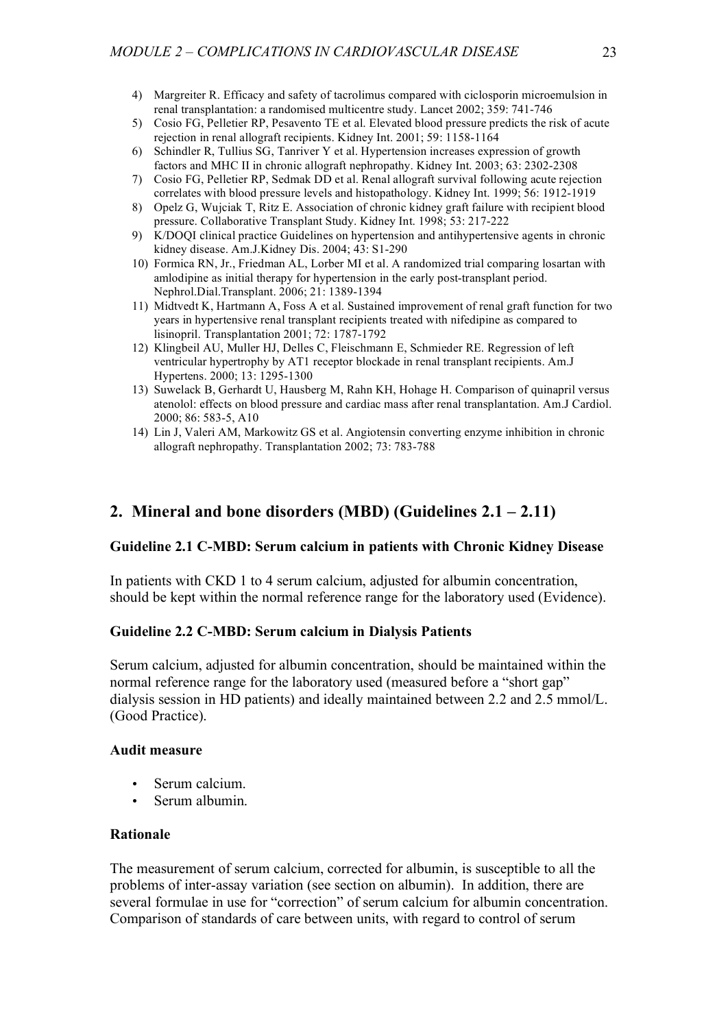4) Margreiter R. Efficacy and safety of tacrolimus compared with ciclosporin microemulsion in renal transplantation: a randomised multicentre study. Lancet 2002; 359: 741-746
5) Cosio FG, Pelletier RP, Pesavento TE et al. Elevated blood pressure predicts the risk of acute rejection in renal allograft recipients. Kidney Int. 2001; 59: 1158-1164
6) Schindler R, Tullius SG, Tanriver Y et al. Hypertension increases expression of growth factors and MHC II in chronic allograft nephropathy. Kidney Int. 2003; 63: 2302-2308
7) Cosio FG, Pelletier RP, Sedmak DD et al. Renal allograft survival following acute rejection correlates with blood pressure levels and histopathology. Kidney Int. 1999; 56: 1912-1919
8) Opelz G, Wujciak T, Ritz E. Association of chronic kidney graft failure with recipient blood pressure. Collaborative Transplant Study. Kidney Int. 1998; 53: 217-222
9) K/DOQI clinical practice Guidelines on hypertension and antihypertensive agents in chronic kidney disease. Am.J.Kidney Dis. 2004; 43: S1-290
10) Formica RN, Jr., Friedman AL, Lorber MI et al. A randomized trial comparing losartan with amlodipine as initial therapy for hypertension in the early post-transplant period. Nephrol.Dial.Transplant. 2006; 21: 1389-1394
11) Midtvedt K, Hartmann A, Foss A et al. Sustained improvement of renal graft function for two years in hypertensive renal transplant recipients treated with nifedipine as compared to lisinopril. Transplantation 2001; 72: 1787-1792
12) Klingbeil AU, Muller HJ, Delles C, Fleischmann E, Schmieder RE. Regression of left ventricular hypertrophy by AT1 receptor blockade in renal transplant recipients. Am.J Hypertens. 2000; 13: 1295-1300
13) Suwelack B, Gerhardt U, Hausberg M, Rahn KH, Hohage H. Comparison of quinapril versus atenolol: effects on blood pressure and cardiac mass after renal transplantation. Am.J Cardiol. 2000; 86: 583-5, A10
14) Lin J, Valeri AM, Markowitz GS et al. Angiotensin converting enzyme inhibition in chronic allograft nephropathy. Transplantation 2002; 73: 783-788

## 2. Mineral and bone disorders (MBD) (Guidelines 2.1 – 2.11)

### Guideline 2.1 C-MBD: Serum calcium in patients with Chronic Kidney Disease

In patients with CKD 1 to 4 serum calcium, adjusted for albumin concentration, should be kept within the normal reference range for the laboratory used (Evidence).

### Guideline 2.2 C-MBD: Serum calcium in Dialysis Patients

Serum calcium, adjusted for albumin concentration, should be maintained within the normal reference range for the laboratory used (measured before a "short gap" dialysis session in HD patients) and ideally maintained between 2.2 and 2.5 mmol/L. (Good Practice).

#### Audit measure

- Serum calcium.
- Serum albumin.

#### Rationale

The measurement of serum calcium, corrected for albumin, is susceptible to all the problems of inter-assay variation (see section on albumin). In addition, there are several formulae in use for "correction" of serum calcium for albumin concentration. Comparison of standards of care between units, with regard to control of serum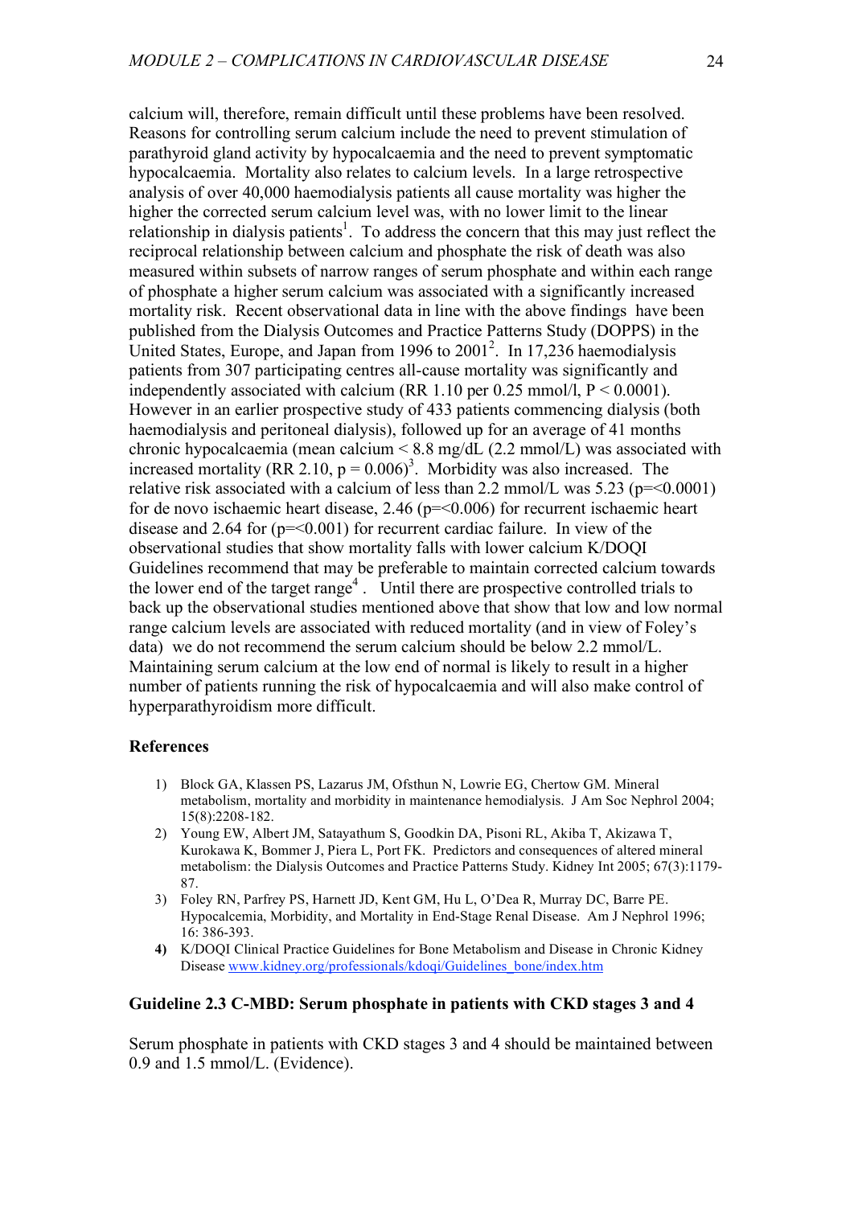calcium will, therefore, remain difficult until these problems have been resolved. Reasons for controlling serum calcium include the need to prevent stimulation of parathyroid gland activity by hypocalcaemia and the need to prevent symptomatic hypocalcaemia. Mortality also relates to calcium levels. In a large retrospective analysis of over 40,000 haemodialysis patients all cause mortality was higher the higher the corrected serum calcium level was, with no lower limit to the linear relationship in dialysis patients[1]. To address the concern that this may just reflect the reciprocal relationship between calcium and phosphate the risk of death was also measured within subsets of narrow ranges of serum phosphate and within each range of phosphate a higher serum calcium was associated with a significantly increased mortality risk. Recent observational data in line with the above findings have been published from the Dialysis Outcomes and Practice Patterns Study (DOPPS) in the United States, Europe, and Japan from 1996 to 2001[2]. In 17,236 haemodialysis patients from 307 participating centres all-cause mortality was significantly and independently associated with calcium (RR 1.10 per 0.25 mmol/l, $P < 0.0001$). However in an earlier prospective study of 433 patients commencing dialysis (both haemodialysis and peritoneal dialysis), followed up for an average of 41 months chronic hypocalcaemia (mean calcium < 8.8 mg/dL (2.2 mmol/L) was associated with increased mortality (RR 2.10, $p = 0.006$)[3]. Morbidity was also increased. The relative risk associated with a calcium of less than 2.2 mmol/L was 5.23 (p=<0.0001) for de novo ischaemic heart disease, 2.46 (p=<0.006) for recurrent ischaemic heart disease and 2.64 for (p=<0.001) for recurrent cardiac failure. In view of the observational studies that show mortality falls with lower calcium K/DOQI Guidelines recommend that may be preferable to maintain corrected calcium towards the lower end of the target range[4]. Until there are prospective controlled trials to back up the observational studies mentioned above that show that low and low normal range calcium levels are associated with reduced mortality (and in view of Foley's data) we do not recommend the serum calcium should be below 2.2 mmol/L. Maintaining serum calcium at the low end of normal is likely to result in a higher number of patients running the risk of hypocalcaemia and will also make control of hyperparathyroidism more difficult.

**References**

1) Block GA, Klassen PS, Lazarus JM, Ofsthun N, Lowrie EG, Chertow GM. Mineral metabolism, mortality and morbidity in maintenance hemodialysis. J Am Soc Nephrol 2004; 15(8):2208-182.
2) Young EW, Albert JM, Satayathum S, Goodkin DA, Pisoni RL, Akiba T, Akizawa T, Kurokawa K, Bommer J, Piera L, Port FK. Predictors and consequences of altered mineral metabolism: the Dialysis Outcomes and Practice Patterns Study. Kidney Int 2005; 67(3):1179-87.
3) Foley RN, Parfrey PS, Harnett JD, Kent GM, Hu L, O'Dea R, Murray DC, Barre PE. Hypocalcemia, Morbidity, and Mortality in End-Stage Renal Disease. Am J Nephrol 1996; 16: 386-393.
4) K/DOQI Clinical Practice Guidelines for Bone Metabolism and Disease in Chronic Kidney Disease www.kidney.org/professionals/kdoqi/Guidelines_bone/index.htm

### Guideline 2.3 C-MBD: Serum phosphate in patients with CKD stages 3 and 4

Serum phosphate in patients with CKD stages 3 and 4 should be maintained between 0.9 and 1.5 mmol/L. (Evidence).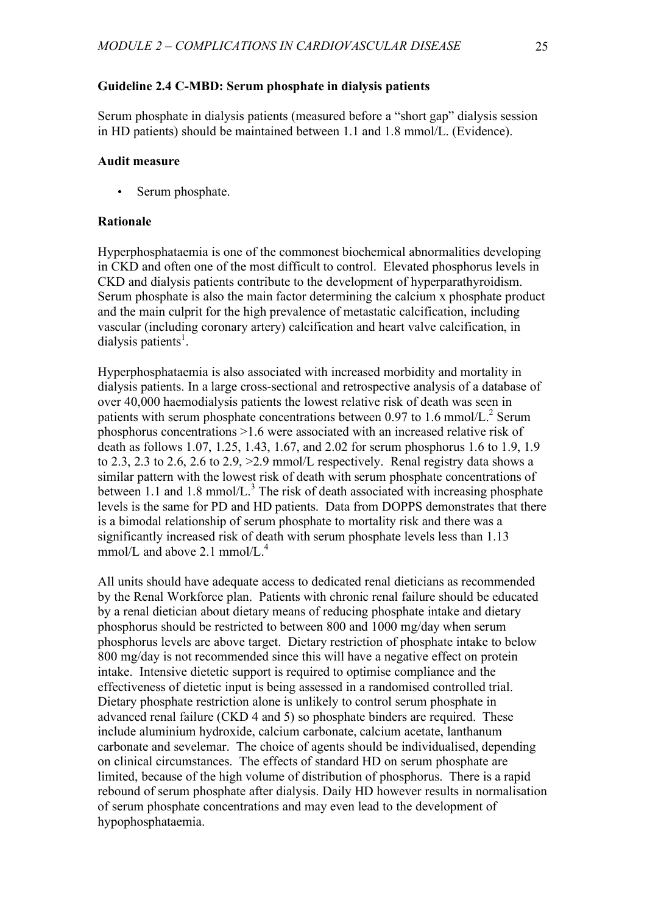**Guideline 2.4 C-MBD: Serum phosphate in dialysis patients**

Serum phosphate in dialysis patients (measured before a "short gap" dialysis session in HD patients) should be maintained between 1.1 and 1.8 mmol/L. (Evidence).

**Audit measure**

- Serum phosphate.

**Rationale**

Hyperphosphataemia is one of the commonest biochemical abnormalities developing in CKD and often one of the most difficult to control. Elevated phosphorus levels in CKD and dialysis patients contribute to the development of hyperparathyroidism. Serum phosphate is also the main factor determining the calcium x phosphate product and the main culprit for the high prevalence of metastatic calcification, including vascular (including coronary artery) calcification and heart valve calcification, in dialysis patients[1].

Hyperphosphataemia is also associated with increased morbidity and mortality in dialysis patients. In a large cross-sectional and retrospective analysis of a database of over 40,000 haemodialysis patients the lowest relative risk of death was seen in patients with serum phosphate concentrations between 0.97 to 1.6 mmol/L.[2] Serum phosphorus concentrations >1.6 were associated with an increased relative risk of death as follows 1.07, 1.25, 1.43, 1.67, and 2.02 for serum phosphorus 1.6 to 1.9, 1.9 to 2.3, 2.3 to 2.6, 2.6 to 2.9, >2.9 mmol/L respectively. Renal registry data shows a similar pattern with the lowest risk of death with serum phosphate concentrations of between 1.1 and 1.8 mmol/L.[3] The risk of death associated with increasing phosphate levels is the same for PD and HD patients. Data from DOPPS demonstrates that there is a bimodal relationship of serum phosphate to mortality risk and there was a significantly increased risk of death with serum phosphate levels less than 1.13 mmol/L and above 2.1 mmol/L.[4]

All units should have adequate access to dedicated renal dieticians as recommended by the Renal Workforce plan. Patients with chronic renal failure should be educated by a renal dietician about dietary means of reducing phosphate intake and dietary phosphorus should be restricted to between 800 and 1000 mg/day when serum phosphorus levels are above target. Dietary restriction of phosphate intake to below 800 mg/day is not recommended since this will have a negative effect on protein intake. Intensive dietetic support is required to optimise compliance and the effectiveness of dietetic input is being assessed in a randomised controlled trial. Dietary phosphate restriction alone is unlikely to control serum phosphate in advanced renal failure (CKD 4 and 5) so phosphate binders are required. These include aluminium hydroxide, calcium carbonate, calcium acetate, lanthanum carbonate and sevelemar. The choice of agents should be individualised, depending on clinical circumstances. The effects of standard HD on serum phosphate are limited, because of the high volume of distribution of phosphorus. There is a rapid rebound of serum phosphate after dialysis. Daily HD however results in normalisation of serum phosphate concentrations and may even lead to the development of hypophosphataemia.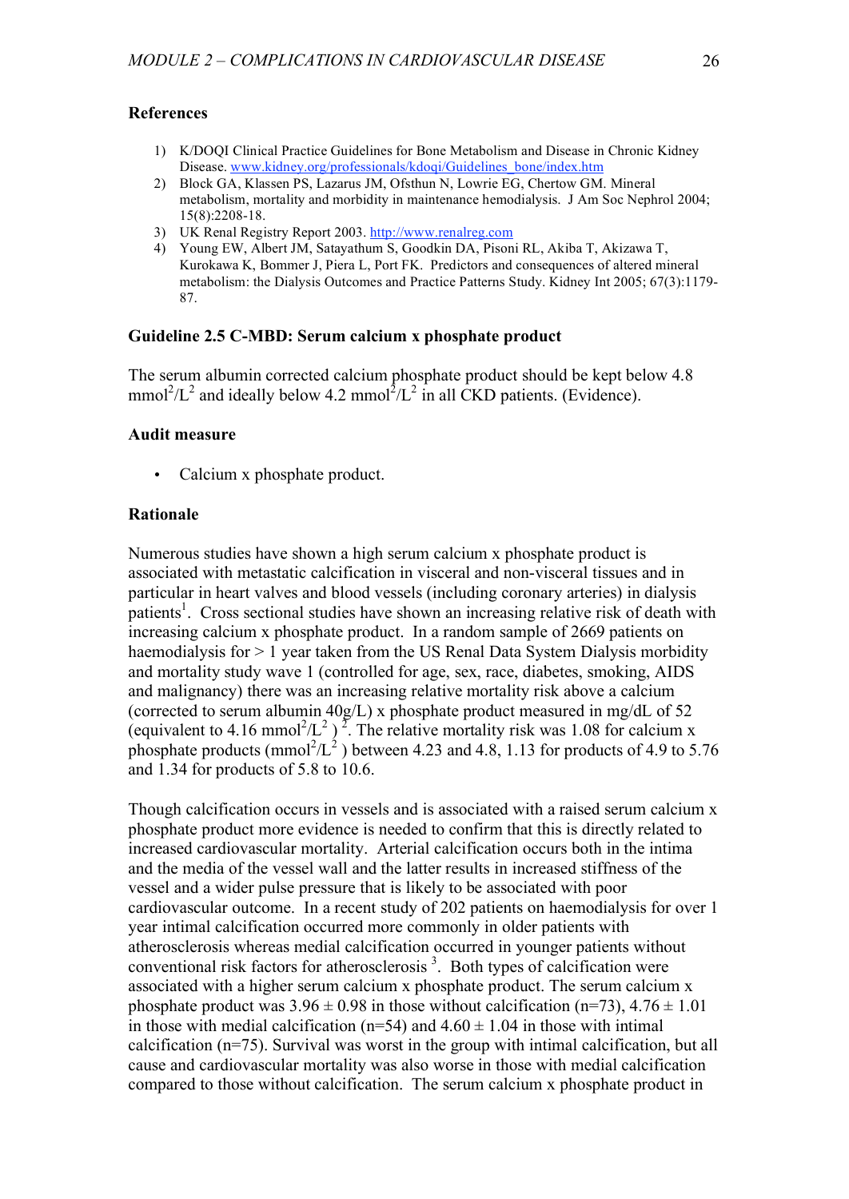### References

1) K/DOQI Clinical Practice Guidelines for Bone Metabolism and Disease in Chronic Kidney Disease. www.kidney.org/professionals/kdoqi/Guidelines_bone/index.htm
2) Block GA, Klassen PS, Lazarus JM, Ofsthun N, Lowrie EG, Chertow GM. Mineral metabolism, mortality and morbidity in maintenance hemodialysis. J Am Soc Nephrol 2004; 15(8):2208-18.
3) UK Renal Registry Report 2003. http://www.renalreg.com
4) Young EW, Albert JM, Satayathum S, Goodkin DA, Pisoni RL, Akiba T, Akizawa T, Kurokawa K, Bommer J, Piera L, Port FK. Predictors and consequences of altered mineral metabolism: the Dialysis Outcomes and Practice Patterns Study. Kidney Int 2005; 67(3):1179-87.

### Guideline 2.5 C-MBD: Serum calcium x phosphate product

The serum albumin corrected calcium phosphate product should be kept below 4.8 $mmol^2/L^2$ and ideally below 4.2 $mmol^2/L^2$ in all CKD patients. (Evidence).

### Audit measure

- Calcium x phosphate product.

### Rationale

Numerous studies have shown a high serum calcium x phosphate product is associated with metastatic calcification in visceral and non-visceral tissues and in particular in heart valves and blood vessels (including coronary arteries) in dialysis patients[1]. Cross sectional studies have shown an increasing relative risk of death with increasing calcium x phosphate product. In a random sample of 2669 patients on haemodialysis for > 1 year taken from the US Renal Data System Dialysis morbidity and mortality study wave 1 (controlled for age, sex, race, diabetes, smoking, AIDS and malignancy) there was an increasing relative mortality risk above a calcium (corrected to serum albumin 40g/L) x phosphate product measured in mg/dL of 52 (equivalent to 4.16 $mmol^2/L^2$ )[2]. The relative mortality risk was 1.08 for calcium x phosphate products ($mmol^2/L^2$ ) between 4.23 and 4.8, 1.13 for products of 4.9 to 5.76 and 1.34 for products of 5.8 to 10.6.

Though calcification occurs in vessels and is associated with a raised serum calcium x phosphate product more evidence is needed to confirm that this is directly related to increased cardiovascular mortality. Arterial calcification occurs both in the intima and the media of the vessel wall and the latter results in increased stiffness of the vessel and a wider pulse pressure that is likely to be associated with poor cardiovascular outcome. In a recent study of 202 patients on haemodialysis for over 1 year intimal calcification occurred more commonly in older patients with atherosclerosis whereas medial calcification occurred in younger patients without conventional risk factors for atherosclerosis [3]. Both types of calcification were associated with a higher serum calcium x phosphate product. The serum calcium x phosphate product was $3.96 \pm 0.98$ in those without calcification (n=73), $4.76 \pm 1.01$ in those with medial calcification (n=54) and $4.60 \pm 1.04$ in those with intimal calcification (n=75). Survival was worst in the group with intimal calcification, but all cause and cardiovascular mortality was also worse in those with medial calcification compared to those without calcification. The serum calcium x phosphate product in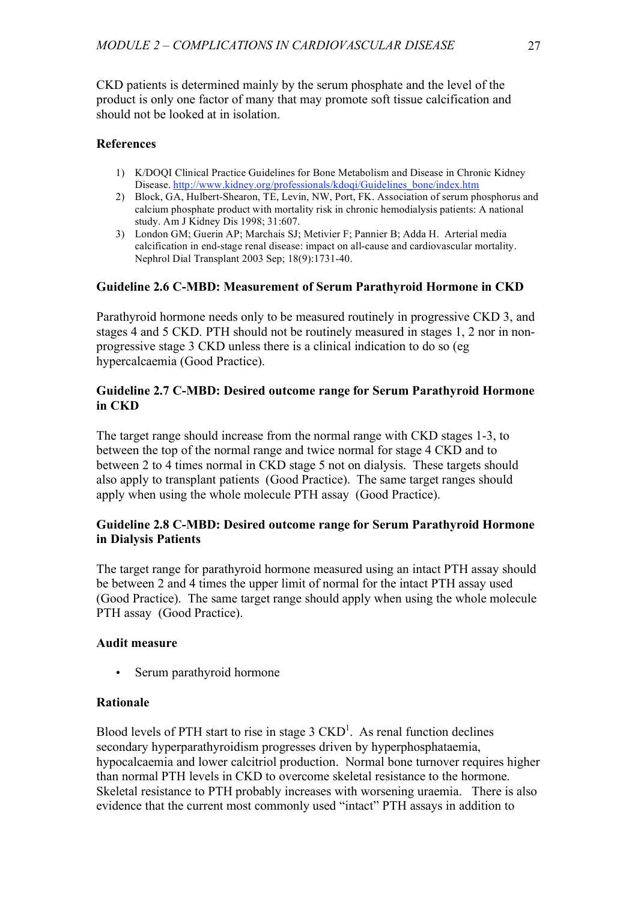CKD patients is determined mainly by the serum phosphate and the level of the product is only one factor of many that may promote soft tissue calcification and should not be looked at in isolation.

**References**

1) K/DOQI Clinical Practice Guidelines for Bone Metabolism and Disease in Chronic Kidney Disease. http://www.kidney.org/professionals/kdoqi/Guidelines_bone/index.htm
2) Block, GA, Hulbert-Shearon, TE, Levin, NW, Port, FK. Association of serum phosphorus and calcium phosphate product with mortality risk in chronic hemodialysis patients: A national study. Am J Kidney Dis 1998; 31:607.
3) London GM; Guerin AP; Marchais SJ; Metivier F; Pannier B; Adda H. Arterial media calcification in end-stage renal disease: impact on all-cause and cardiovascular mortality. Nephrol Dial Transplant 2003 Sep; 18(9):1731-40.

**Guideline 2.6 C-MBD: Measurement of Serum Parathyroid Hormone in CKD**

Parathyroid hormone needs only to be measured routinely in progressive CKD 3, and stages 4 and 5 CKD. PTH should not be routinely measured in stages 1, 2 nor in non-progressive stage 3 CKD unless there is a clinical indication to do so (eg hypercalcaemia (Good Practice).

**Guideline 2.7 C-MBD: Desired outcome range for Serum Parathyroid Hormone in CKD**

The target range should increase from the normal range with CKD stages 1-3, to between the top of the normal range and twice normal for stage 4 CKD and to between 2 to 4 times normal in CKD stage 5 not on dialysis. These targets should also apply to transplant patients (Good Practice). The same target ranges should apply when using the whole molecule PTH assay (Good Practice).

**Guideline 2.8 C-MBD: Desired outcome range for Serum Parathyroid Hormone in Dialysis Patients**

The target range for parathyroid hormone measured using an intact PTH assay should be between 2 and 4 times the upper limit of normal for the intact PTH assay used (Good Practice). The same target range should apply when using the whole molecule PTH assay (Good Practice).

**Audit measure**

- Serum parathyroid hormone

**Rationale**

Blood levels of PTH start to rise in stage 3 CKD[1]. As renal function declines secondary hyperparathyroidism progresses driven by hyperphosphataemia, hypocalcaemia and lower calcitriol production. Normal bone turnover requires higher than normal PTH levels in CKD to overcome skeletal resistance to the hormone. Skeletal resistance to PTH probably increases with worsening uraemia. There is also evidence that the current most commonly used "intact" PTH assays in addition to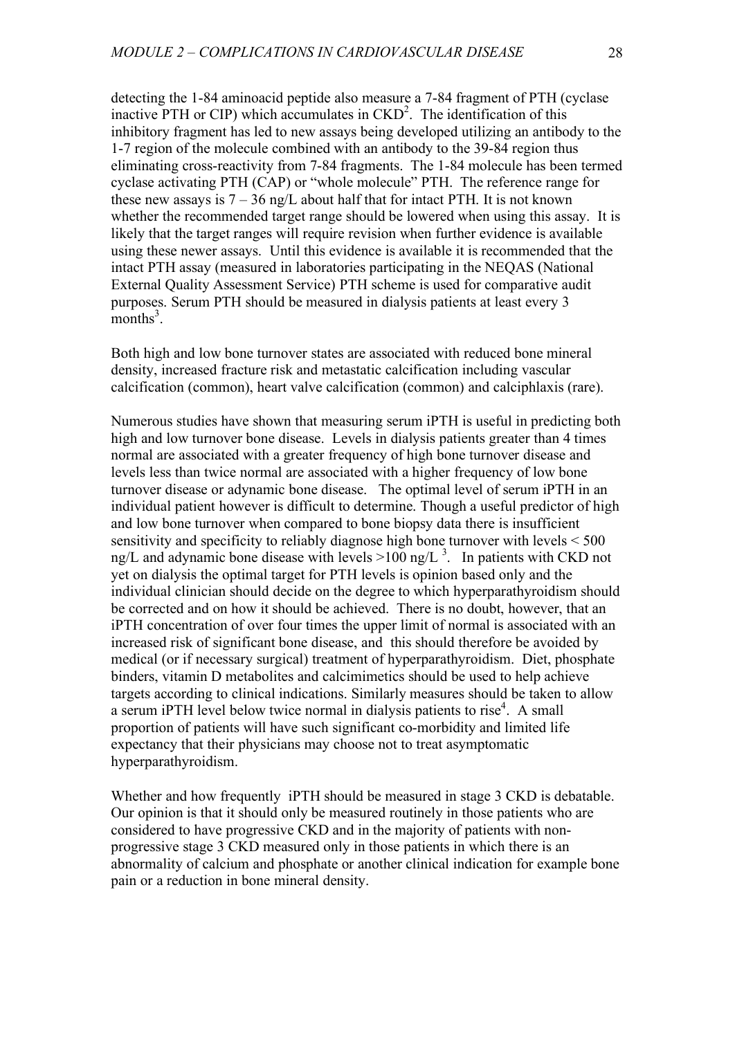detecting the 1-84 aminoacid peptide also measure a 7-84 fragment of PTH (cyclase inactive PTH or CIP) which accumulates in CKD[2]. The identification of this inhibitory fragment has led to new assays being developed utilizing an antibody to the 1-7 region of the molecule combined with an antibody to the 39-84 region thus eliminating cross-reactivity from 7-84 fragments. The 1-84 molecule has been termed cyclase activating PTH (CAP) or "whole molecule" PTH. The reference range for these new assays is 7 – 36 ng/L about half that for intact PTH. It is not known whether the recommended target range should be lowered when using this assay. It is likely that the target ranges will require revision when further evidence is available using these newer assays. Until this evidence is available it is recommended that the intact PTH assay (measured in laboratories participating in the NEQAS (National External Quality Assessment Service) PTH scheme is used for comparative audit purposes. Serum PTH should be measured in dialysis patients at least every 3 months[3].

Both high and low bone turnover states are associated with reduced bone mineral density, increased fracture risk and metastatic calcification including vascular calcification (common), heart valve calcification (common) and calciphlaxis (rare).

Numerous studies have shown that measuring serum iPTH is useful in predicting both high and low turnover bone disease. Levels in dialysis patients greater than 4 times normal are associated with a greater frequency of high bone turnover disease and levels less than twice normal are associated with a higher frequency of low bone turnover disease or adynamic bone disease. The optimal level of serum iPTH in an individual patient however is difficult to determine. Though a useful predictor of high and low bone turnover when compared to bone biopsy data there is insufficient sensitivity and specificity to reliably diagnose high bone turnover with levels < 500 ng/L and adynamic bone disease with levels >100 ng/L [3]. In patients with CKD not yet on dialysis the optimal target for PTH levels is opinion based only and the individual clinician should decide on the degree to which hyperparathyroidism should be corrected and on how it should be achieved. There is no doubt, however, that an iPTH concentration of over four times the upper limit of normal is associated with an increased risk of significant bone disease, and this should therefore be avoided by medical (or if necessary surgical) treatment of hyperparathyroidism. Diet, phosphate binders, vitamin D metabolites and calcimimetics should be used to help achieve targets according to clinical indications. Similarly measures should be taken to allow a serum iPTH level below twice normal in dialysis patients to rise[4]. A small proportion of patients will have such significant co-morbidity and limited life expectancy that their physicians may choose not to treat asymptomatic hyperparathyroidism.

Whether and how frequently iPTH should be measured in stage 3 CKD is debatable. Our opinion is that it should only be measured routinely in those patients who are considered to have progressive CKD and in the majority of patients with non-progressive stage 3 CKD measured only in those patients in which there is an abnormality of calcium and phosphate or another clinical indication for example bone pain or a reduction in bone mineral density.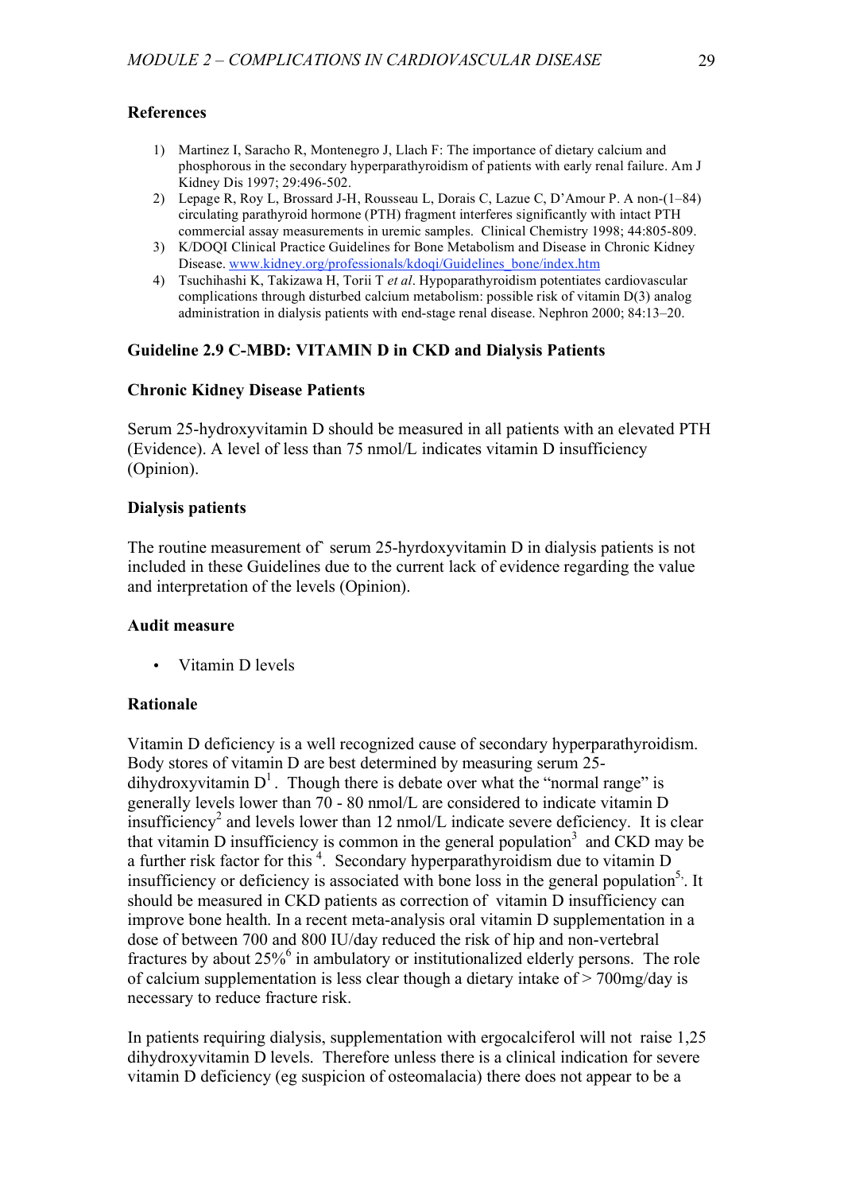**References**

1) Martinez I, Saracho R, Montenegro J, Llach F: The importance of dietary calcium and phosphorous in the secondary hyperparathyroidism of patients with early renal failure. Am J Kidney Dis 1997; 29:496-502.
2) Lepage R, Roy L, Brossard J-H, Rousseau L, Dorais C, Lazue C, D'Amour P. A non-(1–84) circulating parathyroid hormone (PTH) fragment interferes significantly with intact PTH commercial assay measurements in uremic samples. Clinical Chemistry 1998; 44:805-809.
3) K/DOQI Clinical Practice Guidelines for Bone Metabolism and Disease in Chronic Kidney Disease. [www.kidney.org/professionals/kdoqi/Guidelines_bone/index.htm](www.kidney.org/professionals/kdoqi/Guidelines_bone/index.htm)
4) Tsuchihashi K, Takizawa H, Torii T *et al*. Hypoparathyroidism potentiates cardiovascular complications through disturbed calcium metabolism: possible risk of vitamin D(3) analog administration in dialysis patients with end-stage renal disease. Nephron 2000; 84:13–20.

**Guideline 2.9 C-MBD: VITAMIN D in CKD and Dialysis Patients**

**Chronic Kidney Disease Patients**

Serum 25-hydroxyvitamin D should be measured in all patients with an elevated PTH (Evidence). A level of less than 75 nmol/L indicates vitamin D insufficiency (Opinion).

**Dialysis patients**

The routine measurement of` serum 25-hyrdoxyvitamin D in dialysis patients is not included in these Guidelines due to the current lack of evidence regarding the value and interpretation of the levels (Opinion).

**Audit measure**

- Vitamin D levels

**Rationale**

Vitamin D deficiency is a well recognized cause of secondary hyperparathyroidism. Body stores of vitamin D are best determined by measuring serum 25-dihydroxyvitamin D[1]. Though there is debate over what the "normal range" is generally levels lower than 70 - 80 nmol/L are considered to indicate vitamin D insufficiency[2] and levels lower than 12 nmol/L indicate severe deficiency. It is clear that vitamin D insufficiency is common in the general population[3] and CKD may be a further risk factor for this [4]. Secondary hyperparathyroidism due to vitamin D insufficiency or deficiency is associated with bone loss in the general population[5]. It should be measured in CKD patients as correction of vitamin D insufficiency can improve bone health. In a recent meta-analysis oral vitamin D supplementation in a dose of between 700 and 800 IU/day reduced the risk of hip and non-vertebral fractures by about 25%[6] in ambulatory or institutionalized elderly persons. The role of calcium supplementation is less clear though a dietary intake of > 700mg/day is necessary to reduce fracture risk.

In patients requiring dialysis, supplementation with ergocalciferol will not raise 1,25 dihydroxyvitamin D levels. Therefore unless there is a clinical indication for severe vitamin D deficiency (eg suspicion of osteomalacia) there does not appear to be a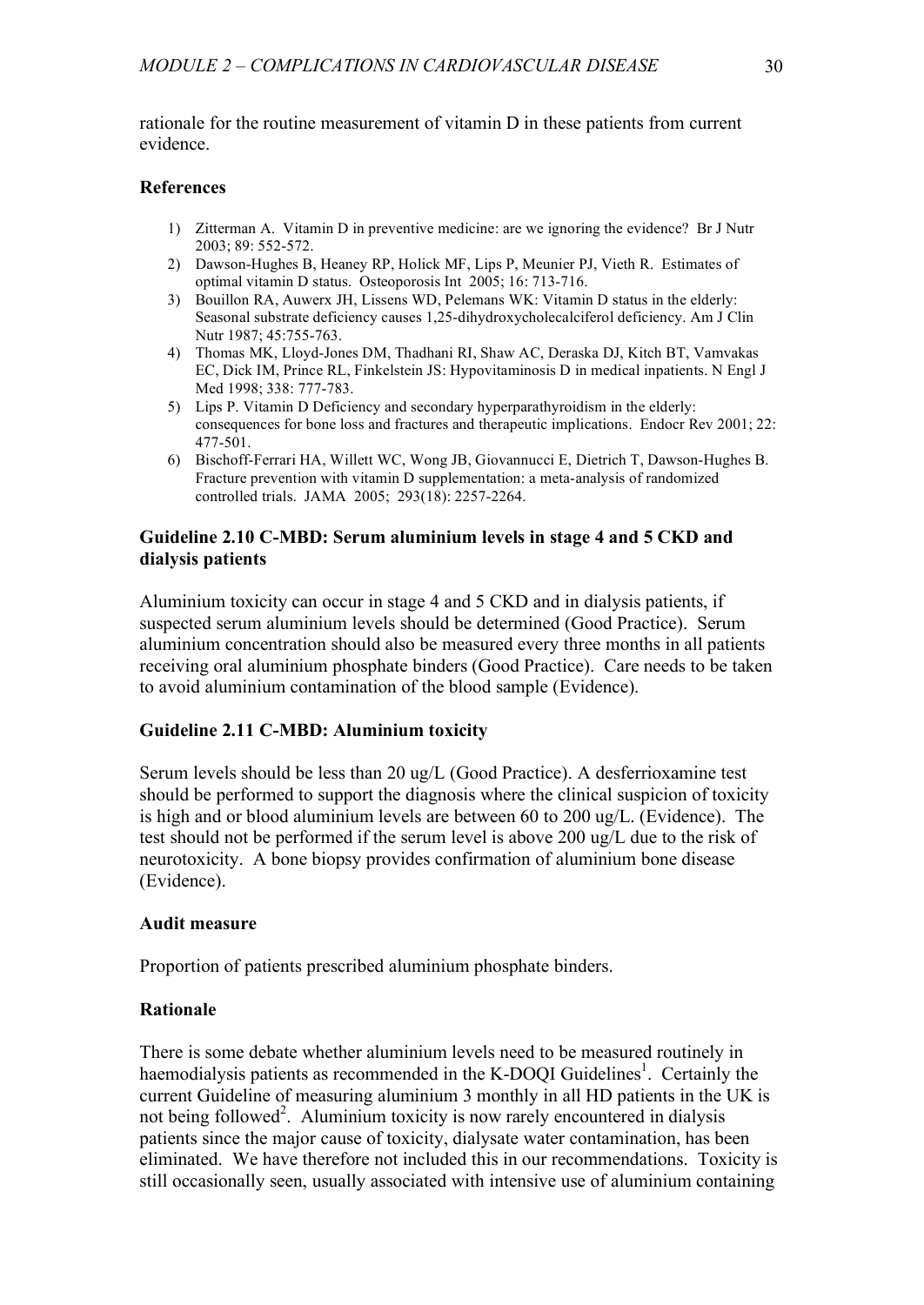rationale for the routine measurement of vitamin D in these patients from current evidence.

### References

1) Zitterman A. Vitamin D in preventive medicine: are we ignoring the evidence? Br J Nutr 2003; 89: 552-572.
2) Dawson-Hughes B, Heaney RP, Holick MF, Lips P, Meunier PJ, Vieth R. Estimates of optimal vitamin D status. Osteoporosis Int 2005; 16: 713-716.
3) Bouillon RA, Auwerx JH, Lissens WD, Pelemans WK: Vitamin D status in the elderly: Seasonal substrate deficiency causes 1,25-dihydroxycholecalciferol deficiency. Am J Clin Nutr 1987; 45:755-763.
4) Thomas MK, Lloyd-Jones DM, Thadhani RI, Shaw AC, Deraska DJ, Kitch BT, Vamvakas EC, Dick IM, Prince RL, Finkelstein JS: Hypovitaminosis D in medical inpatients. N Engl J Med 1998; 338: 777-783.
5) Lips P. Vitamin D Deficiency and secondary hyperparathyroidism in the elderly: consequences for bone loss and fractures and therapeutic implications. Endocr Rev 2001; 22: 477-501.
6) Bischoff-Ferrari HA, Willett WC, Wong JB, Giovannucci E, Dietrich T, Dawson-Hughes B. Fracture prevention with vitamin D supplementation: a meta-analysis of randomized controlled trials. JAMA 2005; 293(18): 2257-2264.

### Guideline 2.10 C-MBD: Serum aluminium levels in stage 4 and 5 CKD and dialysis patients

Aluminium toxicity can occur in stage 4 and 5 CKD and in dialysis patients, if suspected serum aluminium levels should be determined (Good Practice). Serum aluminium concentration should also be measured every three months in all patients receiving oral aluminium phosphate binders (Good Practice). Care needs to be taken to avoid aluminium contamination of the blood sample (Evidence).

### Guideline 2.11 C-MBD: Aluminium toxicity

Serum levels should be less than 20 ug/L (Good Practice). A desferrioxamine test should be performed to support the diagnosis where the clinical suspicion of toxicity is high and or blood aluminium levels are between 60 to 200 ug/L. (Evidence). The test should not be performed if the serum level is above 200 ug/L due to the risk of neurotoxicity. A bone biopsy provides confirmation of aluminium bone disease (Evidence).

### Audit measure

Proportion of patients prescribed aluminium phosphate binders.

### Rationale

There is some debate whether aluminium levels need to be measured routinely in haemodialysis patients as recommended in the K-DOQI Guidelines[1]. Certainly the current Guideline of measuring aluminium 3 monthly in all HD patients in the UK is not being followed[2]. Aluminium toxicity is now rarely encountered in dialysis patients since the major cause of toxicity, dialysate water contamination, has been eliminated. We have therefore not included this in our recommendations. Toxicity is still occasionally seen, usually associated with intensive use of aluminium containing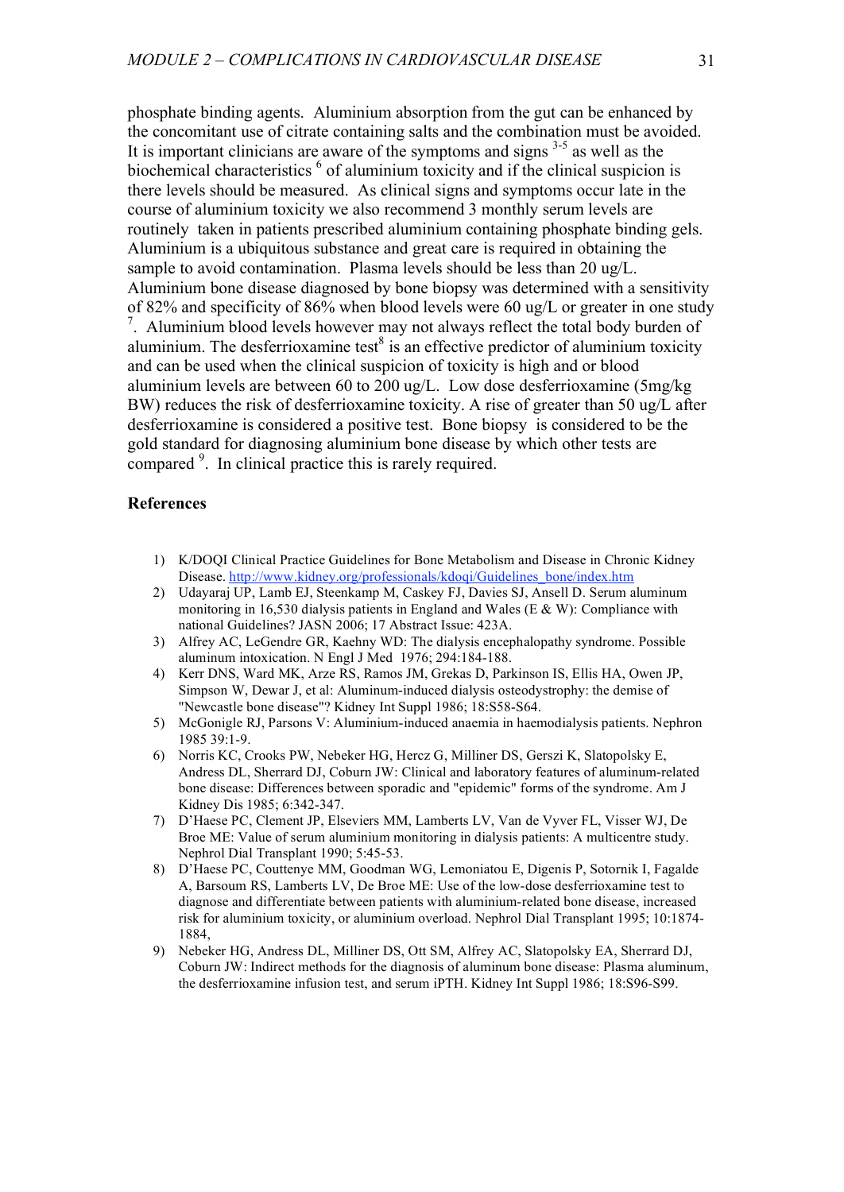phosphate binding agents. Aluminium absorption from the gut can be enhanced by the concomitant use of citrate containing salts and the combination must be avoided. It is important clinicians are aware of the symptoms and signs [3-5] as well as the biochemical characteristics [6] of aluminium toxicity and if the clinical suspicion is there levels should be measured. As clinical signs and symptoms occur late in the course of aluminium toxicity we also recommend 3 monthly serum levels are routinely taken in patients prescribed aluminium containing phosphate binding gels. Aluminium is a ubiquitous substance and great care is required in obtaining the sample to avoid contamination. Plasma levels should be less than 20 ug/L. Aluminium bone disease diagnosed by bone biopsy was determined with a sensitivity of 82% and specificity of 86% when blood levels were 60 ug/L or greater in one study [7]. Aluminium blood levels however may not always reflect the total body burden of aluminium. The desferrioxamine test[8] is an effective predictor of aluminium toxicity and can be used when the clinical suspicion of toxicity is high and or blood aluminium levels are between 60 to 200 ug/L. Low dose desferrioxamine (5mg/kg BW) reduces the risk of desferrioxamine toxicity. A rise of greater than 50 ug/L after desferrioxamine is considered a positive test. Bone biopsy is considered to be the gold standard for diagnosing aluminium bone disease by which other tests are compared [9]. In clinical practice this is rarely required.

## References

1) K/DOQI Clinical Practice Guidelines for Bone Metabolism and Disease in Chronic Kidney Disease. http://www.kidney.org/professionals/kdoqi/Guidelines_bone/index.htm
2) Udayaraj UP, Lamb EJ, Steenkamp M, Caskey FJ, Davies SJ, Ansell D. Serum aluminum monitoring in 16,530 dialysis patients in England and Wales (E & W): Compliance with national Guidelines? JASN 2006; 17 Abstract Issue: 423A.
3) Alfrey AC, LeGendre GR, Kaehny WD: The dialysis encephalopathy syndrome. Possible aluminum intoxication. N Engl J Med 1976; 294:184-188.
4) Kerr DNS, Ward MK, Arze RS, Ramos JM, Grekas D, Parkinson IS, Ellis HA, Owen JP, Simpson W, Dewar J, et al: Aluminum-induced dialysis osteodystrophy: the demise of "Newcastle bone disease"? Kidney Int Suppl 1986; 18:S58-S64.
5) McGonigle RJ, Parsons V: Aluminium-induced anaemia in haemodialysis patients. Nephron 1985 39:1-9.
6) Norris KC, Crooks PW, Nebeker HG, Hercz G, Milliner DS, Gerszi K, Slatopolsky E, Andress DL, Sherrard DJ, Coburn JW: Clinical and laboratory features of aluminum-related bone disease: Differences between sporadic and "epidemic" forms of the syndrome. Am J Kidney Dis 1985; 6:342-347.
7) D'Haese PC, Clement JP, Elseviers MM, Lamberts LV, Van de Vyver FL, Visser WJ, De Broe ME: Value of serum aluminium monitoring in dialysis patients: A multicentre study. Nephrol Dial Transplant 1990; 5:45-53.
8) D'Haese PC, Couttenye MM, Goodman WG, Lemoniatou E, Digenis P, Sotornik I, Fagalde A, Barsoum RS, Lamberts LV, De Broe ME: Use of the low-dose desferrioxamine test to diagnose and differentiate between patients with aluminium-related bone disease, increased risk for aluminium toxicity, or aluminium overload. Nephrol Dial Transplant 1995; 10:1874-1884,
9) Nebeker HG, Andress DL, Milliner DS, Ott SM, Alfrey AC, Slatopolsky EA, Sherrard DJ, Coburn JW: Indirect methods for the diagnosis of aluminum bone disease: Plasma aluminum, the desferrioxamine infusion test, and serum iPTH. Kidney Int Suppl 1986; 18:S96-S99.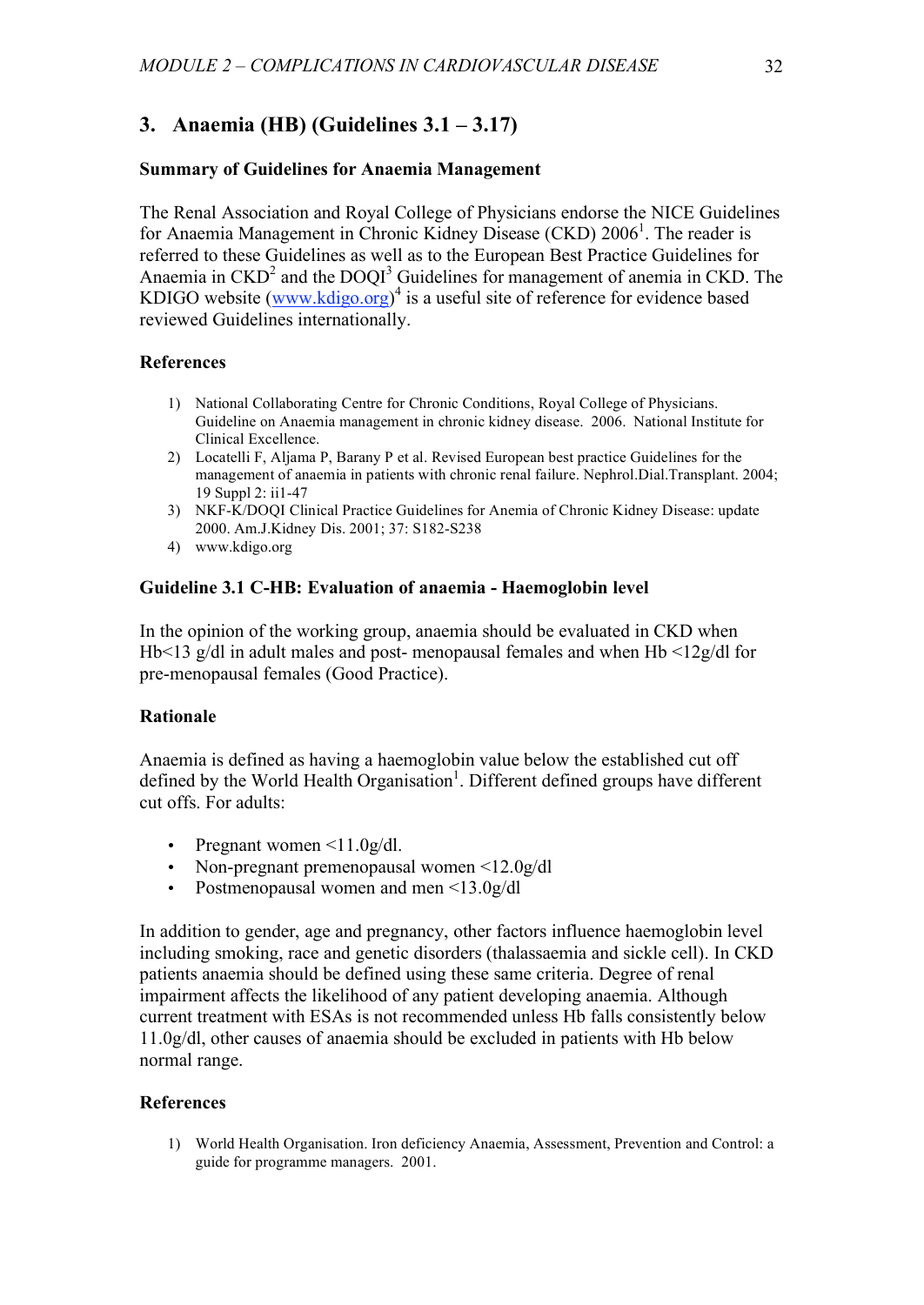## 3. Anaemia (HB) (Guidelines 3.1 – 3.17)

### Summary of Guidelines for Anaemia Management

The Renal Association and Royal College of Physicians endorse the NICE Guidelines for Anaemia Management in Chronic Kidney Disease (CKD) 2006[1]. The reader is referred to these Guidelines as well as to the European Best Practice Guidelines for Anaemia in CKD[2] and the DOQI[3] Guidelines for management of anemia in CKD. The KDIGO website (www.kdigo.org)[4] is a useful site of reference for evidence based reviewed Guidelines internationally.

### References

1) National Collaborating Centre for Chronic Conditions, Royal College of Physicians. Guideline on Anaemia management in chronic kidney disease. 2006. National Institute for Clinical Excellence.
2) Locatelli F, Aljama P, Barany P et al. Revised European best practice Guidelines for the management of anaemia in patients with chronic renal failure. Nephrol.Dial.Transplant. 2004; 19 Suppl 2: ii1-47
3) NKF-K/DOQI Clinical Practice Guidelines for Anemia of Chronic Kidney Disease: update 2000. Am.J.Kidney Dis. 2001; 37: S182-S238
4) www.kdigo.org

### Guideline 3.1 C-HB: Evaluation of anaemia - Haemoglobin level

In the opinion of the working group, anaemia should be evaluated in CKD when Hb<13 g/dl in adult males and post- menopausal females and when Hb <12g/dl for pre-menopausal females (Good Practice).

### Rationale

Anaemia is defined as having a haemoglobin value below the established cut off defined by the World Health Organisation[1]. Different defined groups have different cut offs. For adults:

- Pregnant women <11.0g/dl.
- Non-pregnant premenopausal women <12.0g/dl
- Postmenopausal women and men <13.0g/dl

In addition to gender, age and pregnancy, other factors influence haemoglobin level including smoking, race and genetic disorders (thalassaemia and sickle cell). In CKD patients anaemia should be defined using these same criteria. Degree of renal impairment affects the likelihood of any patient developing anaemia. Although current treatment with ESAs is not recommended unless Hb falls consistently below 11.0g/dl, other causes of anaemia should be excluded in patients with Hb below normal range.

### References

1) World Health Organisation. Iron deficiency Anaemia, Assessment, Prevention and Control: a guide for programme managers. 2001.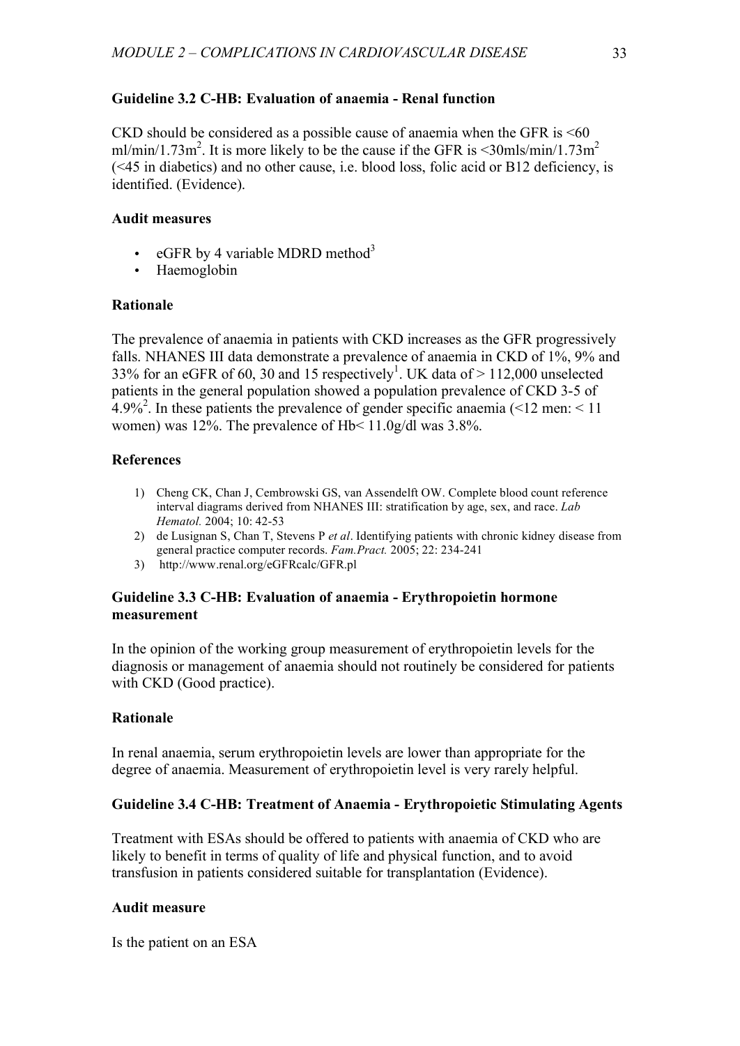### Guideline 3.2 C-HB: Evaluation of anaemia - Renal function

CKD should be considered as a possible cause of anaemia when the GFR is <60 ml/min/1.73m$^2$. It is more likely to be the cause if the GFR is <30mls/min/1.73m$^2$ (<45 in diabetics) and no other cause, i.e. blood loss, folic acid or B12 deficiency, is identified. (Evidence).

#### Audit measures

- eGFR by 4 variable MDRD method[3]
- Haemoglobin

#### Rationale

The prevalence of anaemia in patients with CKD increases as the GFR progressively falls. NHANES III data demonstrate a prevalence of anaemia in CKD of 1%, 9% and 33% for an eGFR of 60, 30 and 15 respectively[1]. UK data of > 112,000 unselected patients in the general population showed a population prevalence of CKD 3-5 of 4.9%[2]. In these patients the prevalence of gender specific anaemia (<12 men: < 11 women) was 12%. The prevalence of Hb< 11.0g/dl was 3.8%.

#### References

1) Cheng CK, Chan J, Cembrowski GS, van Assendelft OW. Complete blood count reference interval diagrams derived from NHANES III: stratification by age, sex, and race. *Lab Hematol.* 2004; 10: 42-53
2) de Lusignan S, Chan T, Stevens P *et al*. Identifying patients with chronic kidney disease from general practice computer records. *Fam.Pract.* 2005; 22: 234-241
3) http://www.renal.org/eGFRcalc/GFR.pl

### Guideline 3.3 C-HB: Evaluation of anaemia - Erythropoietin hormone measurement

In the opinion of the working group measurement of erythropoietin levels for the diagnosis or management of anaemia should not routinely be considered for patients with CKD (Good practice).

#### Rationale

In renal anaemia, serum erythropoietin levels are lower than appropriate for the degree of anaemia. Measurement of erythropoietin level is very rarely helpful.

### Guideline 3.4 C-HB: Treatment of Anaemia - Erythropoietic Stimulating Agents

Treatment with ESAs should be offered to patients with anaemia of CKD who are likely to benefit in terms of quality of life and physical function, and to avoid transfusion in patients considered suitable for transplantation (Evidence).

#### Audit measure

Is the patient on an ESA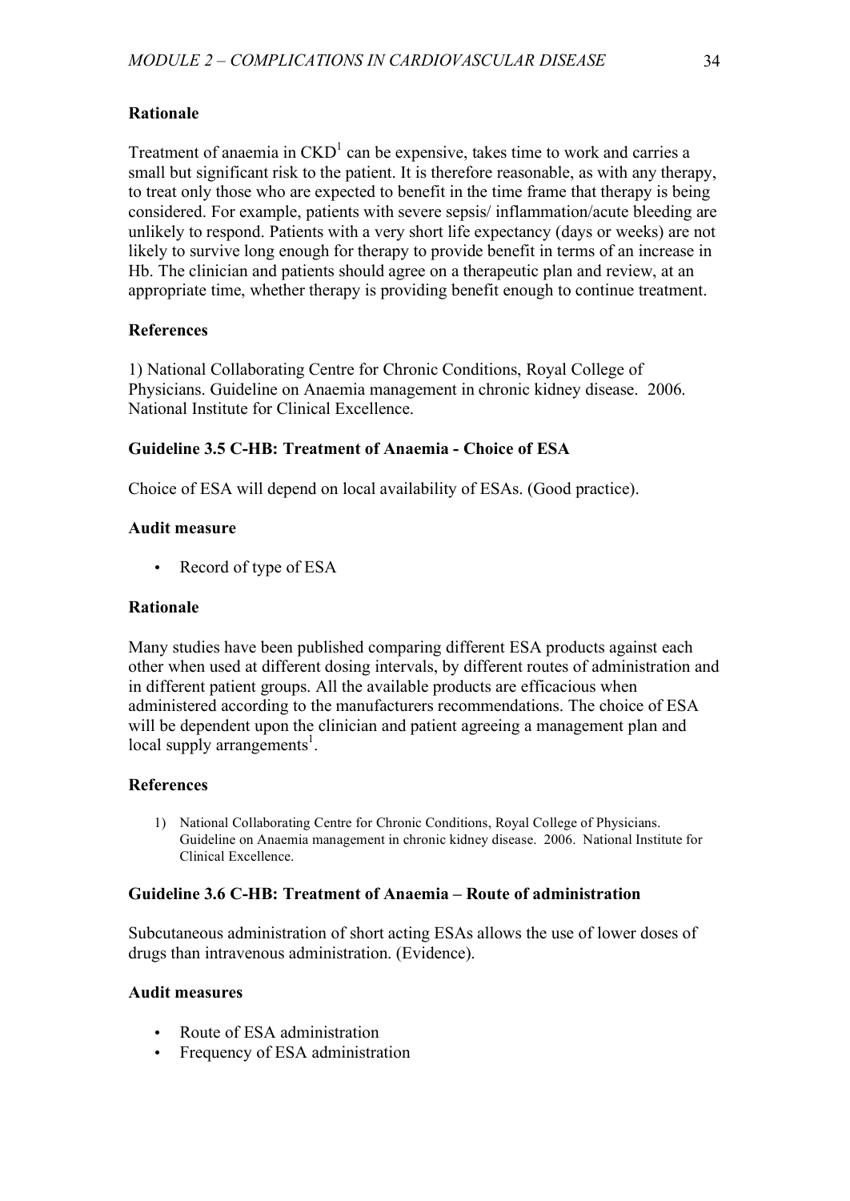**Rationale**

Treatment of anaemia in CKD[1] can be expensive, takes time to work and carries a small but significant risk to the patient. It is therefore reasonable, as with any therapy, to treat only those who are expected to benefit in the time frame that therapy is being considered. For example, patients with severe sepsis/ inflammation/acute bleeding are unlikely to respond. Patients with a very short life expectancy (days or weeks) are not likely to survive long enough for therapy to provide benefit in terms of an increase in Hb. The clinician and patients should agree on a therapeutic plan and review, at an appropriate time, whether therapy is providing benefit enough to continue treatment.

**References**

1) National Collaborating Centre for Chronic Conditions, Royal College of Physicians. Guideline on Anaemia management in chronic kidney disease. 2006. National Institute for Clinical Excellence.

**Guideline 3.5 C-HB: Treatment of Anaemia - Choice of ESA**

Choice of ESA will depend on local availability of ESAs. (Good practice).

**Audit measure**

- Record of type of ESA

**Rationale**

Many studies have been published comparing different ESA products against each other when used at different dosing intervals, by different routes of administration and in different patient groups. All the available products are efficacious when administered according to the manufacturers recommendations. The choice of ESA will be dependent upon the clinician and patient agreeing a management plan and local supply arrangements[1].

**References**

1) National Collaborating Centre for Chronic Conditions, Royal College of Physicians. Guideline on Anaemia management in chronic kidney disease. 2006. National Institute for Clinical Excellence.

**Guideline 3.6 C-HB: Treatment of Anaemia – Route of administration**

Subcutaneous administration of short acting ESAs allows the use of lower doses of drugs than intravenous administration. (Evidence).

**Audit measures**

- Route of ESA administration
- Frequency of ESA administration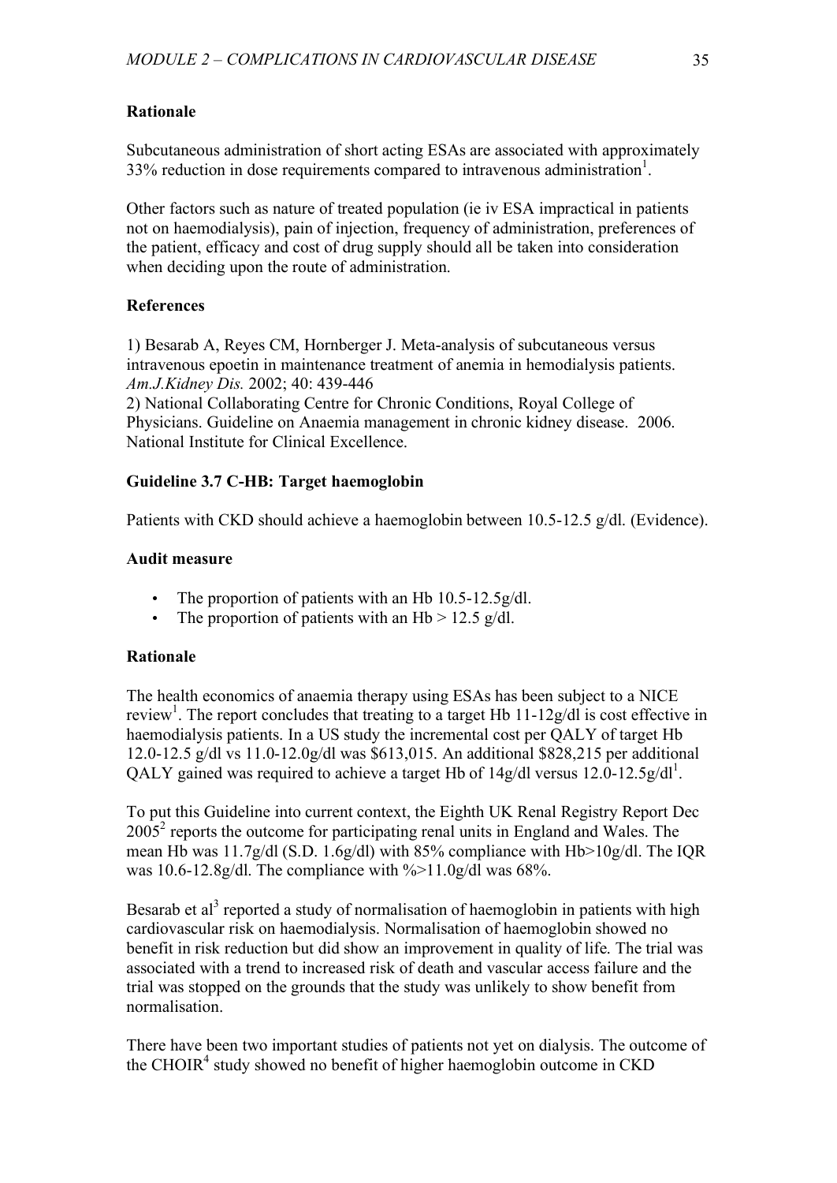**Rationale**

Subcutaneous administration of short acting ESAs are associated with approximately 33% reduction in dose requirements compared to intravenous administration[1].

Other factors such as nature of treated population (ie iv ESA impractical in patients not on haemodialysis), pain of injection, frequency of administration, preferences of the patient, efficacy and cost of drug supply should all be taken into consideration when deciding upon the route of administration.

**References**

1) Besarab A, Reyes CM, Hornberger J. Meta-analysis of subcutaneous versus intravenous epoetin in maintenance treatment of anemia in hemodialysis patients. *Am.J.Kidney Dis.* 2002; 40: 439-446
2) National Collaborating Centre for Chronic Conditions, Royal College of Physicians. Guideline on Anaemia management in chronic kidney disease. 2006. National Institute for Clinical Excellence.

**Guideline 3.7 C-HB: Target haemoglobin**

Patients with CKD should achieve a haemoglobin between 10.5-12.5 g/dl. (Evidence).

**Audit measure**

- The proportion of patients with an Hb 10.5-12.5g/dl.
- The proportion of patients with an Hb > 12.5 g/dl.

**Rationale**

The health economics of anaemia therapy using ESAs has been subject to a NICE review[1]. The report concludes that treating to a target Hb 11-12g/dl is cost effective in haemodialysis patients. In a US study the incremental cost per QALY of target Hb 12.0-12.5 g/dl vs 11.0-12.0g/dl was $613,015. An additional $828,215 per additional QALY gained was required to achieve a target Hb of 14g/dl versus 12.0-12.5g/dl[1].

To put this Guideline into current context, the Eighth UK Renal Registry Report Dec 2005[2] reports the outcome for participating renal units in England and Wales. The mean Hb was 11.7g/dl (S.D. 1.6g/dl) with 85% compliance with Hb>10g/dl. The IQR was 10.6-12.8g/dl. The compliance with %>11.0g/dl was 68%.

Besarab et al[3] reported a study of normalisation of haemoglobin in patients with high cardiovascular risk on haemodialysis. Normalisation of haemoglobin showed no benefit in risk reduction but did show an improvement in quality of life. The trial was associated with a trend to increased risk of death and vascular access failure and the trial was stopped on the grounds that the study was unlikely to show benefit from normalisation.

There have been two important studies of patients not yet on dialysis. The outcome of the CHOIR[4] study showed no benefit of higher haemoglobin outcome in CKD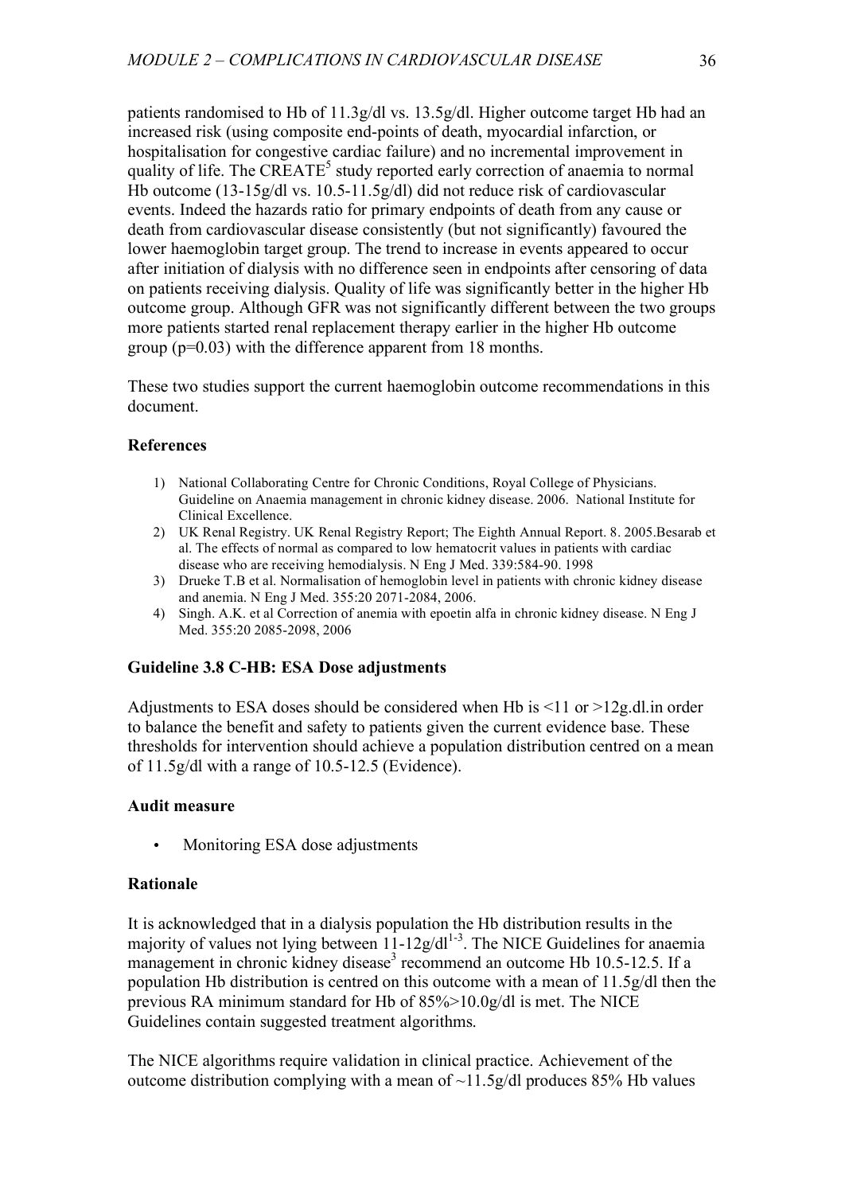patients randomised to Hb of 11.3g/dl vs. 13.5g/dl. Higher outcome target Hb had an increased risk (using composite end-points of death, myocardial infarction, or hospitalisation for congestive cardiac failure) and no incremental improvement in quality of life. The CREATE[5] study reported early correction of anaemia to normal Hb outcome (13-15g/dl vs. 10.5-11.5g/dl) did not reduce risk of cardiovascular events. Indeed the hazards ratio for primary endpoints of death from any cause or death from cardiovascular disease consistently (but not significantly) favoured the lower haemoglobin target group. The trend to increase in events appeared to occur after initiation of dialysis with no difference seen in endpoints after censoring of data on patients receiving dialysis. Quality of life was significantly better in the higher Hb outcome group. Although GFR was not significantly different between the two groups more patients started renal replacement therapy earlier in the higher Hb outcome group ($p=0.03$) with the difference apparent from 18 months.

These two studies support the current haemoglobin outcome recommendations in this document.

**References**

1) National Collaborating Centre for Chronic Conditions, Royal College of Physicians. Guideline on Anaemia management in chronic kidney disease. 2006. National Institute for Clinical Excellence.
2) UK Renal Registry. UK Renal Registry Report; The Eighth Annual Report. 8. 2005.Besarab et al. The effects of normal as compared to low hematocrit values in patients with cardiac disease who are receiving hemodialysis. N Eng J Med. 339:584-90. 1998
3) Drueke T.B et al. Normalisation of hemoglobin level in patients with chronic kidney disease and anemia. N Eng J Med. 355:20 2071-2084, 2006.
4) Singh. A.K. et al Correction of anemia with epoetin alfa in chronic kidney disease. N Eng J Med. 355:20 2085-2098, 2006

**Guideline 3.8 C-HB: ESA Dose adjustments**

Adjustments to ESA doses should be considered when Hb is <11 or >12g.dl.in order to balance the benefit and safety to patients given the current evidence base. These thresholds for intervention should achieve a population distribution centred on a mean of 11.5g/dl with a range of 10.5-12.5 (Evidence).

**Audit measure**

- Monitoring ESA dose adjustments

**Rationale**

It is acknowledged that in a dialysis population the Hb distribution results in the majority of values not lying between 11-12g/dl[1-3]. The NICE Guidelines for anaemia management in chronic kidney disease[3] recommend an outcome Hb 10.5-12.5. If a population Hb distribution is centred on this outcome with a mean of 11.5g/dl then the previous RA minimum standard for Hb of 85%>10.0g/dl is met. The NICE Guidelines contain suggested treatment algorithms.

The NICE algorithms require validation in clinical practice. Achievement of the outcome distribution complying with a mean of ~11.5g/dl produces 85% Hb values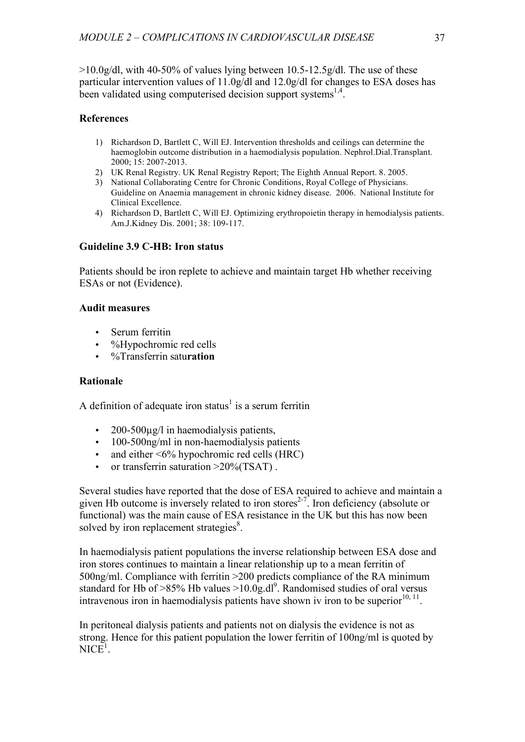>10.0g/dl, with 40-50% of values lying between 10.5-12.5g/dl. The use of these particular intervention values of 11.0g/dl and 12.0g/dl for changes to ESA doses has been validated using computerised decision support systems[1,4].

### References

1) Richardson D, Bartlett C, Will EJ. Intervention thresholds and ceilings can determine the haemoglobin outcome distribution in a haemodialysis population. Nephrol.Dial.Transplant. 2000; 15: 2007-2013.
2) UK Renal Registry. UK Renal Registry Report; The Eighth Annual Report. 8. 2005.
3) National Collaborating Centre for Chronic Conditions, Royal College of Physicians. Guideline on Anaemia management in chronic kidney disease. 2006. National Institute for Clinical Excellence.
4) Richardson D, Bartlett C, Will EJ. Optimizing erythropoietin therapy in hemodialysis patients. Am.J.Kidney Dis. 2001; 38: 109-117.

### Guideline 3.9 C-HB: Iron status

Patients should be iron replete to achieve and maintain target Hb whether receiving ESAs or not (Evidence).

#### Audit measures

- Serum ferritin
- %Hypochromic red cells
- %Transferrin satu**ration**

#### Rationale

A definition of adequate iron status[1] is a serum ferritin

- 200-500µg/l in haemodialysis patients,
- 100-500ng/ml in non-haemodialysis patients
- and either <6% hypochromic red cells (HRC)
- or transferrin saturation >20%(TSAT) .

Several studies have reported that the dose of ESA required to achieve and maintain a given Hb outcome is inversely related to iron stores[2-7]. Iron deficiency (absolute or functional) was the main cause of ESA resistance in the UK but this has now been solved by iron replacement strategies[8].

In haemodialysis patient populations the inverse relationship between ESA dose and iron stores continues to maintain a linear relationship up to a mean ferritin of 500ng/ml. Compliance with ferritin >200 predicts compliance of the RA minimum standard for Hb of >85% Hb values >10.0g.dl[9]. Randomised studies of oral versus intravenous iron in haemodialysis patients have shown iv iron to be superior[10, 11].

In peritoneal dialysis patients and patients not on dialysis the evidence is not as strong. Hence for this patient population the lower ferritin of 100ng/ml is quoted by NICE[1].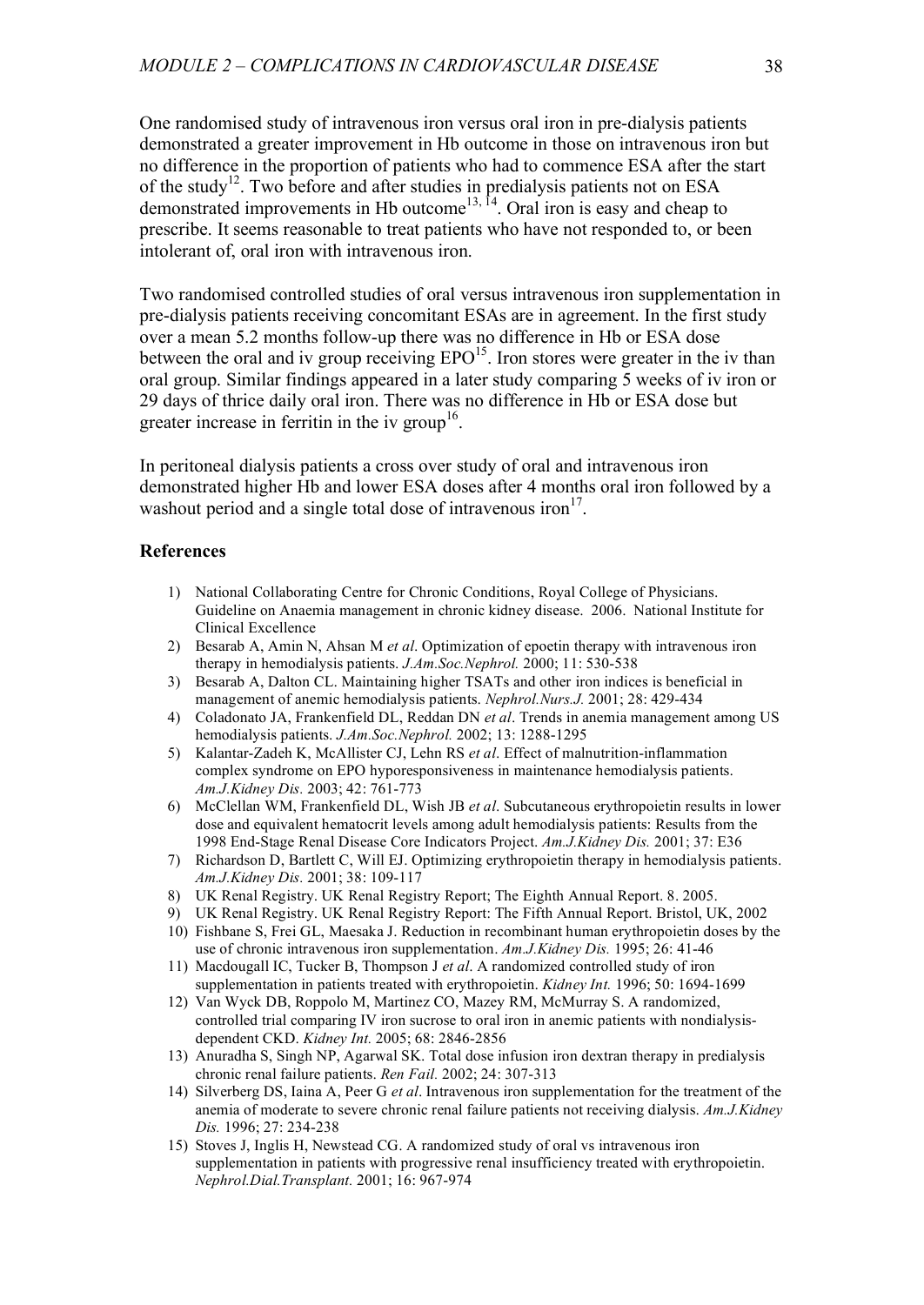One randomised study of intravenous iron versus oral iron in pre-dialysis patients demonstrated a greater improvement in Hb outcome in those on intravenous iron but no difference in the proportion of patients who had to commence ESA after the start of the study[12]. Two before and after studies in predialysis patients not on ESA demonstrated improvements in Hb outcome[13, 14]. Oral iron is easy and cheap to prescribe. It seems reasonable to treat patients who have not responded to, or been intolerant of, oral iron with intravenous iron.

Two randomised controlled studies of oral versus intravenous iron supplementation in pre-dialysis patients receiving concomitant ESAs are in agreement. In the first study over a mean 5.2 months follow-up there was no difference in Hb or ESA dose between the oral and iv group receiving EPO[15]. Iron stores were greater in the iv than oral group. Similar findings appeared in a later study comparing 5 weeks of iv iron or 29 days of thrice daily oral iron. There was no difference in Hb or ESA dose but greater increase in ferritin in the iv group[16].

In peritoneal dialysis patients a cross over study of oral and intravenous iron demonstrated higher Hb and lower ESA doses after 4 months oral iron followed by a washout period and a single total dose of intravenous iron[17].

## References

1) National Collaborating Centre for Chronic Conditions, Royal College of Physicians. Guideline on Anaemia management in chronic kidney disease. 2006. National Institute for Clinical Excellence
2) Besarab A, Amin N, Ahsan M *et al*. Optimization of epoetin therapy with intravenous iron therapy in hemodialysis patients. *J.Am.Soc.Nephrol.* 2000; 11: 530-538
3) Besarab A, Dalton CL. Maintaining higher TSATs and other iron indices is beneficial in management of anemic hemodialysis patients. *Nephrol.Nurs.J.* 2001; 28: 429-434
4) Coladonato JA, Frankenfield DL, Reddan DN *et al*. Trends in anemia management among US hemodialysis patients. *J.Am.Soc.Nephrol.* 2002; 13: 1288-1295
5) Kalantar-Zadeh K, McAllister CJ, Lehn RS *et al*. Effect of malnutrition-inflammation complex syndrome on EPO hyporesponsiveness in maintenance hemodialysis patients. *Am.J.Kidney Dis.* 2003; 42: 761-773
6) McClellan WM, Frankenfield DL, Wish JB *et al*. Subcutaneous erythropoietin results in lower dose and equivalent hematocrit levels among adult hemodialysis patients: Results from the 1998 End-Stage Renal Disease Core Indicators Project. *Am.J.Kidney Dis.* 2001; 37: E36
7) Richardson D, Bartlett C, Will EJ. Optimizing erythropoietin therapy in hemodialysis patients. *Am.J.Kidney Dis.* 2001; 38: 109-117
8) UK Renal Registry. UK Renal Registry Report; The Eighth Annual Report. 8. 2005.
9) UK Renal Registry. UK Renal Registry Report: The Fifth Annual Report. Bristol, UK, 2002
10) Fishbane S, Frei GL, Maesaka J. Reduction in recombinant human erythropoietin doses by the use of chronic intravenous iron supplementation. *Am.J.Kidney Dis.* 1995; 26: 41-46
11) Macdougall IC, Tucker B, Thompson J *et al*. A randomized controlled study of iron supplementation in patients treated with erythropoietin. *Kidney Int.* 1996; 50: 1694-1699
12) Van Wyck DB, Roppolo M, Martinez CO, Mazey RM, McMurray S. A randomized, controlled trial comparing IV iron sucrose to oral iron in anemic patients with nondialysis-dependent CKD. *Kidney Int.* 2005; 68: 2846-2856
13) Anuradha S, Singh NP, Agarwal SK. Total dose infusion iron dextran therapy in predialysis chronic renal failure patients. *Ren Fail.* 2002; 24: 307-313
14) Silverberg DS, Iaina A, Peer G *et al*. Intravenous iron supplementation for the treatment of the anemia of moderate to severe chronic renal failure patients not receiving dialysis. *Am.J.Kidney Dis.* 1996; 27: 234-238
15) Stoves J, Inglis H, Newstead CG. A randomized study of oral vs intravenous iron supplementation in patients with progressive renal insufficiency treated with erythropoietin. *Nephrol.Dial.Transplant.* 2001; 16: 967-974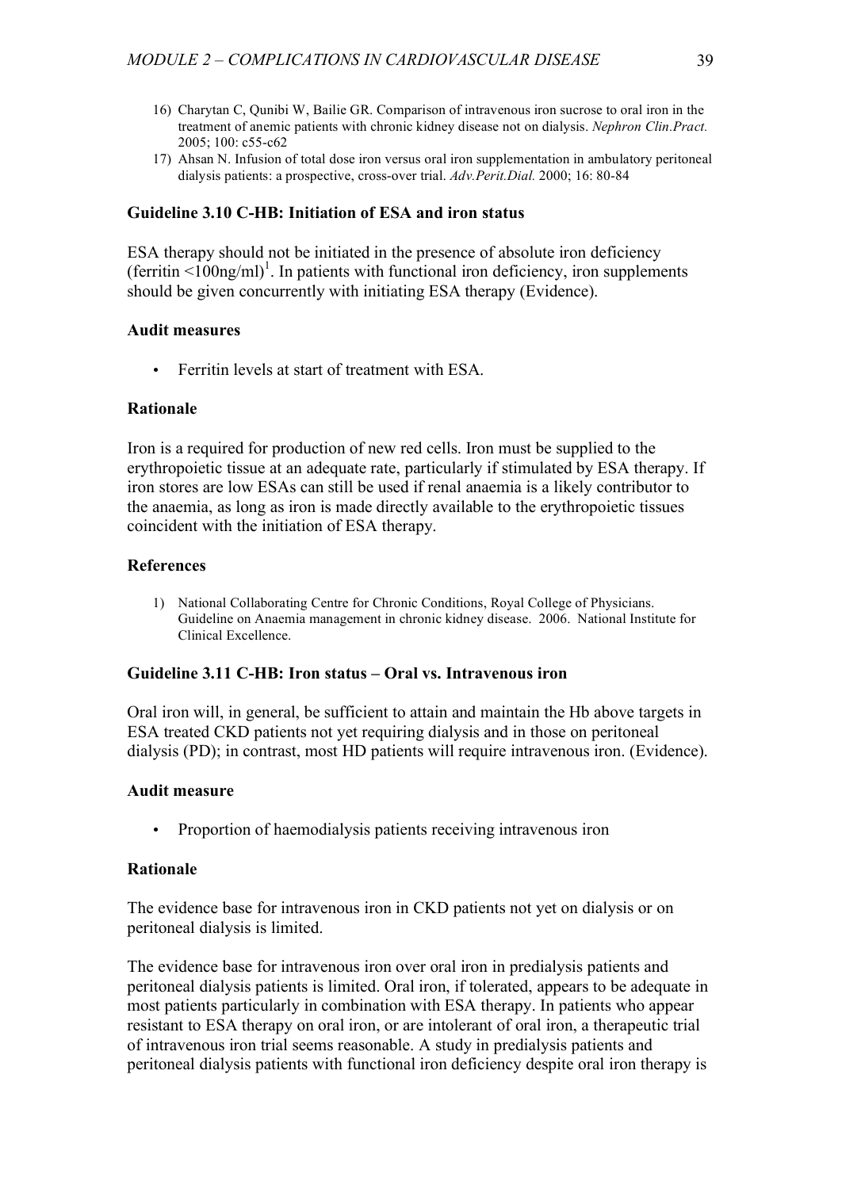16) Charytan C, Qunibi W, Bailie GR. Comparison of intravenous iron sucrose to oral iron in the treatment of anemic patients with chronic kidney disease not on dialysis. *Nephron Clin.Pract.* 2005; 100: c55-c62
17) Ahsan N. Infusion of total dose iron versus oral iron supplementation in ambulatory peritoneal dialysis patients: a prospective, cross-over trial. *Adv.Perit.Dial.* 2000; 16: 80-84

### Guideline 3.10 C-HB: Initiation of ESA and iron status

ESA therapy should not be initiated in the presence of absolute iron deficiency (ferritin <100ng/ml)[1]. In patients with functional iron deficiency, iron supplements should be given concurrently with initiating ESA therapy (Evidence).

#### Audit measures

- Ferritin levels at start of treatment with ESA.

#### Rationale

Iron is a required for production of new red cells. Iron must be supplied to the erythropoietic tissue at an adequate rate, particularly if stimulated by ESA therapy. If iron stores are low ESAs can still be used if renal anaemia is a likely contributor to the anaemia, as long as iron is made directly available to the erythropoietic tissues coincident with the initiation of ESA therapy.

#### References

1) National Collaborating Centre for Chronic Conditions, Royal College of Physicians. Guideline on Anaemia management in chronic kidney disease. 2006. National Institute for Clinical Excellence.

### Guideline 3.11 C-HB: Iron status – Oral vs. Intravenous iron

Oral iron will, in general, be sufficient to attain and maintain the Hb above targets in ESA treated CKD patients not yet requiring dialysis and in those on peritoneal dialysis (PD); in contrast, most HD patients will require intravenous iron. (Evidence).

#### Audit measure

- Proportion of haemodialysis patients receiving intravenous iron

#### Rationale

The evidence base for intravenous iron in CKD patients not yet on dialysis or on peritoneal dialysis is limited.

The evidence base for intravenous iron over oral iron in predialysis patients and peritoneal dialysis patients is limited. Oral iron, if tolerated, appears to be adequate in most patients particularly in combination with ESA therapy. In patients who appear resistant to ESA therapy on oral iron, or are intolerant of oral iron, a therapeutic trial of intravenous iron trial seems reasonable. A study in predialysis patients and peritoneal dialysis patients with functional iron deficiency despite oral iron therapy is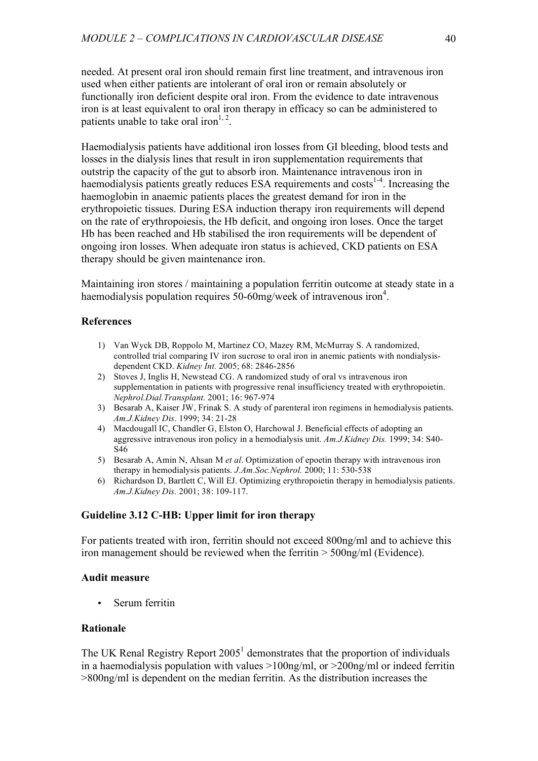needed. At present oral iron should remain first line treatment, and intravenous iron used when either patients are intolerant of oral iron or remain absolutely or functionally iron deficient despite oral iron. From the evidence to date intravenous iron is at least equivalent to oral iron therapy in efficacy so can be administered to patients unable to take oral iron[1, 2].

Haemodialysis patients have additional iron losses from GI bleeding, blood tests and losses in the dialysis lines that result in iron supplementation requirements that outstrip the capacity of the gut to absorb iron. Maintenance intravenous iron in haemodialysis patients greatly reduces ESA requirements and costs[1-4]. Increasing the haemoglobin in anaemic patients places the greatest demand for iron in the erythropoietic tissues. During ESA induction therapy iron requirements will depend on the rate of erythropoiesis, the Hb deficit, and ongoing iron loses. Once the target Hb has been reached and Hb stabilised the iron requirements will be dependent of ongoing iron losses. When adequate iron status is achieved, CKD patients on ESA therapy should be given maintenance iron.

Maintaining iron stores / maintaining a population ferritin outcome at steady state in a haemodialysis population requires 50-60mg/week of intravenous iron[4].

### References

1) Van Wyck DB, Roppolo M, Martinez CO, Mazey RM, McMurray S. A randomized, controlled trial comparing IV iron sucrose to oral iron in anemic patients with nondialysis-dependent CKD. *Kidney Int.* 2005; 68: 2846-2856
2) Stoves J, Inglis H, Newstead CG. A randomized study of oral vs intravenous iron supplementation in patients with progressive renal insufficiency treated with erythropoietin. *Nephrol.Dial.Transplant.* 2001; 16: 967-974
3) Besarab A, Kaiser JW, Frinak S. A study of parenteral iron regimens in hemodialysis patients. *Am.J.Kidney Dis.* 1999; 34: 21-28
4) Macdougall IC, Chandler G, Elston O, Harchowal J. Beneficial effects of adopting an aggressive intravenous iron policy in a hemodialysis unit. *Am.J.Kidney Dis.* 1999; 34: S40-S46
5) Besarab A, Amin N, Ahsan M *et al*. Optimization of epoetin therapy with intravenous iron therapy in hemodialysis patients. *J.Am.Soc.Nephrol.* 2000; 11: 530-538
6) Richardson D, Bartlett C, Will EJ. Optimizing erythropoietin therapy in hemodialysis patients. *Am.J.Kidney Dis.* 2001; 38: 109-117.

### Guideline 3.12 C-HB: Upper limit for iron therapy

For patients treated with iron, ferritin should not exceed 800ng/ml and to achieve this iron management should be reviewed when the ferritin > 500ng/ml (Evidence).

### Audit measure

- Serum ferritin

### Rationale

The UK Renal Registry Report 2005[1] demonstrates that the proportion of individuals in a haemodialysis population with values >100ng/ml, or >200ng/ml or indeed ferritin >800ng/ml is dependent on the median ferritin. As the distribution increases the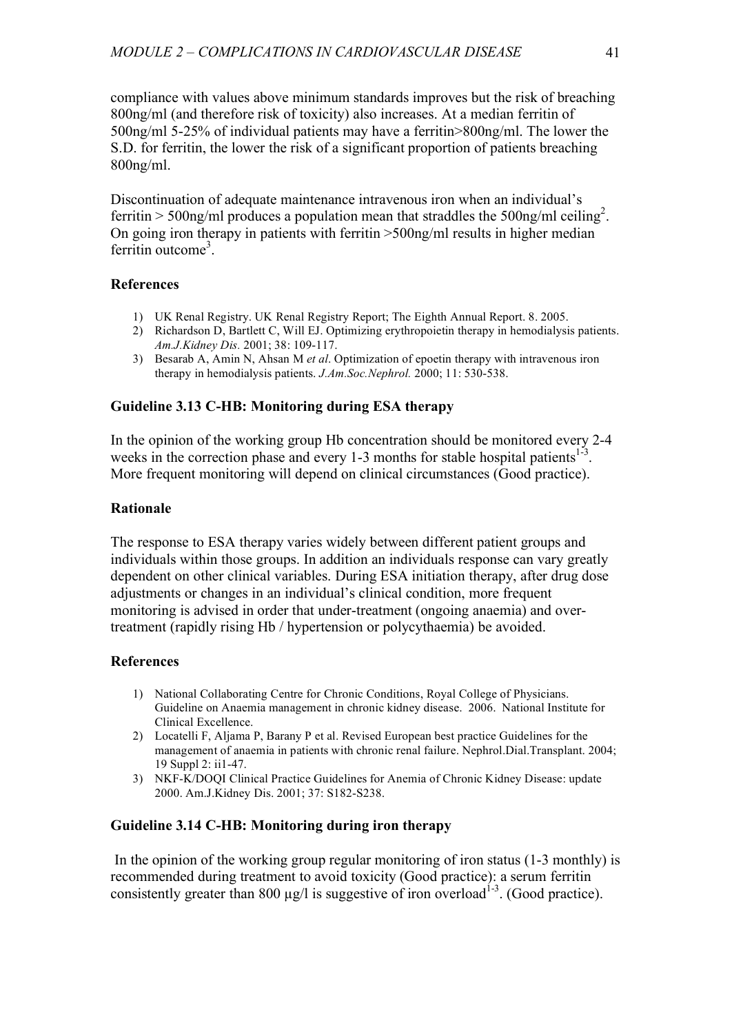compliance with values above minimum standards improves but the risk of breaching 800ng/ml (and therefore risk of toxicity) also increases. At a median ferritin of 500ng/ml 5-25% of individual patients may have a ferritin>800ng/ml. The lower the S.D. for ferritin, the lower the risk of a significant proportion of patients breaching 800ng/ml.

Discontinuation of adequate maintenance intravenous iron when an individual's ferritin > 500ng/ml produces a population mean that straddles the 500ng/ml ceiling[2]. On going iron therapy in patients with ferritin >500ng/ml results in higher median ferritin outcome[3].

**References**

1) UK Renal Registry. UK Renal Registry Report; The Eighth Annual Report. 8. 2005.
2) Richardson D, Bartlett C, Will EJ. Optimizing erythropoietin therapy in hemodialysis patients. *Am.J.Kidney Dis.* 2001; 38: 109-117.
3) Besarab A, Amin N, Ahsan M *et al*. Optimization of epoetin therapy with intravenous iron therapy in hemodialysis patients. *J.Am.Soc.Nephrol.* 2000; 11: 530-538.

**Guideline 3.13 C-HB: Monitoring during ESA therapy**

In the opinion of the working group Hb concentration should be monitored every 2-4 weeks in the correction phase and every 1-3 months for stable hospital patients[1-3]. More frequent monitoring will depend on clinical circumstances (Good practice).

**Rationale**

The response to ESA therapy varies widely between different patient groups and individuals within those groups. In addition an individuals response can vary greatly dependent on other clinical variables. During ESA initiation therapy, after drug dose adjustments or changes in an individual's clinical condition, more frequent monitoring is advised in order that under-treatment (ongoing anaemia) and over-treatment (rapidly rising Hb / hypertension or polycythaemia) be avoided.

**References**

1) National Collaborating Centre for Chronic Conditions, Royal College of Physicians. Guideline on Anaemia management in chronic kidney disease. 2006. National Institute for Clinical Excellence.
2) Locatelli F, Aljama P, Barany P et al. Revised European best practice Guidelines for the management of anaemia in patients with chronic renal failure. Nephrol.Dial.Transplant. 2004; 19 Suppl 2: ii1-47.
3) NKF-K/DOQI Clinical Practice Guidelines for Anemia of Chronic Kidney Disease: update 2000. Am.J.Kidney Dis. 2001; 37: S182-S238.

**Guideline 3.14 C-HB: Monitoring during iron therapy**

In the opinion of the working group regular monitoring of iron status (1-3 monthly) is recommended during treatment to avoid toxicity (Good practice): a serum ferritin consistently greater than 800 µg/l is suggestive of iron overload[1-3]. (Good practice).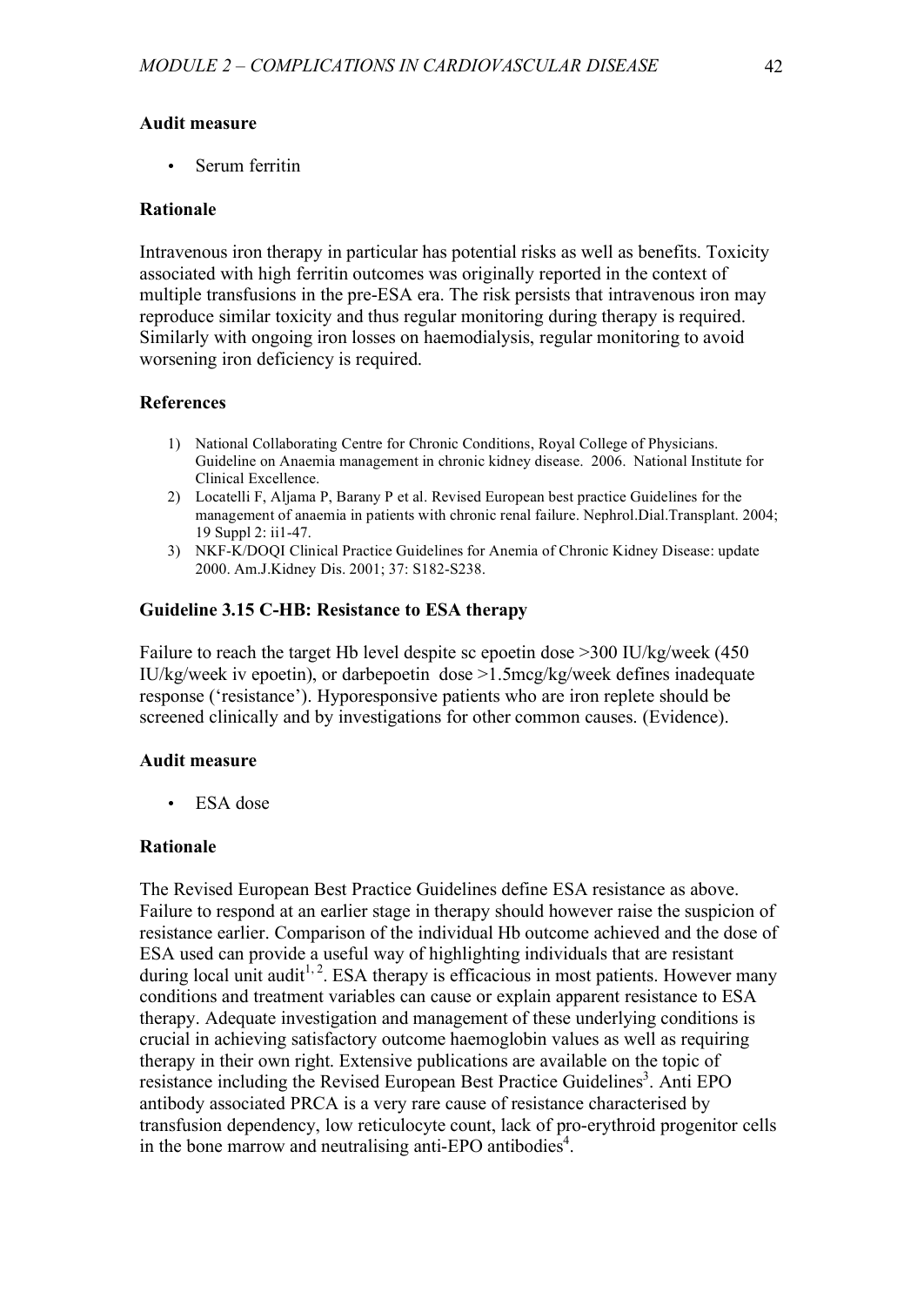**Audit measure**

- Serum ferritin

**Rationale**

Intravenous iron therapy in particular has potential risks as well as benefits. Toxicity associated with high ferritin outcomes was originally reported in the context of multiple transfusions in the pre-ESA era. The risk persists that intravenous iron may reproduce similar toxicity and thus regular monitoring during therapy is required. Similarly with ongoing iron losses on haemodialysis, regular monitoring to avoid worsening iron deficiency is required.

**References**

1) National Collaborating Centre for Chronic Conditions, Royal College of Physicians. Guideline on Anaemia management in chronic kidney disease. 2006. National Institute for Clinical Excellence.
2) Locatelli F, Aljama P, Barany P et al. Revised European best practice Guidelines for the management of anaemia in patients with chronic renal failure. Nephrol.Dial.Transplant. 2004; 19 Suppl 2: ii1-47.
3) NKF-K/DOQI Clinical Practice Guidelines for Anemia of Chronic Kidney Disease: update 2000. Am.J.Kidney Dis. 2001; 37: S182-S238.

### Guideline 3.15 C-HB: Resistance to ESA therapy

Failure to reach the target Hb level despite sc epoetin dose >300 IU/kg/week (450 IU/kg/week iv epoetin), or darbepoetin dose >1.5mcg/kg/week defines inadequate response ('resistance'). Hyporesponsive patients who are iron replete should be screened clinically and by investigations for other common causes. (Evidence).

**Audit measure**

- ESA dose

**Rationale**

The Revised European Best Practice Guidelines define ESA resistance as above. Failure to respond at an earlier stage in therapy should however raise the suspicion of resistance earlier. Comparison of the individual Hb outcome achieved and the dose of ESA used can provide a useful way of highlighting individuals that are resistant during local unit audit[1,2]. ESA therapy is efficacious in most patients. However many conditions and treatment variables can cause or explain apparent resistance to ESA therapy. Adequate investigation and management of these underlying conditions is crucial in achieving satisfactory outcome haemoglobin values as well as requiring therapy in their own right. Extensive publications are available on the topic of resistance including the Revised European Best Practice Guidelines[3]. Anti EPO antibody associated PRCA is a very rare cause of resistance characterised by transfusion dependency, low reticulocyte count, lack of pro-erythroid progenitor cells in the bone marrow and neutralising anti-EPO antibodies[4].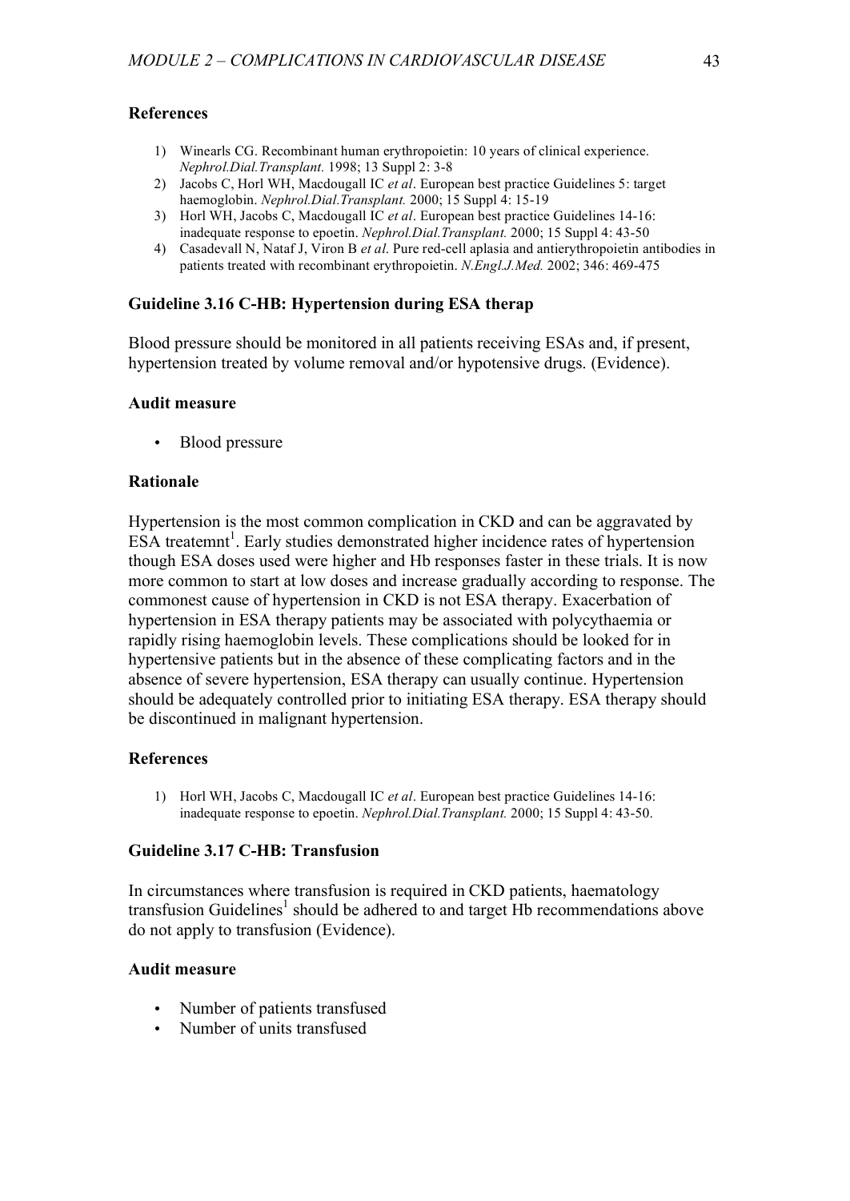### References

1) Winearls CG. Recombinant human erythropoietin: 10 years of clinical experience. *Nephrol.Dial.Transplant.* 1998; 13 Suppl 2: 3-8
2) Jacobs C, Horl WH, Macdougall IC *et al*. European best practice Guidelines 5: target haemoglobin. *Nephrol.Dial.Transplant.* 2000; 15 Suppl 4: 15-19
3) Horl WH, Jacobs C, Macdougall IC *et al*. European best practice Guidelines 14-16: inadequate response to epoetin. *Nephrol.Dial.Transplant.* 2000; 15 Suppl 4: 43-50
4) Casadevall N, Nataf J, Viron B *et al*. Pure red-cell aplasia and antierythropoietin antibodies in patients treated with recombinant erythropoietin. *N.Engl.J.Med.* 2002; 346: 469-475

### Guideline 3.16 C-HB: Hypertension during ESA therap

Blood pressure should be monitored in all patients receiving ESAs and, if present, hypertension treated by volume removal and/or hypotensive drugs. (Evidence).

### Audit measure

- Blood pressure

### Rationale

Hypertension is the most common complication in CKD and can be aggravated by ESA treatemnt[1]. Early studies demonstrated higher incidence rates of hypertension though ESA doses used were higher and Hb responses faster in these trials. It is now more common to start at low doses and increase gradually according to response. The commonest cause of hypertension in CKD is not ESA therapy. Exacerbation of hypertension in ESA therapy patients may be associated with polycythaemia or rapidly rising haemoglobin levels. These complications should be looked for in hypertensive patients but in the absence of these complicating factors and in the absence of severe hypertension, ESA therapy can usually continue. Hypertension should be adequately controlled prior to initiating ESA therapy. ESA therapy should be discontinued in malignant hypertension.

### References

1) Horl WH, Jacobs C, Macdougall IC *et al*. European best practice Guidelines 14-16: inadequate response to epoetin. *Nephrol.Dial.Transplant.* 2000; 15 Suppl 4: 43-50.

### Guideline 3.17 C-HB: Transfusion

In circumstances where transfusion is required in CKD patients, haematology transfusion Guidelines[1] should be adhered to and target Hb recommendations above do not apply to transfusion (Evidence).

### Audit measure

- Number of patients transfused
- Number of units transfused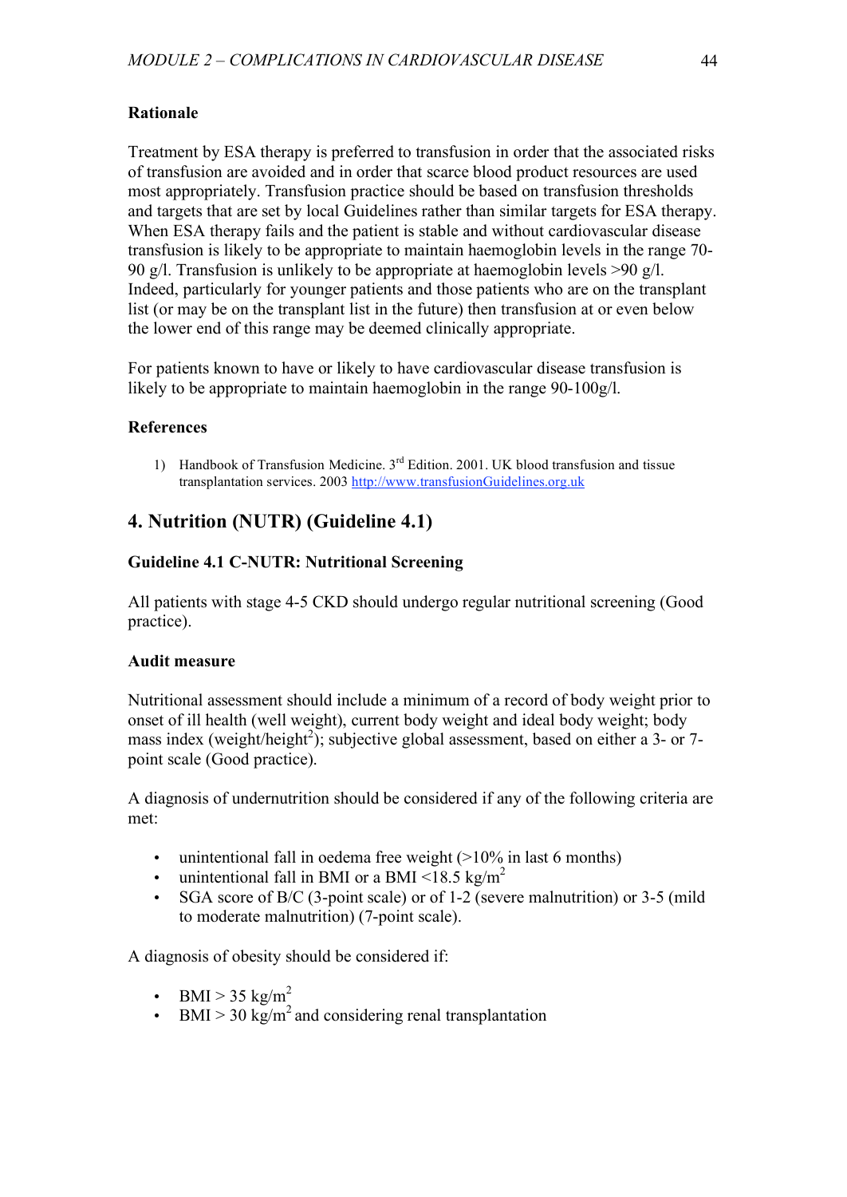**Rationale**

Treatment by ESA therapy is preferred to transfusion in order that the associated risks of transfusion are avoided and in order that scarce blood product resources are used most appropriately. Transfusion practice should be based on transfusion thresholds and targets that are set by local Guidelines rather than similar targets for ESA therapy. When ESA therapy fails and the patient is stable and without cardiovascular disease transfusion is likely to be appropriate to maintain haemoglobin levels in the range 70-90 g/l. Transfusion is unlikely to be appropriate at haemoglobin levels >90 g/l. Indeed, particularly for younger patients and those patients who are on the transplant list (or may be on the transplant list in the future) then transfusion at or even below the lower end of this range may be deemed clinically appropriate.

For patients known to have or likely to have cardiovascular disease transfusion is likely to be appropriate to maintain haemoglobin in the range 90-100g/l.

**References**

1) Handbook of Transfusion Medicine. 3rd Edition. 2001. UK blood transfusion and tissue transplantation services. 2003 http://www.transfusionGuidelines.org.uk

## 4. Nutrition (NUTR) (Guideline 4.1)

**Guideline 4.1 C-NUTR: Nutritional Screening**

All patients with stage 4-5 CKD should undergo regular nutritional screening (Good practice).

**Audit measure**

Nutritional assessment should include a minimum of a record of body weight prior to onset of ill health (well weight), current body weight and ideal body weight; body mass index (weight/height$^2$); subjective global assessment, based on either a 3- or 7-point scale (Good practice).

A diagnosis of undernutrition should be considered if any of the following criteria are met:

- unintentional fall in oedema free weight (>10% in last 6 months)
- unintentional fall in BMI or a BMI <18.5 kg/m$^2$
- SGA score of B/C (3-point scale) or of 1-2 (severe malnutrition) or 3-5 (mild to moderate malnutrition) (7-point scale).

A diagnosis of obesity should be considered if:

- BMI > 35 kg/m$^2$
- BMI > 30 kg/m$^2$ and considering renal transplantation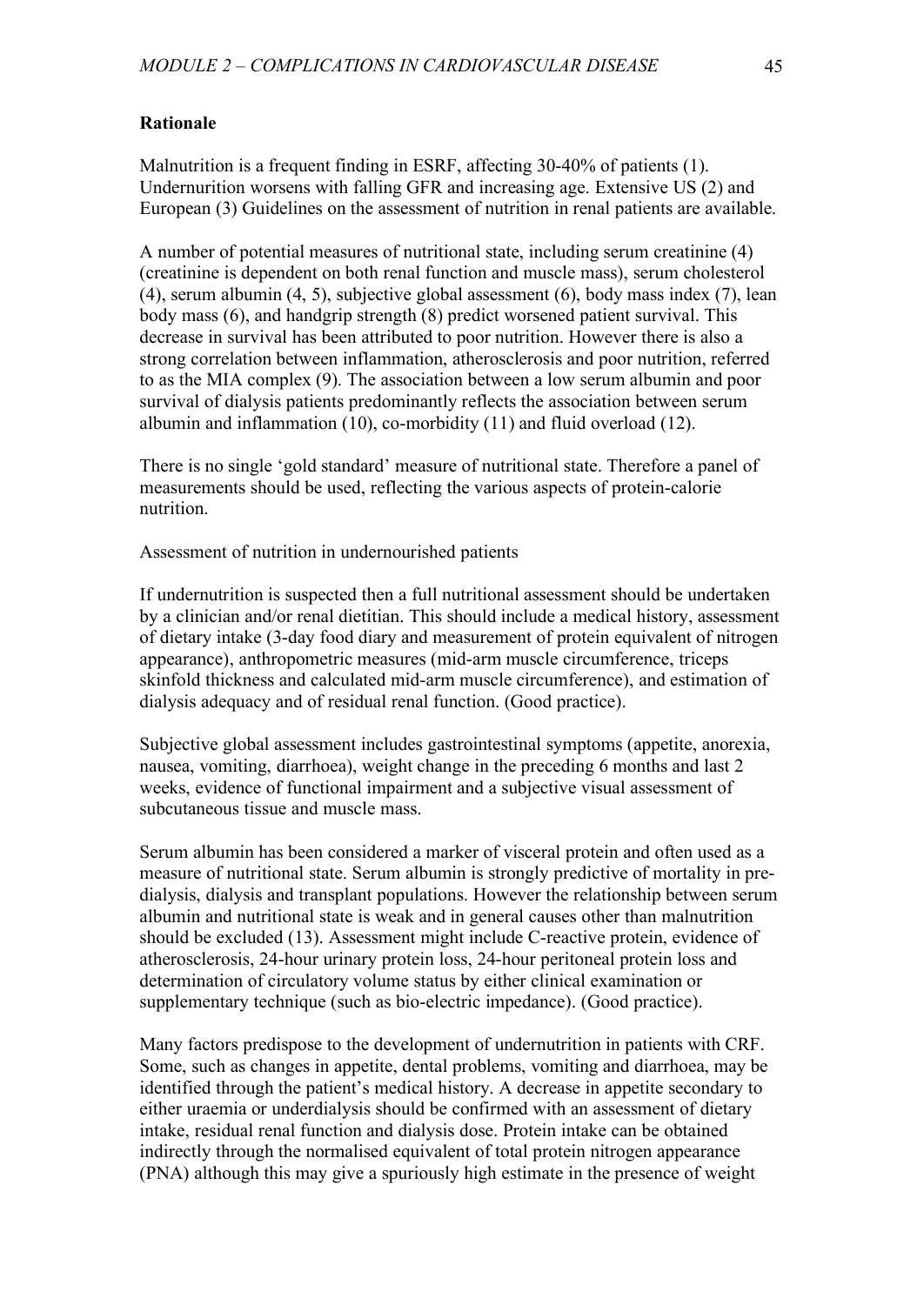**Rationale**

Malnutrition is a frequent finding in ESRF, affecting 30-40% of patients (1). Undernurition worsens with falling GFR and increasing age. Extensive US (2) and European (3) Guidelines on the assessment of nutrition in renal patients are available.

A number of potential measures of nutritional state, including serum creatinine (4) (creatinine is dependent on both renal function and muscle mass), serum cholesterol (4), serum albumin (4, 5), subjective global assessment (6), body mass index (7), lean body mass (6), and handgrip strength (8) predict worsened patient survival. This decrease in survival has been attributed to poor nutrition. However there is also a strong correlation between inflammation, atherosclerosis and poor nutrition, referred to as the MIA complex (9). The association between a low serum albumin and poor survival of dialysis patients predominantly reflects the association between serum albumin and inflammation (10), co-morbidity (11) and fluid overload (12).

There is no single 'gold standard' measure of nutritional state. Therefore a panel of measurements should be used, reflecting the various aspects of protein-calorie nutrition.

Assessment of nutrition in undernourished patients

If undernutrition is suspected then a full nutritional assessment should be undertaken by a clinician and/or renal dietitian. This should include a medical history, assessment of dietary intake (3-day food diary and measurement of protein equivalent of nitrogen appearance), anthropometric measures (mid-arm muscle circumference, triceps skinfold thickness and calculated mid-arm muscle circumference), and estimation of dialysis adequacy and of residual renal function. (Good practice).

Subjective global assessment includes gastrointestinal symptoms (appetite, anorexia, nausea, vomiting, diarrhoea), weight change in the preceding 6 months and last 2 weeks, evidence of functional impairment and a subjective visual assessment of subcutaneous tissue and muscle mass.

Serum albumin has been considered a marker of visceral protein and often used as a measure of nutritional state. Serum albumin is strongly predictive of mortality in pre-dialysis, dialysis and transplant populations. However the relationship between serum albumin and nutritional state is weak and in general causes other than malnutrition should be excluded (13). Assessment might include C-reactive protein, evidence of atherosclerosis, 24-hour urinary protein loss, 24-hour peritoneal protein loss and determination of circulatory volume status by either clinical examination or supplementary technique (such as bio-electric impedance). (Good practice).

Many factors predispose to the development of undernutrition in patients with CRF. Some, such as changes in appetite, dental problems, vomiting and diarrhoea, may be identified through the patient's medical history. A decrease in appetite secondary to either uraemia or underdialysis should be confirmed with an assessment of dietary intake, residual renal function and dialysis dose. Protein intake can be obtained indirectly through the normalised equivalent of total protein nitrogen appearance (PNA) although this may give a spuriously high estimate in the presence of weight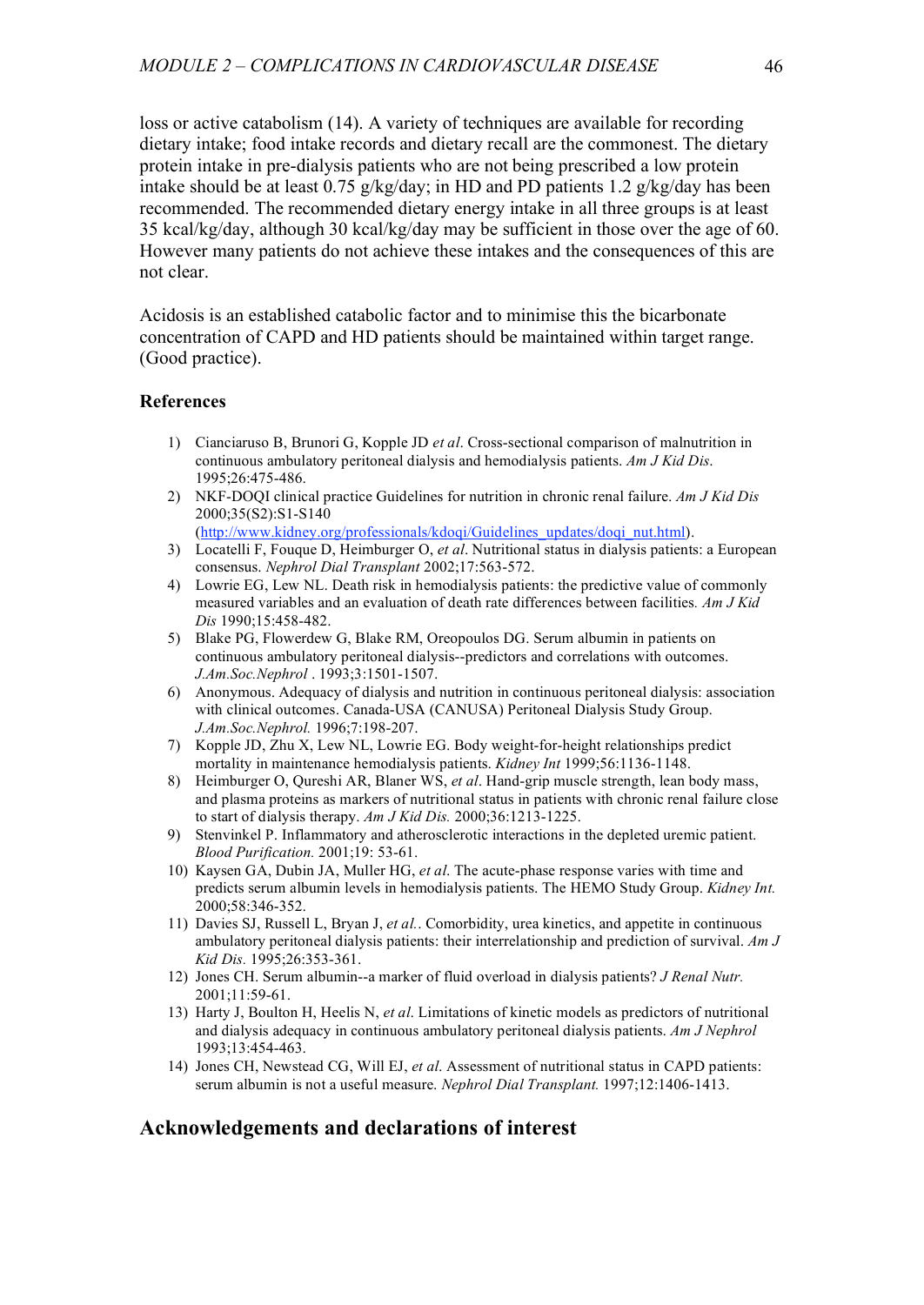loss or active catabolism (14). A variety of techniques are available for recording dietary intake; food intake records and dietary recall are the commonest. The dietary protein intake in pre-dialysis patients who are not being prescribed a low protein intake should be at least 0.75 g/kg/day; in HD and PD patients 1.2 g/kg/day has been recommended. The recommended dietary energy intake in all three groups is at least 35 kcal/kg/day, although 30 kcal/kg/day may be sufficient in those over the age of 60. However many patients do not achieve these intakes and the consequences of this are not clear.

Acidosis is an established catabolic factor and to minimise this the bicarbonate concentration of CAPD and HD patients should be maintained within target range. (Good practice).

### References

1) Cianciaruso B, Brunori G, Kopple JD *et al*. Cross-sectional comparison of malnutrition in continuous ambulatory peritoneal dialysis and hemodialysis patients. *Am J Kid Dis*. 1995;26:475-486.
2) NKF-DOQI clinical practice Guidelines for nutrition in chronic renal failure. *Am J Kid Dis* 2000;35(S2):S1-S140 (http://www.kidney.org/professionals/kdoqi/Guidelines_updates/doqi_nut.html).
3) Locatelli F, Fouque D, Heimburger O, *et al*. Nutritional status in dialysis patients: a European consensus. *Nephrol Dial Transplant* 2002;17:563-572.
4) Lowrie EG, Lew NL. Death risk in hemodialysis patients: the predictive value of commonly measured variables and an evaluation of death rate differences between facilities. *Am J Kid Dis* 1990;15:458-482.
5) Blake PG, Flowerdew G, Blake RM, Oreopoulos DG. Serum albumin in patients on continuous ambulatory peritoneal dialysis--predictors and correlations with outcomes. *J.Am.Soc.Nephrol* . 1993;3:1501-1507.
6) Anonymous. Adequacy of dialysis and nutrition in continuous peritoneal dialysis: association with clinical outcomes. Canada-USA (CANUSA) Peritoneal Dialysis Study Group. *J.Am.Soc.Nephrol.* 1996;7:198-207.
7) Kopple JD, Zhu X, Lew NL, Lowrie EG. Body weight-for-height relationships predict mortality in maintenance hemodialysis patients. *Kidney Int* 1999;56:1136-1148.
8) Heimburger O, Qureshi AR, Blaner WS, *et al*. Hand-grip muscle strength, lean body mass, and plasma proteins as markers of nutritional status in patients with chronic renal failure close to start of dialysis therapy. *Am J Kid Dis.* 2000;36:1213-1225.
9) Stenvinkel P. Inflammatory and atherosclerotic interactions in the depleted uremic patient. *Blood Purification.* 2001;19: 53-61.
10) Kaysen GA, Dubin JA, Muller HG, *et al*. The acute-phase response varies with time and predicts serum albumin levels in hemodialysis patients. The HEMO Study Group. *Kidney Int.* 2000;58:346-352.
11) Davies SJ, Russell L, Bryan J, *et al.*. Comorbidity, urea kinetics, and appetite in continuous ambulatory peritoneal dialysis patients: their interrelationship and prediction of survival. *Am J Kid Dis.* 1995;26:353-361.
12) Jones CH. Serum albumin--a marker of fluid overload in dialysis patients? *J Renal Nutr.* 2001;11:59-61.
13) Harty J, Boulton H, Heelis N, *et al*. Limitations of kinetic models as predictors of nutritional and dialysis adequacy in continuous ambulatory peritoneal dialysis patients. *Am J Nephrol* 1993;13:454-463.
14) Jones CH, Newstead CG, Will EJ, *et al*. Assessment of nutritional status in CAPD patients: serum albumin is not a useful measure. *Nephrol Dial Transplant.* 1997;12:1406-1413.

## Acknowledgements and declarations of interest